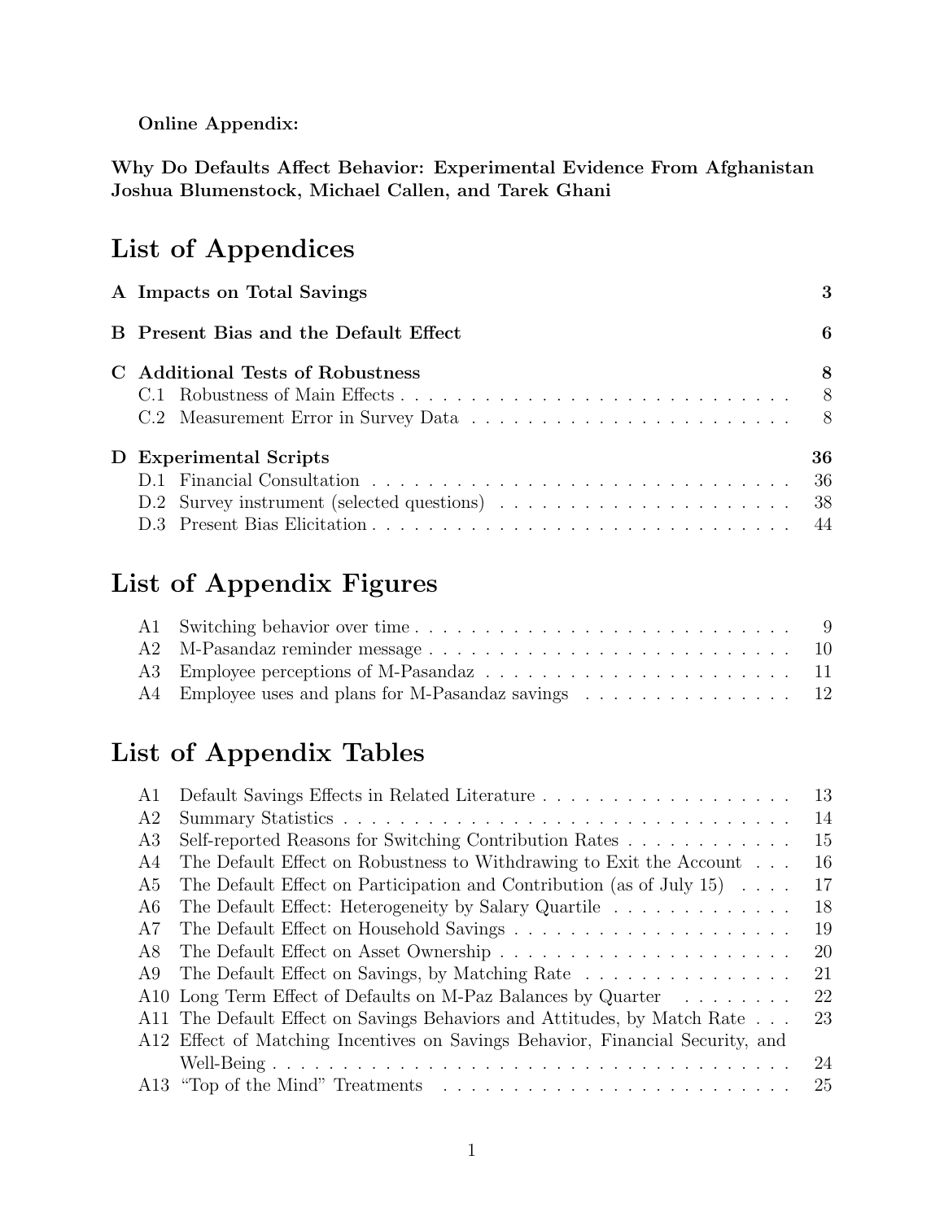**Online Appendix:**

**Why Do Defaults Affect Behavior: Experimental Evidence From Afghanistan**
**Joshua Blumenstock, Michael Callen, and Tarek Ghani**

# List of Appendices

**A Impacts on Total Savings** **3**

**B Present Bias and the Default Effect** **6**

**C Additional Tests of Robustness** **8**

- C.1 Robustness of Main Effects . . . 8
- C.2 Measurement Error in Survey Data . . . 8

**D Experimental Scripts** **36**

- D.1 Financial Consultation . . . 36
- D.2 Survey instrument (selected questions) . . . 38
- D.3 Present Bias Elicitation . . . 44

# List of Appendix Figures

- A1 Switching behavior over time . . . 9
- A2 M-Pasandaz reminder message . . . 10
- A3 Employee perceptions of M-Pasandaz . . . 11
- A4 Employee uses and plans for M-Pasandaz savings . . . 12

# List of Appendix Tables

- A1 Default Savings Effects in Related Literature . . . 13
- A2 Summary Statistics . . . 14
- A3 Self-reported Reasons for Switching Contribution Rates . . . 15
- A4 The Default Effect on Robustness to Withdrawing to Exit the Account . . . 16
- A5 The Default Effect on Participation and Contribution (as of July 15) . . . 17
- A6 The Default Effect: Heterogeneity by Salary Quartile . . . 18
- A7 The Default Effect on Household Savings . . . 19
- A8 The Default Effect on Asset Ownership . . . 20
- A9 The Default Effect on Savings, by Matching Rate . . . 21
- A10 Long Term Effect of Defaults on M-Paz Balances by Quarter . . . 22
- A11 The Default Effect on Savings Behaviors and Attitudes, by Match Rate . . . 23
- A12 Effect of Matching Incentives on Savings Behavior, Financial Security, and Well-Being . . . 24
- A13 "Top of the Mind" Treatments . . . 25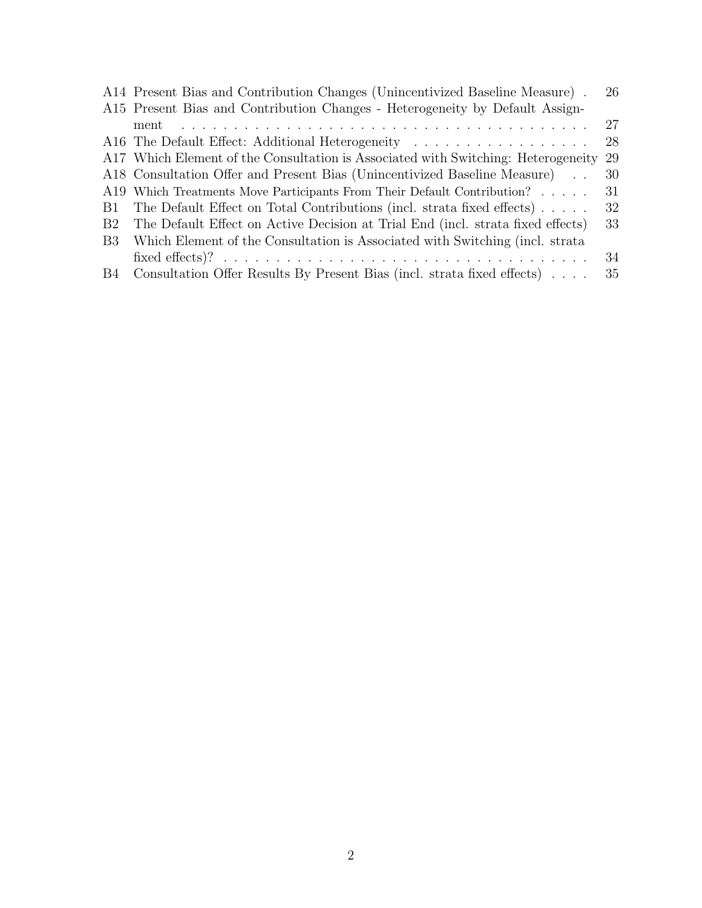A14 Present Bias and Contribution Changes (Unincentivized Baseline Measure) . 26
A15 Present Bias and Contribution Changes - Heterogeneity by Default Assignment . . . . . . . . . . . . . . . . . . . . . . . . . . . . . . . . . . . . . . . . 27
A16 The Default Effect: Additional Heterogeneity . . . . . . . . . . . . . . . . . 28
A17 Which Element of the Consultation is Associated with Switching: Heterogeneity 29
A18 Consultation Offer and Present Bias (Unincentivized Baseline Measure) . . 30
A19 Which Treatments Move Participants From Their Default Contribution? . . . . . 31
B1 The Default Effect on Total Contributions (incl. strata fixed effects) . . . . . 32
B2 The Default Effect on Active Decision at Trial End (incl. strata fixed effects) 33
B3 Which Element of the Consultation is Associated with Switching (incl. strata fixed effects)? . . . . . . . . . . . . . . . . . . . . . . . . . . . . . . . . . . . . 34
B4 Consultation Offer Results By Present Bias (incl. strata fixed effects) . . . . 35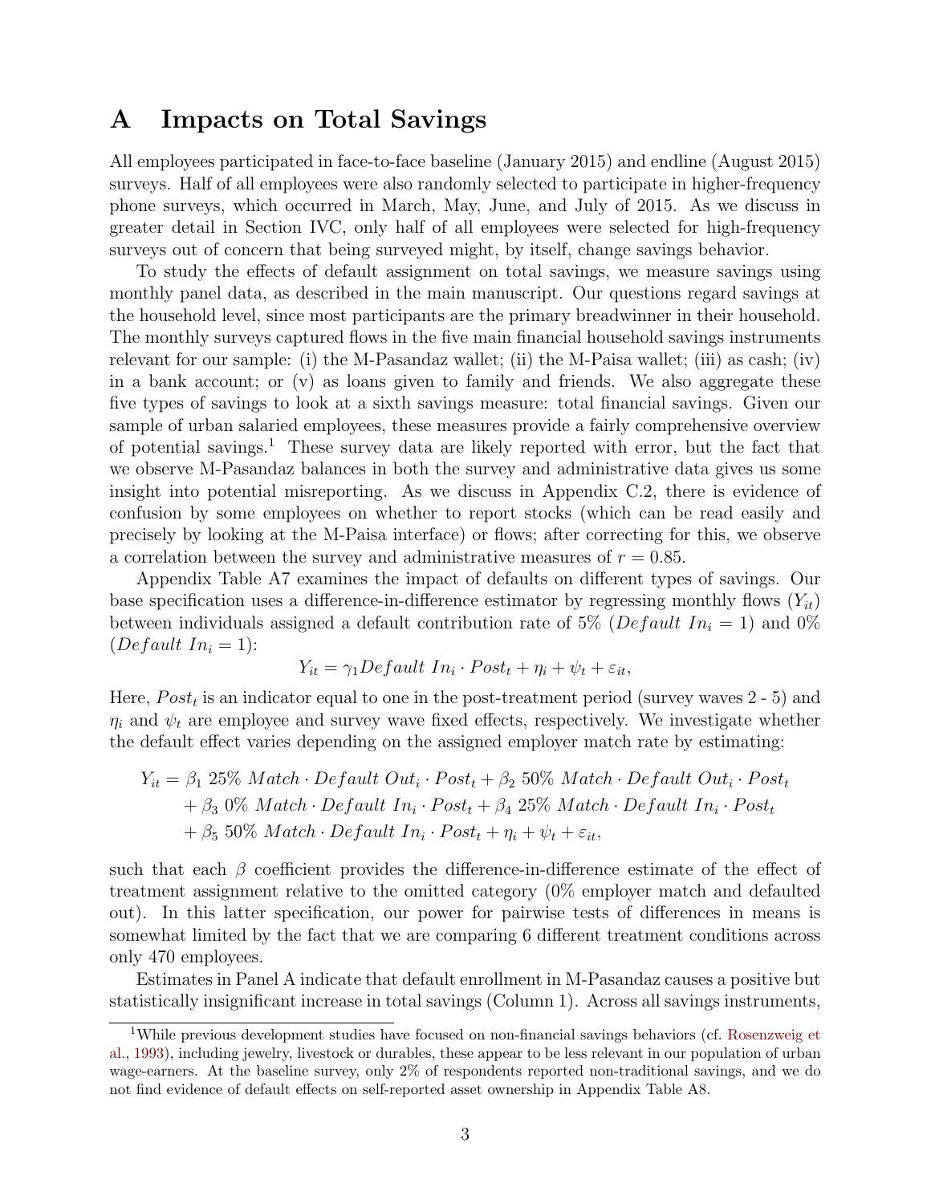# A Impacts on Total Savings

All employees participated in face-to-face baseline (January 2015) and endline (August 2015) surveys. Half of all employees were also randomly selected to participate in higher-frequency phone surveys, which occurred in March, May, June, and July of 2015. As we discuss in greater detail in Section IVC, only half of all employees were selected for high-frequency surveys out of concern that being surveyed might, by itself, change savings behavior.

To study the effects of default assignment on total savings, we measure savings using monthly panel data, as described in the main manuscript. Our questions regard savings at the household level, since most participants are the primary breadwinner in their household. The monthly surveys captured flows in the five main financial household savings instruments relevant for our sample: (i) the M-Pasandaz wallet; (ii) the M-Paisa wallet; (iii) as cash; (iv) in a bank account; or (v) as loans given to family and friends. We also aggregate these five types of savings to look at a sixth savings measure: total financial savings. Given our sample of urban salaried employees, these measures provide a fairly comprehensive overview of potential savings.[1] These survey data are likely reported with error, but the fact that we observe M-Pasandaz balances in both the survey and administrative data gives us some insight into potential misreporting. As we discuss in Appendix C.2, there is evidence of confusion by some employees on whether to report stocks (which can be read easily and precisely by looking at the M-Paisa interface) or flows; after correcting for this, we observe a correlation between the survey and administrative measures of $r = 0.85$.

Appendix Table A7 examines the impact of defaults on different types of savings. Our base specification uses a difference-in-difference estimator by regressing monthly flows ($Y_{it}$) between individuals assigned a default contribution rate of 5% ($Default\ In_i = 1$) and 0% ($Default\ In_i = 1$):

$$Y_{it} = \gamma_1 Default\ In_i \cdot Post_t + \eta_i + \psi_t + \varepsilon_{it},$$

Here, $Post_t$ is an indicator equal to one in the post-treatment period (survey waves 2 - 5) and $\eta_i$ and $\psi_t$ are employee and survey wave fixed effects, respectively. We investigate whether the default effect varies depending on the assigned employer match rate by estimating:

$$\begin{aligned} Y_{it} = &\ \beta_1\ 25\%\ Match \cdot Default\ Out_i \cdot Post_t + \beta_2\ 50\%\ Match \cdot Default\ Out_i \cdot Post_t \\ &+ \beta_3\ 0\%\ Match \cdot Default\ In_i \cdot Post_t + \beta_4\ 25\%\ Match \cdot Default\ In_i \cdot Post_t \\ &+ \beta_5\ 50\%\ Match \cdot Default\ In_i \cdot Post_t + \eta_i + \psi_t + \varepsilon_{it}, \end{aligned}$$

such that each $\beta$ coefficient provides the difference-in-difference estimate of the effect of treatment assignment relative to the omitted category (0% employer match and defaulted out). In this latter specification, our power for pairwise tests of differences in means is somewhat limited by the fact that we are comparing 6 different treatment conditions across only 470 employees.

Estimates in Panel A indicate that default enrollment in M-Pasandaz causes a positive but statistically insignificant increase in total savings (Column 1). Across all savings instruments,

[1] While previous development studies have focused on non-financial savings behaviors (cf. Rosenzweig et al., 1993), including jewelry, livestock or durables, these appear to be less relevant in our population of urban wage-earners. At the baseline survey, only 2% of respondents reported non-traditional savings, and we do not find evidence of default effects on self-reported asset ownership in Appendix Table A8.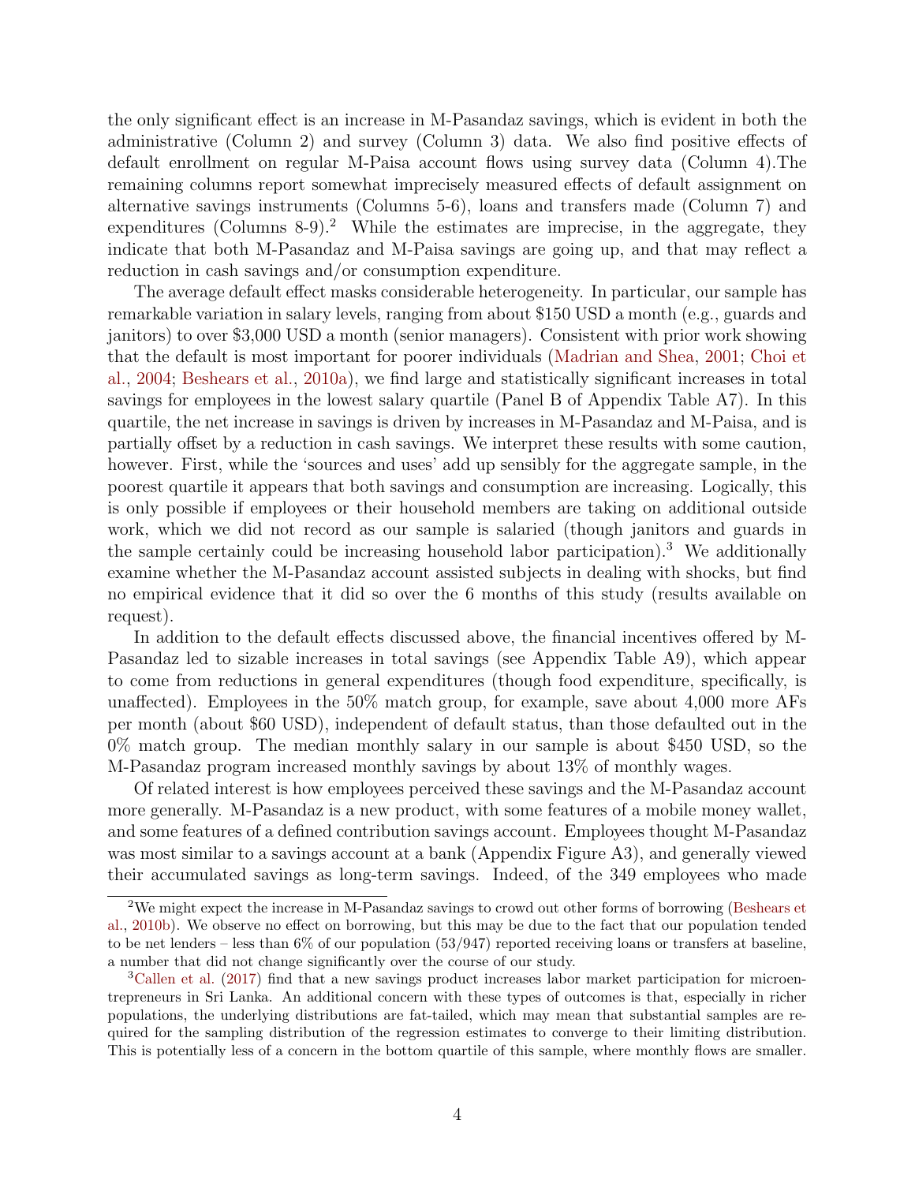the only significant effect is an increase in M-Pasandaz savings, which is evident in both the administrative (Column 2) and survey (Column 3) data. We also find positive effects of default enrollment on regular M-Paisa account flows using survey data (Column 4).The remaining columns report somewhat imprecisely measured effects of default assignment on alternative savings instruments (Columns 5-6), loans and transfers made (Column 7) and expenditures (Columns 8-9).[2] While the estimates are imprecise, in the aggregate, they indicate that both M-Pasandaz and M-Paisa savings are going up, and that may reflect a reduction in cash savings and/or consumption expenditure.

The average default effect masks considerable heterogeneity. In particular, our sample has remarkable variation in salary levels, ranging from about $150 USD a month (e.g., guards and janitors) to over $3,000 USD a month (senior managers). Consistent with prior work showing that the default is most important for poorer individuals (Madrian and Shea, 2001; Choi et al., 2004; Beshears et al., 2010a), we find large and statistically significant increases in total savings for employees in the lowest salary quartile (Panel B of Appendix Table A7). In this quartile, the net increase in savings is driven by increases in M-Pasandaz and M-Paisa, and is partially offset by a reduction in cash savings. We interpret these results with some caution, however. First, while the 'sources and uses' add up sensibly for the aggregate sample, in the poorest quartile it appears that both savings and consumption are increasing. Logically, this is only possible if employees or their household members are taking on additional outside work, which we did not record as our sample is salaried (though janitors and guards in the sample certainly could be increasing household labor participation).[3] We additionally examine whether the M-Pasandaz account assisted subjects in dealing with shocks, but find no empirical evidence that it did so over the 6 months of this study (results available on request).

In addition to the default effects discussed above, the financial incentives offered by M-Pasandaz led to sizable increases in total savings (see Appendix Table A9), which appear to come from reductions in general expenditures (though food expenditure, specifically, is unaffected). Employees in the 50% match group, for example, save about 4,000 more AFs per month (about $60 USD), independent of default status, than those defaulted out in the 0% match group. The median monthly salary in our sample is about $450 USD, so the M-Pasandaz program increased monthly savings by about 13% of monthly wages.

Of related interest is how employees perceived these savings and the M-Pasandaz account more generally. M-Pasandaz is a new product, with some features of a mobile money wallet, and some features of a defined contribution savings account. Employees thought M-Pasandaz was most similar to a savings account at a bank (Appendix Figure A3), and generally viewed their accumulated savings as long-term savings. Indeed, of the 349 employees who made

[2] We might expect the increase in M-Pasandaz savings to crowd out other forms of borrowing (Beshears et al., 2010b). We observe no effect on borrowing, but this may be due to the fact that our population tended to be net lenders – less than 6% of our population (53/947) reported receiving loans or transfers at baseline, a number that did not change significantly over the course of our study.

[3] Callen et al. (2017) find that a new savings product increases labor market participation for microentrepreneurs in Sri Lanka. An additional concern with these types of outcomes is that, especially in richer populations, the underlying distributions are fat-tailed, which may mean that substantial samples are required for the sampling distribution of the regression estimates to converge to their limiting distribution. This is potentially less of a concern in the bottom quartile of this sample, where monthly flows are smaller.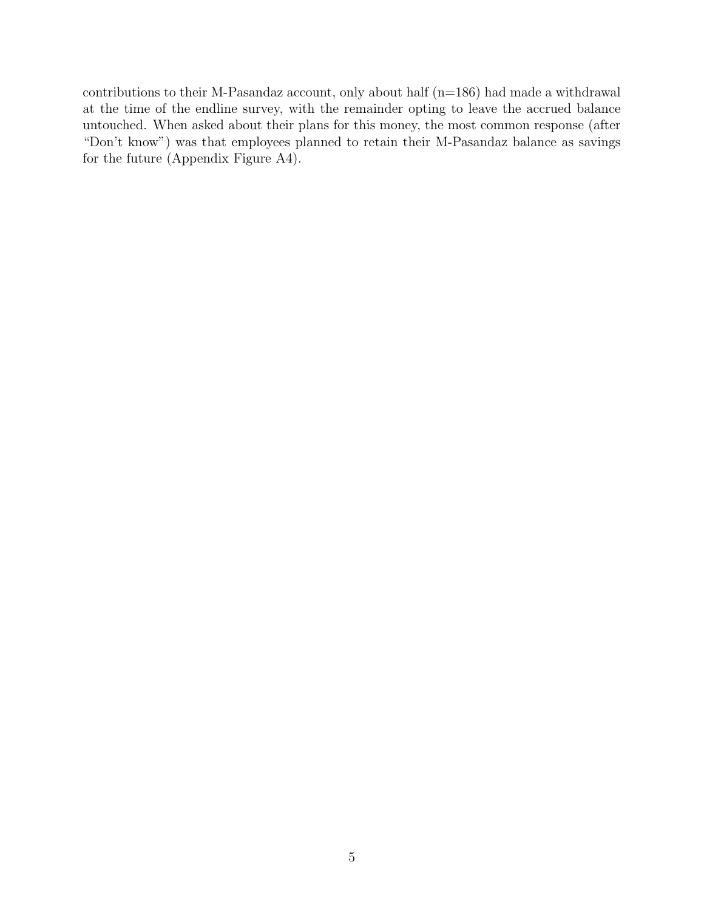contributions to their M-Pasandaz account, only about half (n=186) had made a withdrawal at the time of the endline survey, with the remainder opting to leave the accrued balance untouched. When asked about their plans for this money, the most common response (after "Don't know") was that employees planned to retain their M-Pasandaz balance as savings for the future (Appendix Figure A4).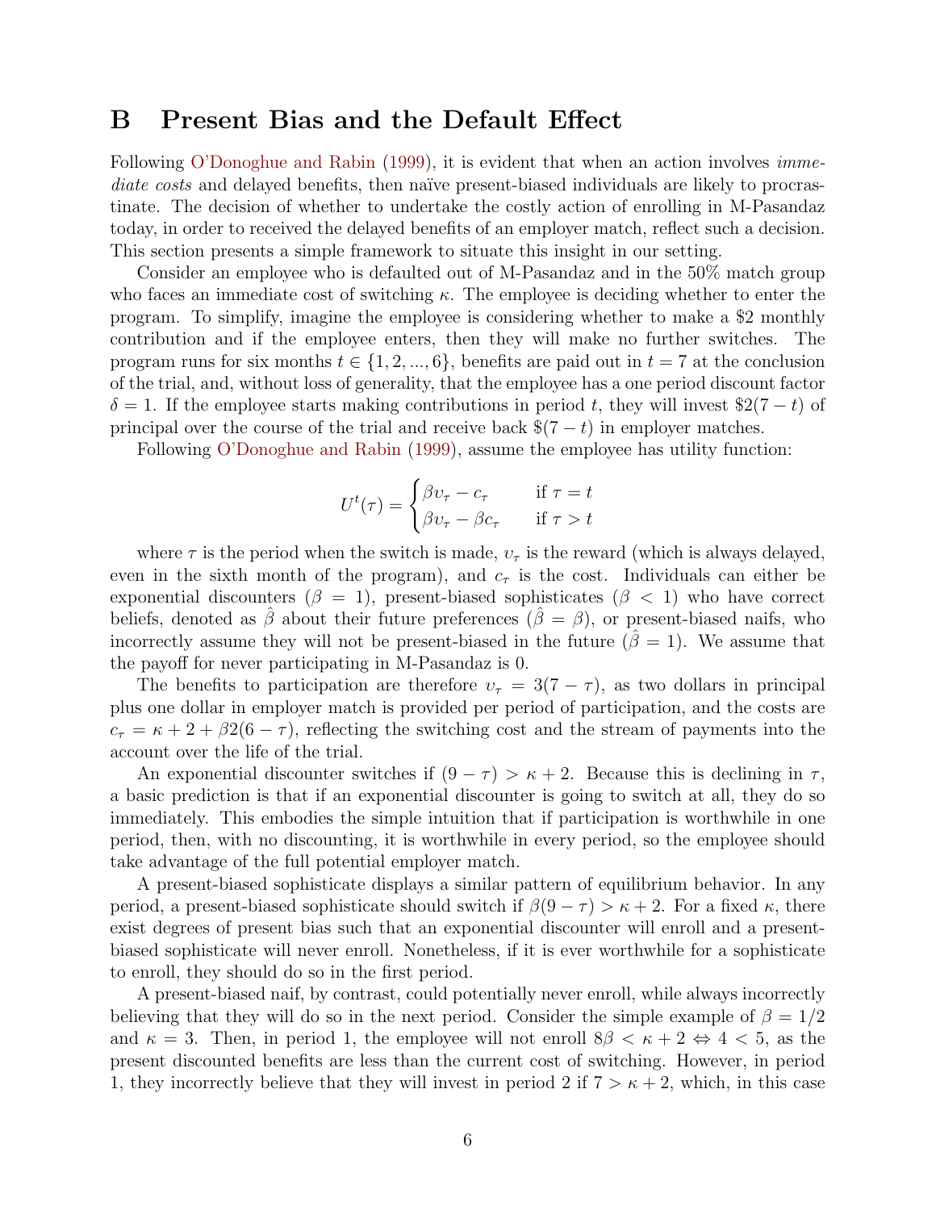# B Present Bias and the Default Effect

Following O'Donoghue and Rabin (1999), it is evident that when an action involves *immediate costs* and delayed benefits, then naïve present-biased individuals are likely to procrastinate. The decision of whether to undertake the costly action of enrolling in M-Pasandaz today, in order to received the delayed benefits of an employer match, reflect such a decision. This section presents a simple framework to situate this insight in our setting.

Consider an employee who is defaulted out of M-Pasandaz and in the 50% match group who faces an immediate cost of switching $\kappa$. The employee is deciding whether to enter the program. To simplify, imagine the employee is considering whether to make a \$2 monthly contribution and if the employee enters, then they will make no further switches. The program runs for six months $t \in \{1, 2, ..., 6\}$, benefits are paid out in $t = 7$ at the conclusion of the trial, and, without loss of generality, that the employee has a one period discount factor $\delta = 1$. If the employee starts making contributions in period $t$, they will invest \$$2(7-t)$ of principal over the course of the trial and receive back \$$(7-t)$ in employer matches.

Following O'Donoghue and Rabin (1999), assume the employee has utility function:

$$U^t(\tau) = \begin{cases} \beta \upsilon_\tau - c_\tau & \text{if } \tau = t \\ \beta \upsilon_\tau - \beta c_\tau & \text{if } \tau > t \end{cases}$$

where $\tau$ is the period when the switch is made, $\upsilon_\tau$ is the reward (which is always delayed, even in the sixth month of the program), and $c_\tau$ is the cost. Individuals can either be exponential discounters ($\beta = 1$), present-biased sophisticates ($\beta < 1$) who have correct beliefs, denoted as $\hat{\beta}$ about their future preferences ($\hat{\beta} = \beta$), or present-biased naifs, who incorrectly assume they will not be present-biased in the future ($\hat{\beta} = 1$). We assume that the payoff for never participating in M-Pasandaz is 0.

The benefits to participation are therefore $\upsilon_\tau = 3(7 - \tau)$, as two dollars in principal plus one dollar in employer match is provided per period of participation, and the costs are $c_\tau = \kappa + 2 + \beta 2(6 - \tau)$, reflecting the switching cost and the stream of payments into the account over the life of the trial.

An exponential discounter switches if $(9 - \tau) > \kappa + 2$. Because this is declining in $\tau$, a basic prediction is that if an exponential discounter is going to switch at all, they do so immediately. This embodies the simple intuition that if participation is worthwhile in one period, then, with no discounting, it is worthwhile in every period, so the employee should take advantage of the full potential employer match.

A present-biased sophisticate displays a similar pattern of equilibrium behavior. In any period, a present-biased sophisticate should switch if $\beta(9 - \tau) > \kappa + 2$. For a fixed $\kappa$, there exist degrees of present bias such that an exponential discounter will enroll and a present-biased sophisticate will never enroll. Nonetheless, if it is ever worthwhile for a sophisticate to enroll, they should do so in the first period.

A present-biased naif, by contrast, could potentially never enroll, while always incorrectly believing that they will do so in the next period. Consider the simple example of $\beta = 1/2$ and $\kappa = 3$. Then, in period 1, the employee will not enroll $8\beta < \kappa + 2 \Leftrightarrow 4 < 5$, as the present discounted benefits are less than the current cost of switching. However, in period 1, they incorrectly believe that they will invest in period 2 if $7 > \kappa + 2$, which, in this case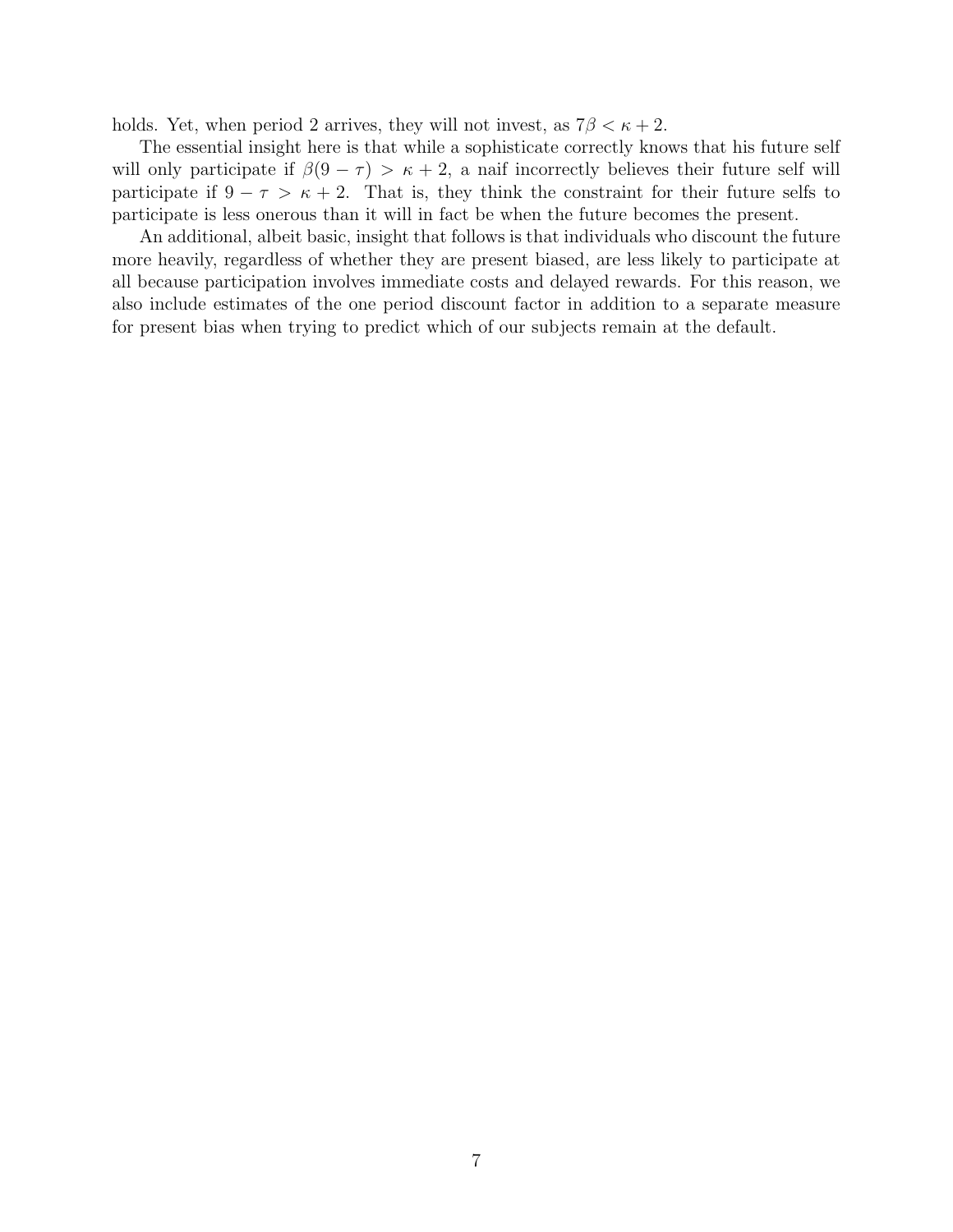holds. Yet, when period 2 arrives, they will not invest, as $7\beta < \kappa + 2$.

The essential insight here is that while a sophisticate correctly knows that his future self will only participate if $\beta(9 - \tau) > \kappa + 2$, a naif incorrectly believes their future self will participate if $9 - \tau > \kappa + 2$. That is, they think the constraint for their future selfs to participate is less onerous than it will in fact be when the future becomes the present.

An additional, albeit basic, insight that follows is that individuals who discount the future more heavily, regardless of whether they are present biased, are less likely to participate at all because participation involves immediate costs and delayed rewards. For this reason, we also include estimates of the one period discount factor in addition to a separate measure for present bias when trying to predict which of our subjects remain at the default.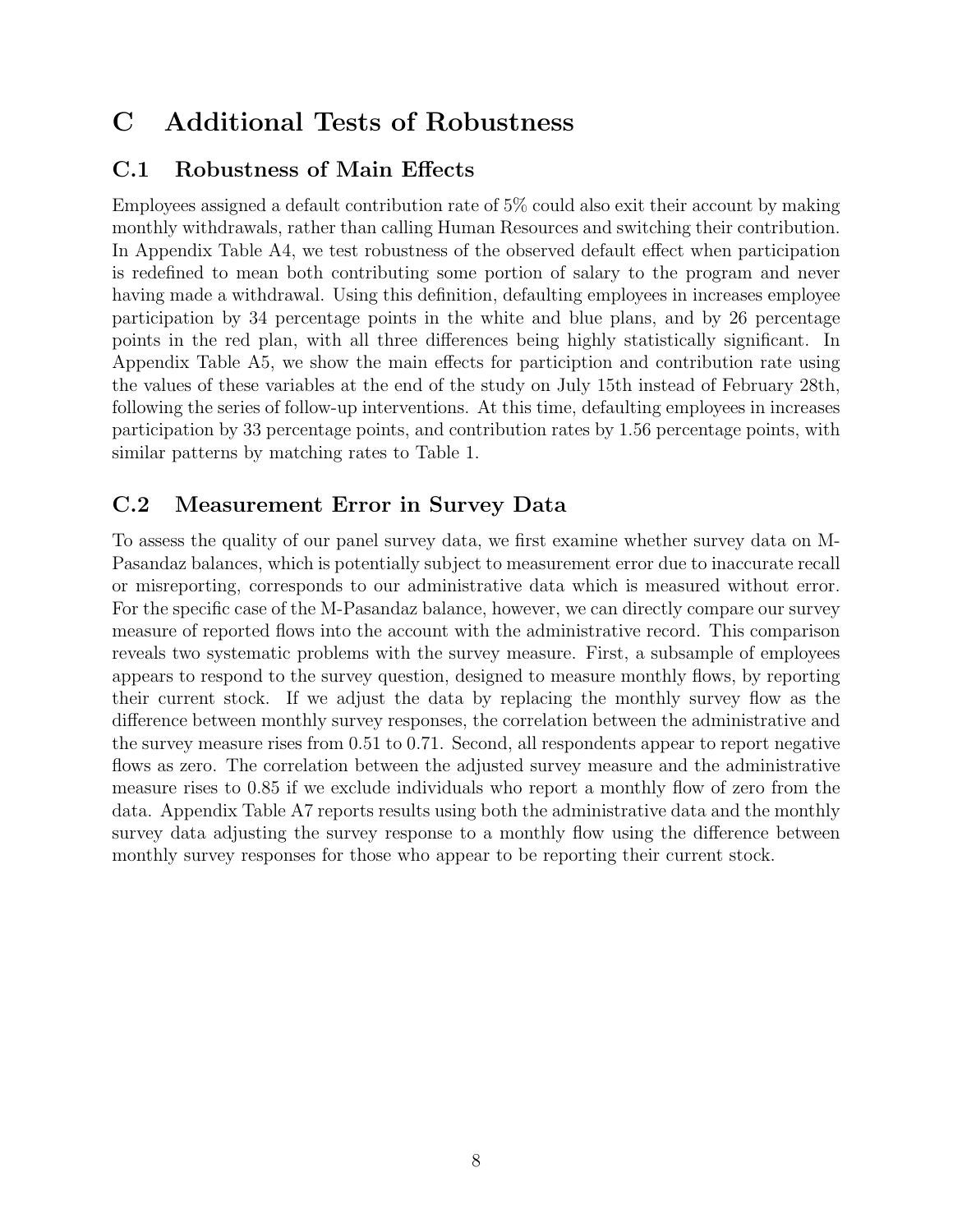# C Additional Tests of Robustness

## C.1 Robustness of Main Effects

Employees assigned a default contribution rate of 5% could also exit their account by making monthly withdrawals, rather than calling Human Resources and switching their contribution. In Appendix Table A4, we test robustness of the observed default effect when participation is redefined to mean both contributing some portion of salary to the program and never having made a withdrawal. Using this definition, defaulting employees in increases employee participation by 34 percentage points in the white and blue plans, and by 26 percentage points in the red plan, with all three differences being highly statistically significant. In Appendix Table A5, we show the main effects for particiption and contribution rate using the values of these variables at the end of the study on July 15th instead of February 28th, following the series of follow-up interventions. At this time, defaulting employees in increases participation by 33 percentage points, and contribution rates by 1.56 percentage points, with similar patterns by matching rates to Table 1.

## C.2 Measurement Error in Survey Data

To assess the quality of our panel survey data, we first examine whether survey data on M-Pasandaz balances, which is potentially subject to measurement error due to inaccurate recall or misreporting, corresponds to our administrative data which is measured without error. For the specific case of the M-Pasandaz balance, however, we can directly compare our survey measure of reported flows into the account with the administrative record. This comparison reveals two systematic problems with the survey measure. First, a subsample of employees appears to respond to the survey question, designed to measure monthly flows, by reporting their current stock. If we adjust the data by replacing the monthly survey flow as the difference between monthly survey responses, the correlation between the administrative and the survey measure rises from 0.51 to 0.71. Second, all respondents appear to report negative flows as zero. The correlation between the adjusted survey measure and the administrative measure rises to 0.85 if we exclude individuals who report a monthly flow of zero from the data. Appendix Table A7 reports results using both the administrative data and the monthly survey data adjusting the survey response to a monthly flow using the difference between monthly survey responses for those who appear to be reporting their current stock.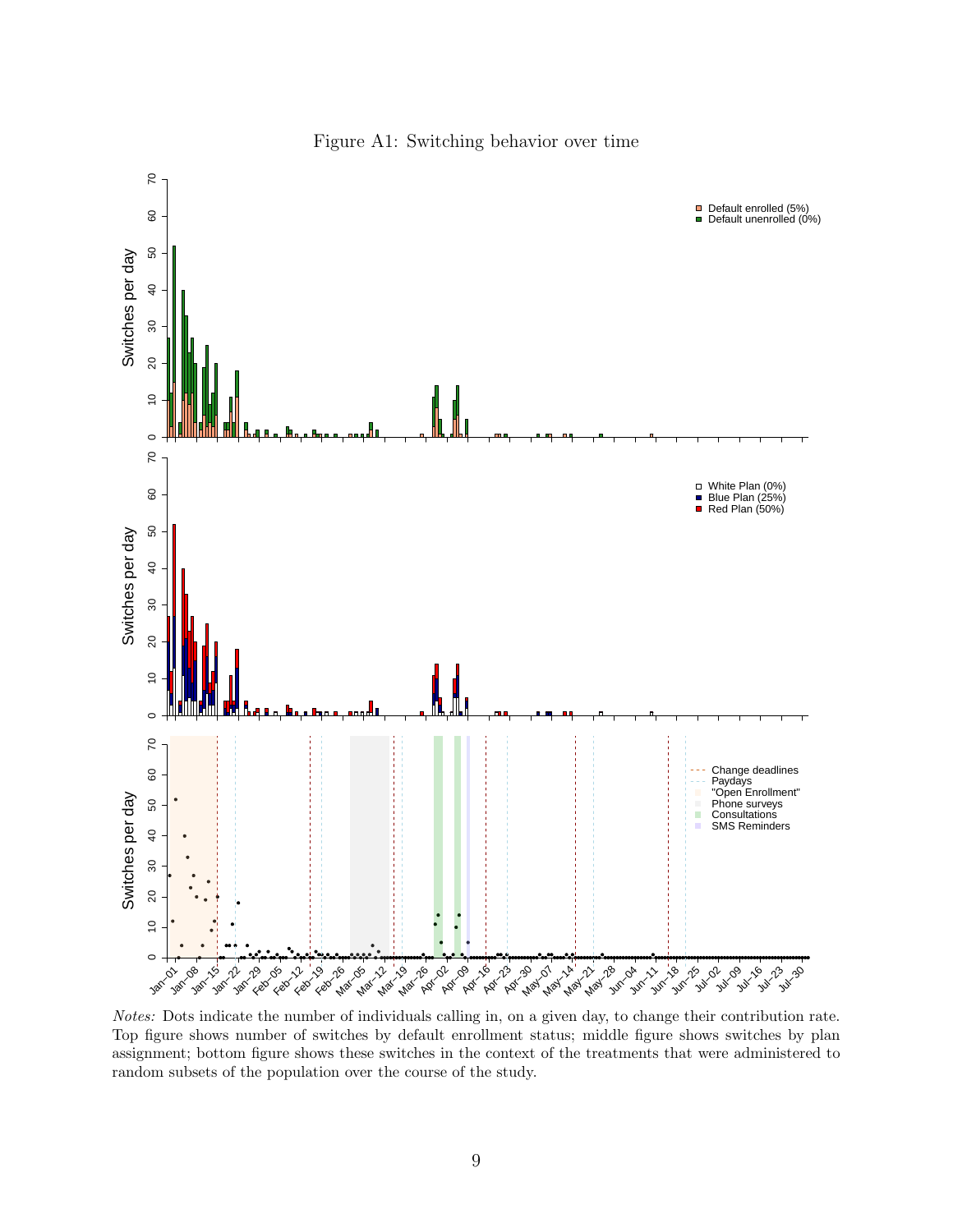Figure A1: Switching behavior over time

*Notes:* Dots indicate the number of individuals calling in, on a given day, to change their contribution rate. Top figure shows number of switches by default enrollment status; middle figure shows switches by plan assignment; bottom figure shows these switches in the context of the treatments that were administered to random subsets of the population over the course of the study.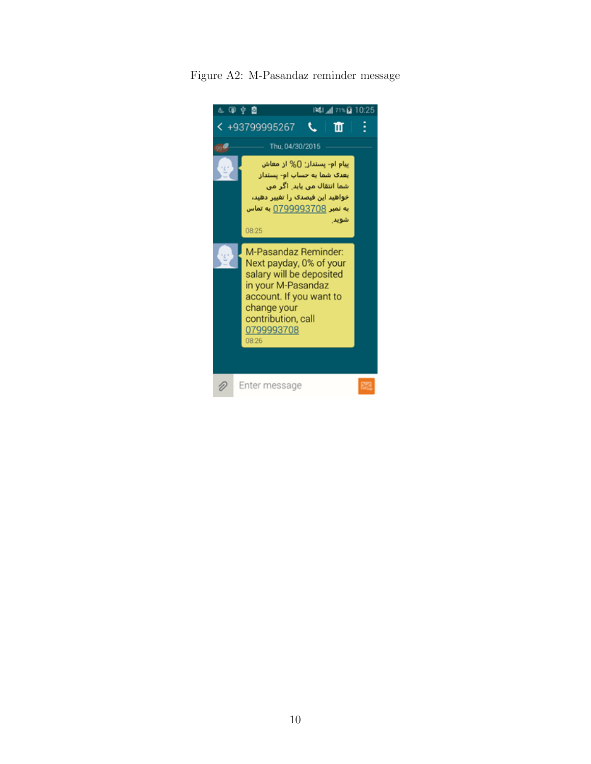Figure A2: M-Pasandaz reminder message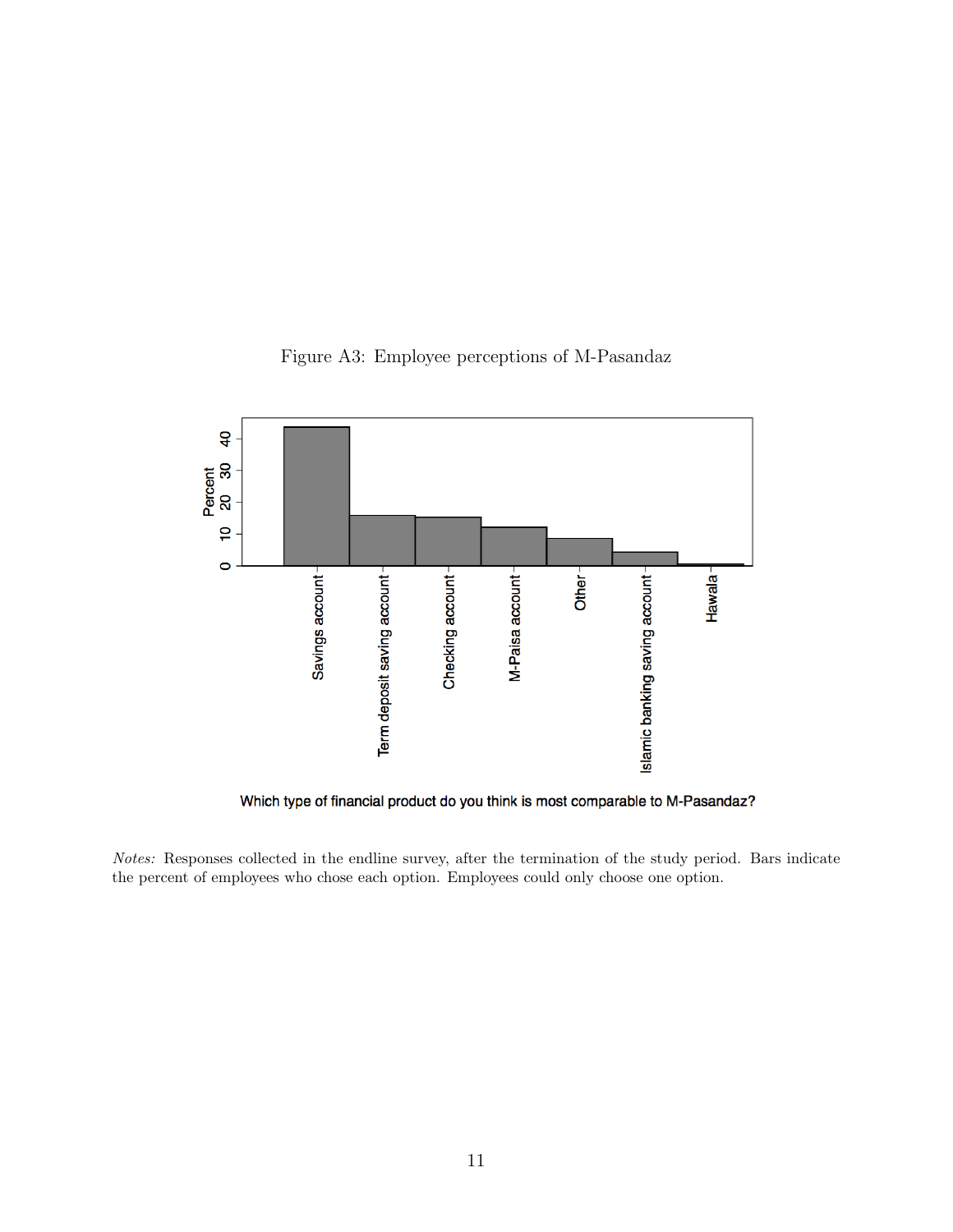Figure A3: Employee perceptions of M-Pasandaz

*Notes:* Responses collected in the endline survey, after the termination of the study period. Bars indicate the percent of employees who chose each option. Employees could only choose one option.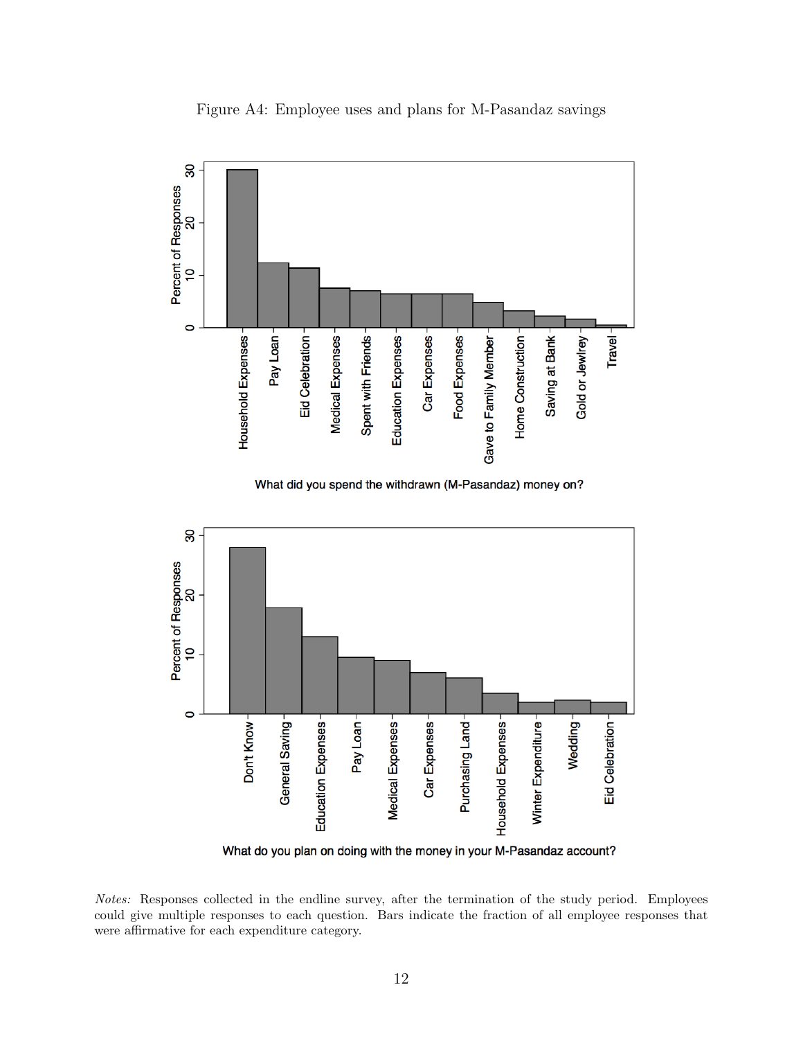Figure A4: Employee uses and plans for M-Pasandaz savings

*Notes:* Responses collected in the endline survey, after the termination of the study period. Employees could give multiple responses to each question. Bars indicate the fraction of all employee responses that were affirmative for each expenditure category.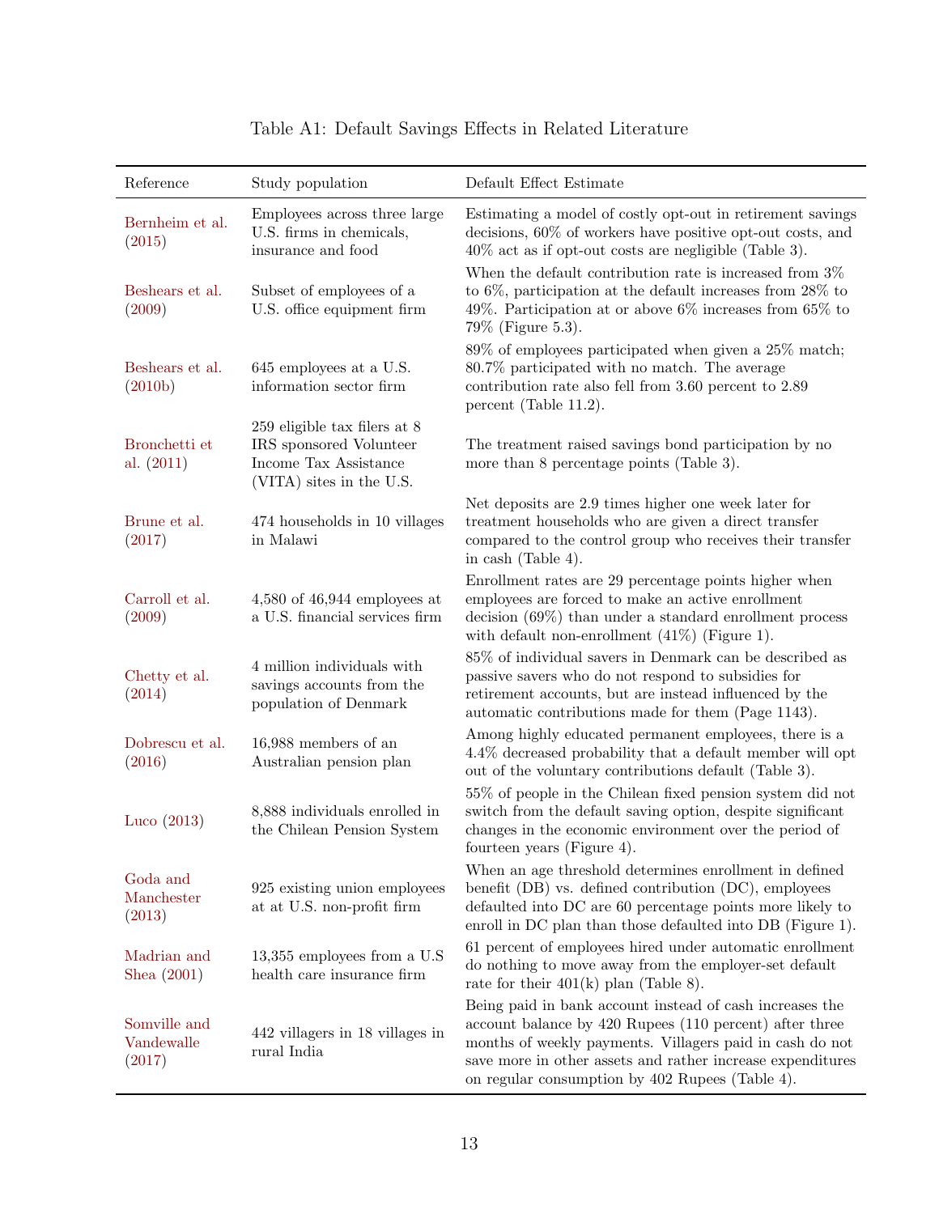Table A1: Default Savings Effects in Related Literature

| Reference | Study population | Default Effect Estimate |
| --- | --- | --- |
| Bernheim et al. (2015) | Employees across three large U.S. firms in chemicals, insurance and food | Estimating a model of costly opt-out in retirement savings decisions, 60% of workers have positive opt-out costs, and 40% act as if opt-out costs are negligible (Table 3). |
| Beshears et al. (2009) | Subset of employees of a U.S. office equipment firm | When the default contribution rate is increased from 3% to 6%, participation at the default increases from 28% to 49%. Participation at or above 6% increases from 65% to 79% (Figure 5.3). |
| Beshears et al. (2010b) | 645 employees at a U.S. information sector firm | 89% of employees participated when given a 25% match; 80.7% participated with no match. The average contribution rate also fell from 3.60 percent to 2.89 percent (Table 11.2). |
| Bronchetti et al. (2011) | 259 eligible tax filers at 8 IRS sponsored Volunteer Income Tax Assistance (VITA) sites in the U.S. | The treatment raised savings bond participation by no more than 8 percentage points (Table 3). |
| Brune et al. (2017) | 474 households in 10 villages in Malawi | Net deposits are 2.9 times higher one week later for treatment households who are given a direct transfer compared to the control group who receives their transfer in cash (Table 4). |
| Carroll et al. (2009) | 4,580 of 46,944 employees at a U.S. financial services firm | Enrollment rates are 29 percentage points higher when employees are forced to make an active enrollment decision (69%) than under a standard enrollment process with default non-enrollment (41%) (Figure 1). |
| Chetty et al. (2014) | 4 million individuals with savings accounts from the population of Denmark | 85% of individual savers in Denmark can be described as passive savers who do not respond to subsidies for retirement accounts, but are instead influenced by the automatic contributions made for them (Page 1143). |
| Dobrescu et al. (2016) | 16,988 members of an Australian pension plan | Among highly educated permanent employees, there is a 4.4% decreased probability that a default member will opt out of the voluntary contributions default (Table 3). |
| Luco (2013) | 8,888 individuals enrolled in the Chilean Pension System | 55% of people in the Chilean fixed pension system did not switch from the default saving option, despite significant changes in the economic environment over the period of fourteen years (Figure 4). |
| Goda and Manchester (2013) | 925 existing union employees at at U.S. non-profit firm | When an age threshold determines enrollment in defined benefit (DB) vs. defined contribution (DC), employees defaulted into DC are 60 percentage points more likely to enroll in DC plan than those defaulted into DB (Figure 1). |
| Madrian and Shea (2001) | 13,355 employees from a U.S health care insurance firm | 61 percent of employees hired under automatic enrollment do nothing to move away from the employer-set default rate for their 401(k) plan (Table 8). |
| Somville and Vandewalle (2017) | 442 villagers in 18 villages in rural India | Being paid in bank account instead of cash increases the account balance by 420 Rupees (110 percent) after three months of weekly payments. Villagers paid in cash do not save more in other assets and rather increase expenditures on regular consumption by 402 Rupees (Table 4). |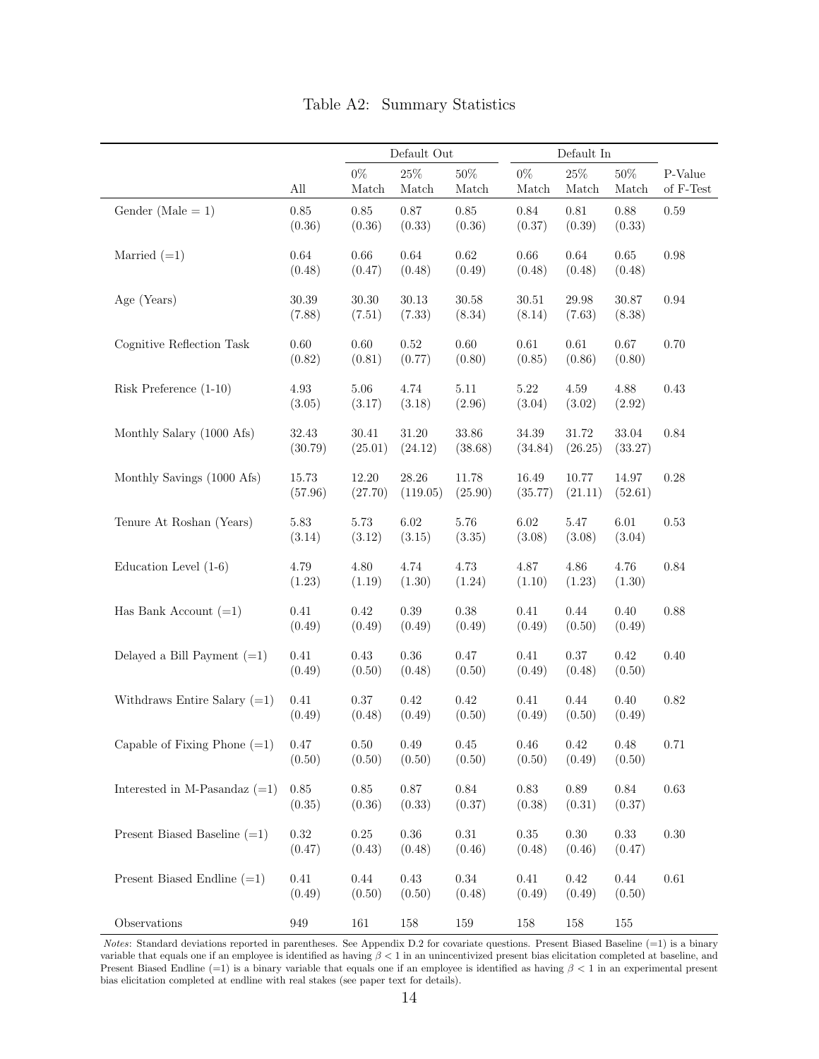Table A2: Summary Statistics

| | | Default Out | | | Default In | | | |
|---|---|---|---|---|---|---|---|---|
| | All | 0% Match | 25% Match | 50% Match | 0% Match | 25% Match | 50% Match | P-Value of F-Test |
| Gender (Male = 1) | 0.85 | 0.85 | 0.87 | 0.85 | 0.84 | 0.81 | 0.88 | 0.59 |
| | (0.36) | (0.36) | (0.33) | (0.36) | (0.37) | (0.39) | (0.33) | |
| Married (=1) | 0.64 | 0.66 | 0.64 | 0.62 | 0.66 | 0.64 | 0.65 | 0.98 |
| | (0.48) | (0.47) | (0.48) | (0.49) | (0.48) | (0.48) | (0.48) | |
| Age (Years) | 30.39 | 30.30 | 30.13 | 30.58 | 30.51 | 29.98 | 30.87 | 0.94 |
| | (7.88) | (7.51) | (7.33) | (8.34) | (8.14) | (7.63) | (8.38) | |
| Cognitive Reflection Task | 0.60 | 0.60 | 0.52 | 0.60 | 0.61 | 0.61 | 0.67 | 0.70 |
| | (0.82) | (0.81) | (0.77) | (0.80) | (0.85) | (0.86) | (0.80) | |
| Risk Preference (1-10) | 4.93 | 5.06 | 4.74 | 5.11 | 5.22 | 4.59 | 4.88 | 0.43 |
| | (3.05) | (3.17) | (3.18) | (2.96) | (3.04) | (3.02) | (2.92) | |
| Monthly Salary (1000 Afs) | 32.43 | 30.41 | 31.20 | 33.86 | 34.39 | 31.72 | 33.04 | 0.84 |
| | (30.79) | (25.01) | (24.12) | (38.68) | (34.84) | (26.25) | (33.27) | |
| Monthly Savings (1000 Afs) | 15.73 | 12.20 | 28.26 | 11.78 | 16.49 | 10.77 | 14.97 | 0.28 |
| | (57.96) | (27.70) | (119.05) | (25.90) | (35.77) | (21.11) | (52.61) | |
| Tenure At Roshan (Years) | 5.83 | 5.73 | 6.02 | 5.76 | 6.02 | 5.47 | 6.01 | 0.53 |
| | (3.14) | (3.12) | (3.15) | (3.35) | (3.08) | (3.08) | (3.04) | |
| Education Level (1-6) | 4.79 | 4.80 | 4.74 | 4.73 | 4.87 | 4.86 | 4.76 | 0.84 |
| | (1.23) | (1.19) | (1.30) | (1.24) | (1.10) | (1.23) | (1.30) | |
| Has Bank Account (=1) | 0.41 | 0.42 | 0.39 | 0.38 | 0.41 | 0.44 | 0.40 | 0.88 |
| | (0.49) | (0.49) | (0.49) | (0.49) | (0.49) | (0.50) | (0.49) | |
| Delayed a Bill Payment (=1) | 0.41 | 0.43 | 0.36 | 0.47 | 0.41 | 0.37 | 0.42 | 0.40 |
| | (0.49) | (0.50) | (0.48) | (0.50) | (0.49) | (0.48) | (0.50) | |
| Withdraws Entire Salary (=1) | 0.41 | 0.37 | 0.42 | 0.42 | 0.41 | 0.44 | 0.40 | 0.82 |
| | (0.49) | (0.48) | (0.49) | (0.50) | (0.49) | (0.50) | (0.49) | |
| Capable of Fixing Phone (=1) | 0.47 | 0.50 | 0.49 | 0.45 | 0.46 | 0.42 | 0.48 | 0.71 |
| | (0.50) | (0.50) | (0.50) | (0.50) | (0.50) | (0.49) | (0.50) | |
| Interested in M-Pasandaz (=1) | 0.85 | 0.85 | 0.87 | 0.84 | 0.83 | 0.89 | 0.84 | 0.63 |
| | (0.35) | (0.36) | (0.33) | (0.37) | (0.38) | (0.31) | (0.37) | |
| Present Biased Baseline (=1) | 0.32 | 0.25 | 0.36 | 0.31 | 0.35 | 0.30 | 0.33 | 0.30 |
| | (0.47) | (0.43) | (0.48) | (0.46) | (0.48) | (0.46) | (0.47) | |
| Present Biased Endline (=1) | 0.41 | 0.44 | 0.43 | 0.34 | 0.41 | 0.42 | 0.44 | 0.61 |
| | (0.49) | (0.50) | (0.50) | (0.48) | (0.49) | (0.49) | (0.50) | |
| Observations | 949 | 161 | 158 | 159 | 158 | 158 | 155 | |

*Notes*: Standard deviations reported in parentheses. See Appendix D.2 for covariate questions. Present Biased Baseline (=1) is a binary variable that equals one if an employee is identified as having $\beta < 1$ in an unincentivized present bias elicitation completed at baseline, and Present Biased Endline (=1) is a binary variable that equals one if an employee is identified as having $\beta < 1$ in an experimental present bias elicitation completed at endline with real stakes (see paper text for details).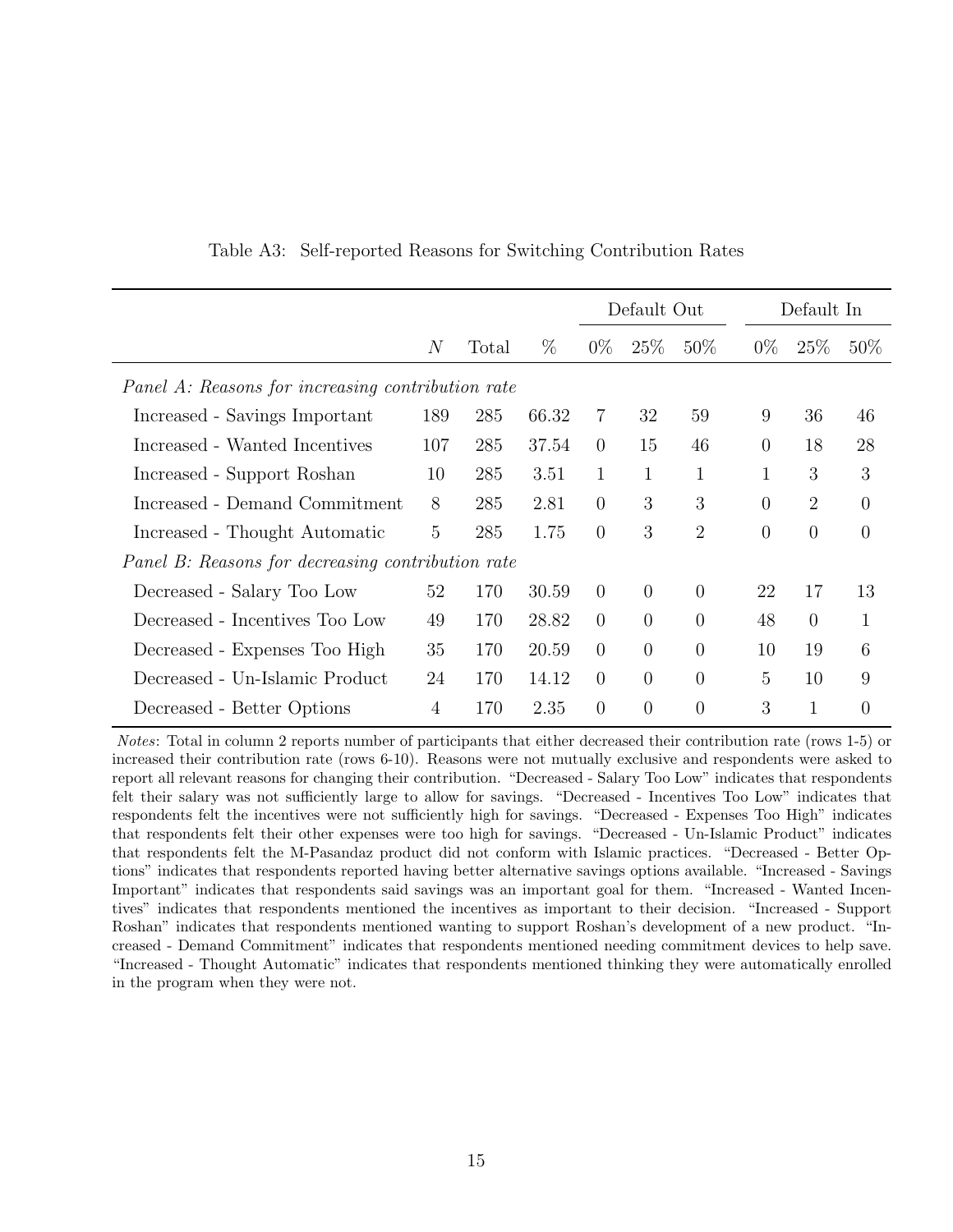Table A3: Self-reported Reasons for Switching Contribution Rates

| | | | | Default Out | | | Default In | | |
|---|---|---|---|---|---|---|---|---|---|
| | $N$ | Total | % | 0% | 25% | 50% | 0% | 25% | 50% |
| *Panel A: Reasons for increasing contribution rate* | | | | | | | | | |
| Increased - Savings Important | 189 | 285 | 66.32 | 7 | 32 | 59 | 9 | 36 | 46 |
| Increased - Wanted Incentives | 107 | 285 | 37.54 | 0 | 15 | 46 | 0 | 18 | 28 |
| Increased - Support Roshan | 10 | 285 | 3.51 | 1 | 1 | 1 | 1 | 3 | 3 |
| Increased - Demand Commitment | 8 | 285 | 2.81 | 0 | 3 | 3 | 0 | 2 | 0 |
| Increased - Thought Automatic | 5 | 285 | 1.75 | 0 | 3 | 2 | 0 | 0 | 0 |
| *Panel B: Reasons for decreasing contribution rate* | | | | | | | | | |
| Decreased - Salary Too Low | 52 | 170 | 30.59 | 0 | 0 | 0 | 22 | 17 | 13 |
| Decreased - Incentives Too Low | 49 | 170 | 28.82 | 0 | 0 | 0 | 48 | 0 | 1 |
| Decreased - Expenses Too High | 35 | 170 | 20.59 | 0 | 0 | 0 | 10 | 19 | 6 |
| Decreased - Un-Islamic Product | 24 | 170 | 14.12 | 0 | 0 | 0 | 5 | 10 | 9 |
| Decreased - Better Options | 4 | 170 | 2.35 | 0 | 0 | 0 | 3 | 1 | 0 |

*Notes*: Total in column 2 reports number of participants that either decreased their contribution rate (rows 1-5) or increased their contribution rate (rows 6-10). Reasons were not mutually exclusive and respondents were asked to report all relevant reasons for changing their contribution. "Decreased - Salary Too Low" indicates that respondents felt their salary was not sufficiently large to allow for savings. "Decreased - Incentives Too Low" indicates that respondents felt the incentives were not sufficiently high for savings. "Decreased - Expenses Too High" indicates that respondents felt their other expenses were too high for savings. "Decreased - Un-Islamic Product" indicates that respondents felt the M-Pasandaz product did not conform with Islamic practices. "Decreased - Better Options" indicates that respondents reported having better alternative savings options available. "Increased - Savings Important" indicates that respondents said savings was an important goal for them. "Increased - Wanted Incentives" indicates that respondents mentioned the incentives as important to their decision. "Increased - Support Roshan" indicates that respondents mentioned wanting to support Roshan's development of a new product. "Increased - Demand Commitment" indicates that respondents mentioned needing commitment devices to help save. "Increased - Thought Automatic" indicates that respondents mentioned thinking they were automatically enrolled in the program when they were not.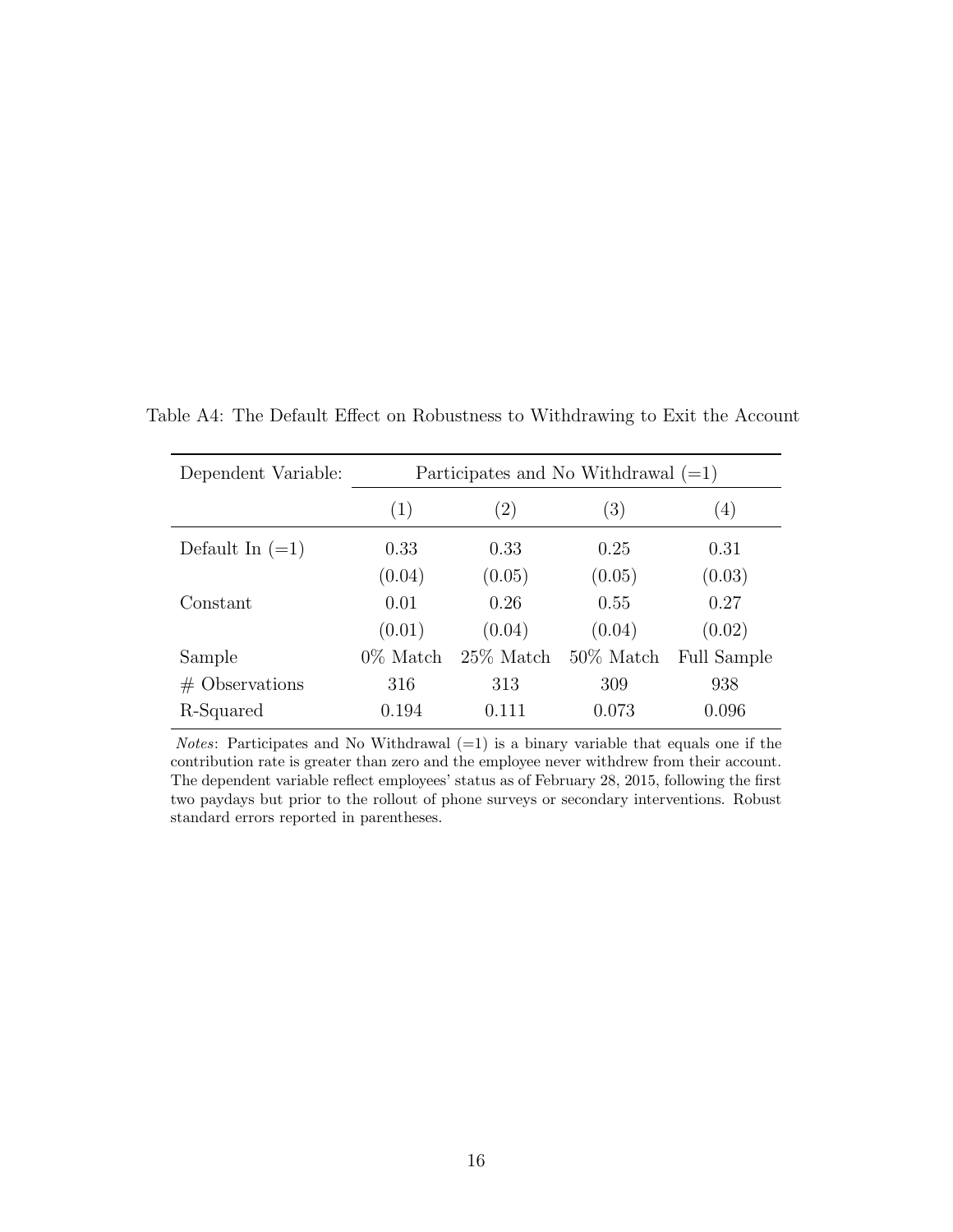Table A4: The Default Effect on Robustness to Withdrawing to Exit the Account

| Dependent Variable: | Participates and No Withdrawal (=1) | | | |
|---|---|---|---|---|
| | (1) | (2) | (3) | (4) |
| Default In (=1) | 0.33 | 0.33 | 0.25 | 0.31 |
| | (0.04) | (0.05) | (0.05) | (0.03) |
| Constant | 0.01 | 0.26 | 0.55 | 0.27 |
| | (0.01) | (0.04) | (0.04) | (0.02) |
| Sample | 0% Match | 25% Match | 50% Match | Full Sample |
| # Observations | 316 | 313 | 309 | 938 |
| R-Squared | 0.194 | 0.111 | 0.073 | 0.096 |

*Notes*: Participates and No Withdrawal (=1) is a binary variable that equals one if the contribution rate is greater than zero and the employee never withdrew from their account. The dependent variable reflect employees' status as of February 28, 2015, following the first two paydays but prior to the rollout of phone surveys or secondary interventions. Robust standard errors reported in parentheses.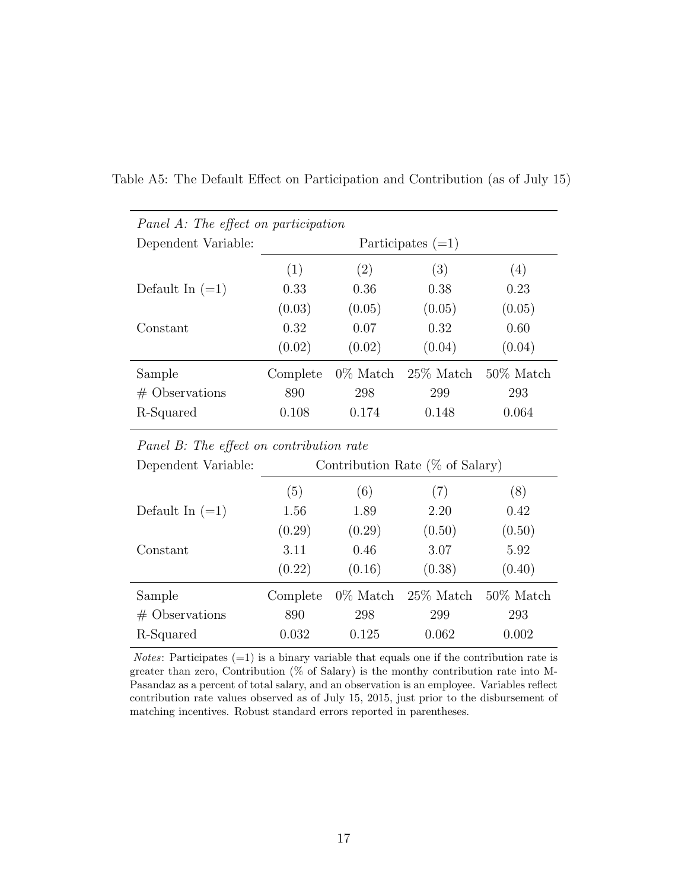Table A5: The Default Effect on Participation and Contribution (as of July 15)

| *Panel A: The effect on participation* | | | | |
|---|---|---|---|---|
| Dependent Variable: | Participates (=1) | | | |
| | (1) | (2) | (3) | (4) |
| Default In (=1) | 0.33 | 0.36 | 0.38 | 0.23 |
| | (0.03) | (0.05) | (0.05) | (0.05) |
| Constant | 0.32 | 0.07 | 0.32 | 0.60 |
| | (0.02) | (0.02) | (0.04) | (0.04) |
| Sample | Complete | 0% Match | 25% Match | 50% Match |
| # Observations | 890 | 298 | 299 | 293 |
| R-Squared | 0.108 | 0.174 | 0.148 | 0.064 |

| *Panel B: The effect on contribution rate* | | | | |
|---|---|---|---|---|
| Dependent Variable: | Contribution Rate (% of Salary) | | | |
| | (5) | (6) | (7) | (8) |
| Default In (=1) | 1.56 | 1.89 | 2.20 | 0.42 |
| | (0.29) | (0.29) | (0.50) | (0.50) |
| Constant | 3.11 | 0.46 | 3.07 | 5.92 |
| | (0.22) | (0.16) | (0.38) | (0.40) |
| Sample | Complete | 0% Match | 25% Match | 50% Match |
| # Observations | 890 | 298 | 299 | 293 |
| R-Squared | 0.032 | 0.125 | 0.062 | 0.002 |

*Notes*: Participates (=1) is a binary variable that equals one if the contribution rate is greater than zero, Contribution (% of Salary) is the monthy contribution rate into M-Pasandaz as a percent of total salary, and an observation is an employee. Variables reflect contribution rate values observed as of July 15, 2015, just prior to the disbursement of matching incentives. Robust standard errors reported in parentheses.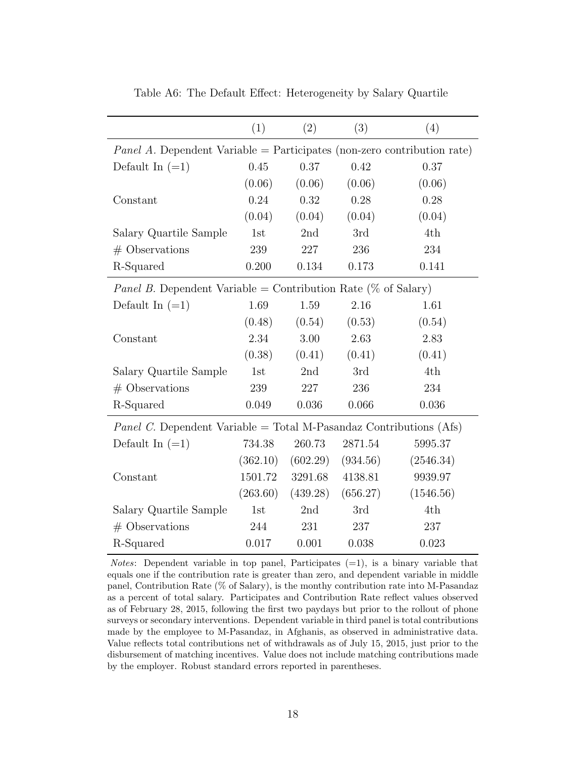Table A6: The Default Effect: Heterogeneity by Salary Quartile

| | (1) | (2) | (3) | (4) |
|---|---|---|---|---|
| *Panel A.* Dependent Variable = Participates (non-zero contribution rate) | | | | |
| Default In (=1) | 0.45 | 0.37 | 0.42 | 0.37 |
| | (0.06) | (0.06) | (0.06) | (0.06) |
| Constant | 0.24 | 0.32 | 0.28 | 0.28 |
| | (0.04) | (0.04) | (0.04) | (0.04) |
| Salary Quartile Sample | 1st | 2nd | 3rd | 4th |
| # Observations | 239 | 227 | 236 | 234 |
| R-Squared | 0.200 | 0.134 | 0.173 | 0.141 |
| *Panel B.* Dependent Variable = Contribution Rate (% of Salary) | | | | |
| Default In (=1) | 1.69 | 1.59 | 2.16 | 1.61 |
| | (0.48) | (0.54) | (0.53) | (0.54) |
| Constant | 2.34 | 3.00 | 2.63 | 2.83 |
| | (0.38) | (0.41) | (0.41) | (0.41) |
| Salary Quartile Sample | 1st | 2nd | 3rd | 4th |
| # Observations | 239 | 227 | 236 | 234 |
| R-Squared | 0.049 | 0.036 | 0.066 | 0.036 |
| *Panel C.* Dependent Variable = Total M-Pasandaz Contributions (Afs) | | | | |
| Default In (=1) | 734.38 | 260.73 | 2871.54 | 5995.37 |
| | (362.10) | (602.29) | (934.56) | (2546.34) |
| Constant | 1501.72 | 3291.68 | 4138.81 | 9939.97 |
| | (263.60) | (439.28) | (656.27) | (1546.56) |
| Salary Quartile Sample | 1st | 2nd | 3rd | 4th |
| # Observations | 244 | 231 | 237 | 237 |
| R-Squared | 0.017 | 0.001 | 0.038 | 0.023 |

*Notes*: Dependent variable in top panel, Participates (=1), is a binary variable that equals one if the contribution rate is greater than zero, and dependent variable in middle panel, Contribution Rate (% of Salary), is the monthy contribution rate into M-Pasandaz as a percent of total salary. Participates and Contribution Rate reflect values observed as of February 28, 2015, following the first two paydays but prior to the rollout of phone surveys or secondary interventions. Dependent variable in third panel is total contributions made by the employee to M-Pasandaz, in Afghanis, as observed in administrative data. Value reflects total contributions net of withdrawals as of July 15, 2015, just prior to the disbursement of matching incentives. Value does not include matching contributions made by the employer. Robust standard errors reported in parentheses.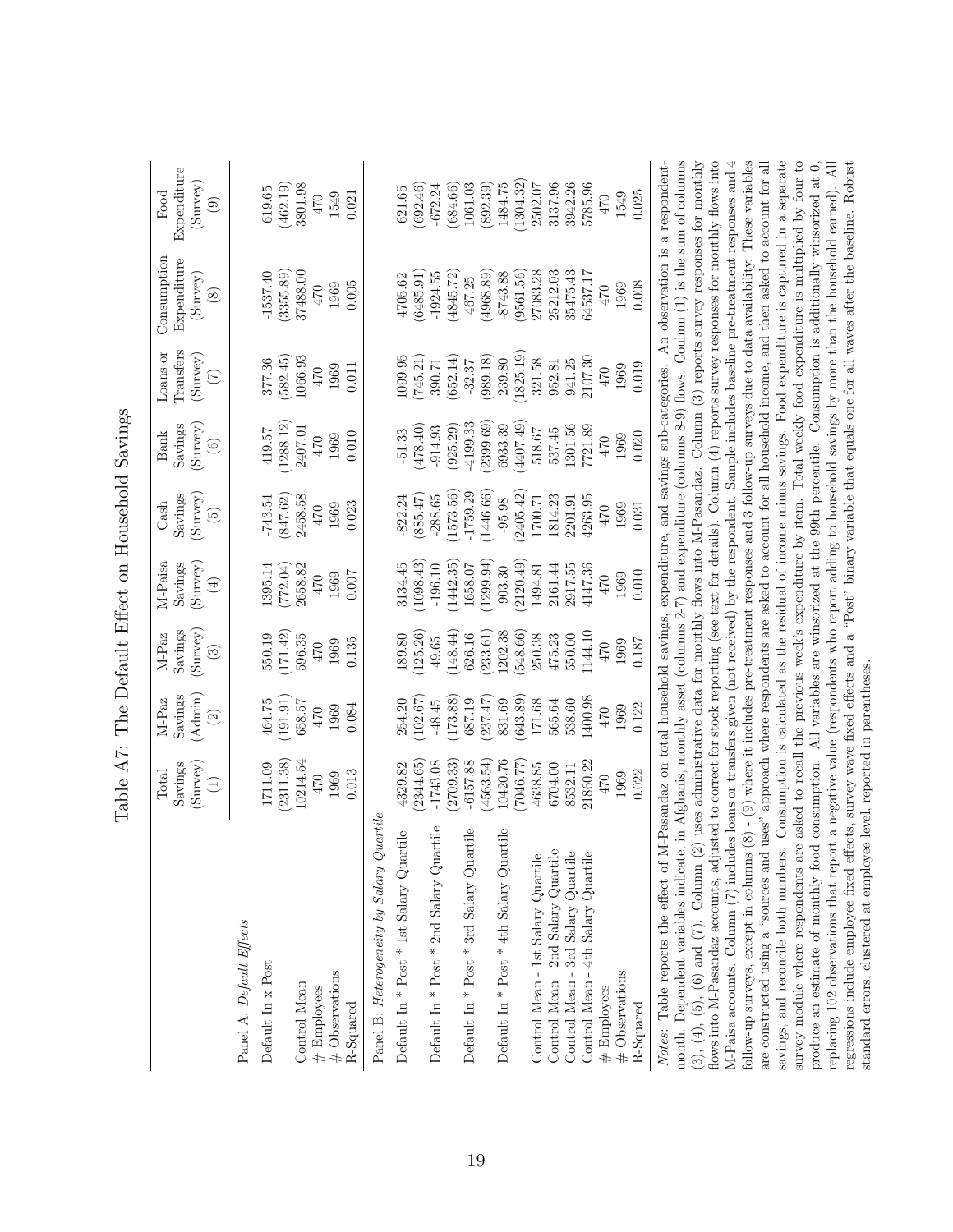# Table A7: The Default Effect on Household Savings

| | Total Savings (Survey) (1) | M-Paz Savings (Admin) (2) | M-Paz Savings (Survey) (3) | M-Paisa Savings (Survey) (4) | Cash Savings (Survey) (5) | Bank Savings (Survey) (6) | Loans or Transfers (Survey) (7) | Consumption Expenditure (Survey) (8) | Food Expenditure (Survey) (9) |
|---|---|---|---|---|---|---|---|---|---|
| *Panel A: Default Effects* | | | | | | | | | |
| Default In x Post | 1711.09 | 464.75 | 550.19 | 1395.14 | -743.54 | 419.57 | 377.36 | -1537.40 | 619.65 |
| | (2311.38) | (191.91) | (171.42) | (772.04) | (847.62) | (1288.12) | (582.45) | (3355.89) | (462.19) |
| Control Mean | 10214.54 | 658.57 | 596.35 | 2658.82 | 2458.58 | 2407.01 | 1066.93 | 37488.00 | 3801.98 |
| # Employees | 470 | 470 | 470 | 470 | 470 | 470 | 470 | 470 | 470 |
| # Observations | 1969 | 1969 | 1969 | 1969 | 1969 | 1969 | 1969 | 1969 | 1549 |
| R-Squared | 0.013 | 0.084 | 0.135 | 0.007 | 0.023 | 0.010 | 0.011 | 0.005 | 0.021 |
| *Panel B: Heterogeneity by Salary Quartile* | | | | | | | | | |
| Default In * Post * 1st Salary Quartile | 4329.82 | 254.20 | 189.80 | 3134.45 | -822.24 | -51.33 | 1099.95 | 4705.62 | 621.65 |
| | (2344.65) | (102.67) | (125.26) | (1098.43) | (885.47) | (478.40) | (745.21) | (6485.91) | (692.46) |
| Default In * Post * 2nd Salary Quartile | -1743.08 | -48.45 | 49.65 | -196.10 | -288.65 | -914.93 | 390.71 | -1924.55 | -672.24 |
| | (2709.33) | (173.88) | (148.44) | (1442.35) | (1573.56) | (925.29) | (652.14) | (4845.72) | (684.66) |
| Default In * Post * 3rd Salary Quartile | -6157.88 | 687.19 | 626.16 | 1658.07 | -1759.29 | -4199.33 | -32.37 | 467.25 | 1061.03 |
| | (4563.54) | (237.47) | (233.61) | (1299.94) | (1446.66) | (2399.69) | (989.18) | (4968.89) | (892.39) |
| Default In * Post * 4th Salary Quartile | 10420.76 | 831.69 | 1202.38 | 903.30 | -95.98 | 6933.39 | 239.80 | -8743.88 | 1484.75 |
| | (7046.77) | (643.89) | (548.66) | (2120.49) | (2405.42) | (4407.49) | (1825.19) | (9561.56) | (1304.32) |
| Control Mean - 1st Salary Quartile | 4638.85 | 171.68 | 250.38 | 1494.81 | 1700.71 | 518.67 | 321.58 | 27083.28 | 2502.07 |
| Control Mean - 2nd Salary Quartile | 6704.00 | 565.64 | 475.23 | 2161.44 | 1814.23 | 537.45 | 952.81 | 25212.03 | 3137.96 |
| Control Mean - 3rd Salary Quartile | 8532.11 | 538.60 | 550.00 | 2917.55 | 2201.91 | 1301.56 | 941.25 | 35475.43 | 3942.26 |
| Control Mean - 4th Salary Quartile | 21860.22 | 1400.98 | 1144.10 | 4147.36 | 4263.95 | 7721.89 | 2107.30 | 64537.17 | 5785.96 |
| # Employees | 470 | 470 | 470 | 470 | 470 | 470 | 470 | 470 | 470 |
| # Observations | 1969 | 1969 | 1969 | 1969 | 1969 | 1969 | 1969 | 1969 | 1549 |
| R-Squared | 0.022 | 0.122 | 0.187 | 0.010 | 0.031 | 0.020 | 0.019 | 0.008 | 0.025 |

*Notes*: Table reports the effect of M-Pasandaz on total household savings, expenditure, and savings sub-categories. An observation is a respondent-month. Dependent variables indicate, in Afghanis, monthly asset (columns 2-7) and expenditure (columns 8-9) flows. Column (1) is the sum of columns (3), (4), (5), (6) and (7). Column (2) uses administrative data for monthly flows into M-Pasandaz. Column (3) reports survey responses for monthly flows into M-Pasandaz accounts, adjusted to correct for stock reporting (see text for details). Column (4) reports survey responses for monthly flows into M-Paisa accounts. Column (7) includes loans or transfers given (not received) by the respondent. Sample includes baseline pre-treatment responses and 4 follow-up surveys, except in columns (8) - (9) where it includes pre-treatment responses and 3 follow-up surveys due to data availability. These variables are constructed using a "sources and uses" approach where respondents are asked to account for all household income, and then asked to account for all savings, and reconcile both numbers. Consumption is calculated as the residual of income minus savings. Food expenditure is captured in a separate survey module where respondents are asked to recall the previous week's expenditure by item. Total weekly food expenditure is multiplied by four to produce an estimate of monthly food consumption. All variables are winsorized at the 99th percentile. Consumption is additionally winsorized at 0, replacing 102 observations that report a negative value (respondents who report adding to household savings by more than the household earned). All regressions include employee fixed effects, survey wave fixed effects, and a "Post" binary variable that equals one for all waves after the baseline. Robust standard errors, clustered at employee level, reported in parentheses.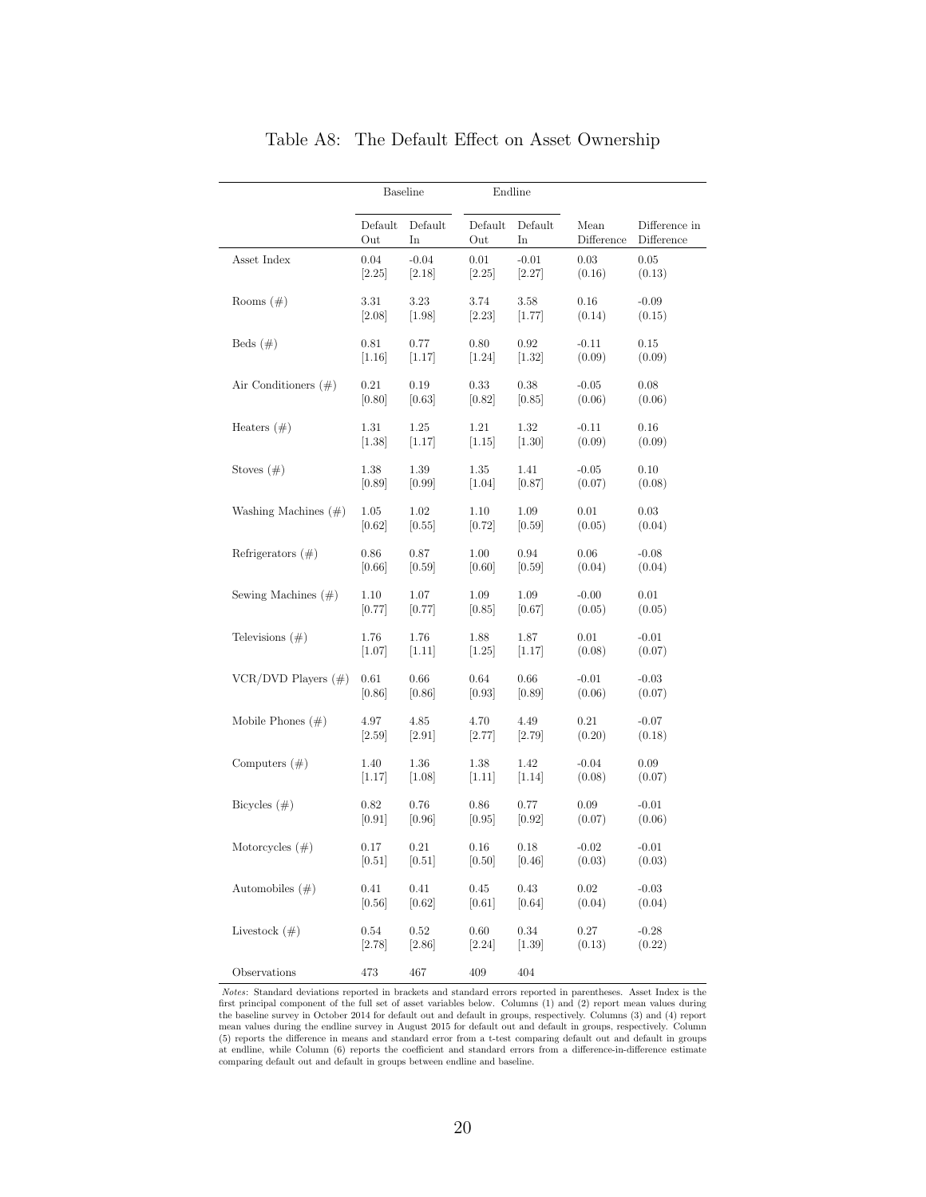# Table A8: The Default Effect on Asset Ownership

| | Baseline | | Endline | | | |
|---|---|---|---|---|---|---|
| | Default Out | Default In | Default Out | Default In | Mean Difference | Difference in Difference |
| Asset Index | 0.04 | -0.04 | 0.01 | -0.01 | 0.03 | 0.05 |
| | [2.25] | [2.18] | [2.25] | [2.27] | (0.16) | (0.13) |
| Rooms (#) | 3.31 | 3.23 | 3.74 | 3.58 | 0.16 | -0.09 |
| | [2.08] | [1.98] | [2.23] | [1.77] | (0.14) | (0.15) |
| Beds (#) | 0.81 | 0.77 | 0.80 | 0.92 | -0.11 | 0.15 |
| | [1.16] | [1.17] | [1.24] | [1.32] | (0.09) | (0.09) |
| Air Conditioners (#) | 0.21 | 0.19 | 0.33 | 0.38 | -0.05 | 0.08 |
| | [0.80] | [0.63] | [0.82] | [0.85] | (0.06) | (0.06) |
| Heaters (#) | 1.31 | 1.25 | 1.21 | 1.32 | -0.11 | 0.16 |
| | [1.38] | [1.17] | [1.15] | [1.30] | (0.09) | (0.09) |
| Stoves (#) | 1.38 | 1.39 | 1.35 | 1.41 | -0.05 | 0.10 |
| | [0.89] | [0.99] | [1.04] | [0.87] | (0.07) | (0.08) |
| Washing Machines (#) | 1.05 | 1.02 | 1.10 | 1.09 | 0.01 | 0.03 |
| | [0.62] | [0.55] | [0.72] | [0.59] | (0.05) | (0.04) |
| Refrigerators (#) | 0.86 | 0.87 | 1.00 | 0.94 | 0.06 | -0.08 |
| | [0.66] | [0.59] | [0.60] | [0.59] | (0.04) | (0.04) |
| Sewing Machines (#) | 1.10 | 1.07 | 1.09 | 1.09 | -0.00 | 0.01 |
| | [0.77] | [0.77] | [0.85] | [0.67] | (0.05) | (0.05) |
| Televisions (#) | 1.76 | 1.76 | 1.88 | 1.87 | 0.01 | -0.01 |
| | [1.07] | [1.11] | [1.25] | [1.17] | (0.08) | (0.07) |
| VCR/DVD Players (#) | 0.61 | 0.66 | 0.64 | 0.66 | -0.01 | -0.03 |
| | [0.86] | [0.86] | [0.93] | [0.89] | (0.06) | (0.07) |
| Mobile Phones (#) | 4.97 | 4.85 | 4.70 | 4.49 | 0.21 | -0.07 |
| | [2.59] | [2.91] | [2.77] | [2.79] | (0.20) | (0.18) |
| Computers (#) | 1.40 | 1.36 | 1.38 | 1.42 | -0.04 | 0.09 |
| | [1.17] | [1.08] | [1.11] | [1.14] | (0.08) | (0.07) |
| Bicycles (#) | 0.82 | 0.76 | 0.86 | 0.77 | 0.09 | -0.01 |
| | [0.91] | [0.96] | [0.95] | [0.92] | (0.07) | (0.06) |
| Motorcycles (#) | 0.17 | 0.21 | 0.16 | 0.18 | -0.02 | -0.01 |
| | [0.51] | [0.51] | [0.50] | [0.46] | (0.03) | (0.03) |
| Automobiles (#) | 0.41 | 0.41 | 0.45 | 0.43 | 0.02 | -0.03 |
| | [0.56] | [0.62] | [0.61] | [0.64] | (0.04) | (0.04) |
| Livestock (#) | 0.54 | 0.52 | 0.60 | 0.34 | 0.27 | -0.28 |
| | [2.78] | [2.86] | [2.24] | [1.39] | (0.13) | (0.22) |
| Observations | 473 | 467 | 409 | 404 | | |

*Notes*: Standard deviations reported in brackets and standard errors reported in parentheses. Asset Index is the first principal component of the full set of asset variables below. Columns (1) and (2) report mean values during the baseline survey in October 2014 for default out and default in groups, respectively. Columns (3) and (4) report mean values during the endline survey in August 2015 for default out and default in groups, respectively. Column (5) reports the difference in means and standard error from a t-test comparing default out and default in groups at endline, while Column (6) reports the coefficient and standard errors from a difference-in-difference estimate comparing default out and default in groups between endline and baseline.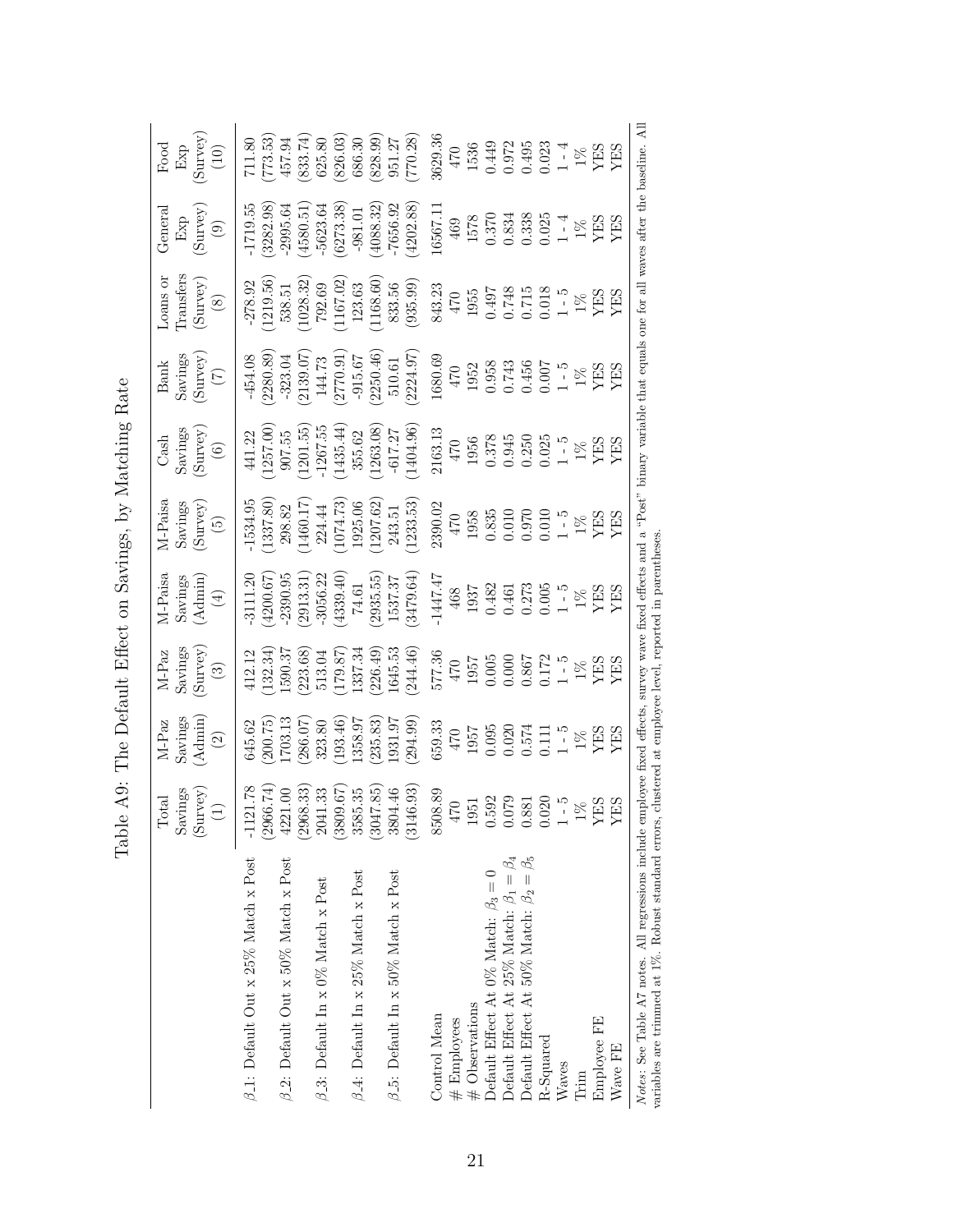# Table A9: The Default Effect on Savings, by Matching Rate

| | Total Savings (Survey) (1) | M-Paz Savings (Admin) (2) | M-Paz Savings (Survey) (3) | M-Paisa Savings (Admin) (4) | M-Paisa Savings (Survey) (5) | Cash Savings (Survey) (6) | Bank Savings (Survey) (7) | Loans or Transfers (Survey) (8) | General Exp (Survey) (9) | Food Exp (Survey) (10) |
|---|---|---|---|---|---|---|---|---|---|---|
| $\beta_1$: Default Out x 25% Match x Post | -1121.78 | 645.62 | 412.12 | -3111.20 | -1534.95 | 441.22 | -454.08 | -278.92 | -1719.55 | 711.80 |
| | (2966.74) | (200.75) | (132.34) | (4200.67) | (1337.80) | (1257.00) | (2280.89) | (1219.56) | (3282.98) | (773.53) |
| $\beta_2$: Default Out x 50% Match x Post | 4221.00 | 1703.13 | 1590.37 | -2390.95 | 298.82 | 907.55 | -323.04 | 538.51 | -2995.64 | 457.94 |
| | (2968.33) | (286.07) | (223.68) | (2913.31) | (1460.17) | (1201.55) | (2139.07) | (1028.32) | (4580.51) | (833.74) |
| $\beta_3$: Default In x 0% Match x Post | 2041.33 | 323.80 | 513.04 | -3056.22 | 224.44 | -1267.55 | 144.73 | 792.69 | -5623.64 | 625.80 |
| | (3809.67) | (193.46) | (179.87) | (4339.40) | (1074.73) | (1435.44) | (2770.91) | (1167.02) | (6273.38) | (826.03) |
| $\beta_4$: Default In x 25% Match x Post | 3585.35 | 1358.97 | 1337.34 | 74.61 | 1925.06 | 355.62 | -915.67 | 123.63 | -981.01 | 686.30 |
| | (3047.85) | (235.83) | (226.49) | (2935.55) | (1207.62) | (1263.08) | (2250.46) | (1168.60) | (4088.32) | (828.99) |
| $\beta_5$: Default In x 50% Match x Post | 3804.46 | 1931.97 | 1645.53 | 1537.37 | 243.51 | -617.27 | 510.61 | 833.56 | -7656.92 | 951.27 |
| | (3146.93) | (294.99) | (244.46) | (3479.64) | (1233.53) | (1404.96) | (2224.97) | (935.99) | (4202.88) | (770.28) |
| Control Mean | 8508.89 | 659.33 | 577.36 | -1447.47 | 2390.02 | 2163.13 | 1680.69 | 843.23 | 16567.11 | 3629.36 |
| # Employees | 470 | 470 | 470 | 468 | 470 | 470 | 470 | 470 | 469 | 470 |
| # Observations | 1951 | 1957 | 1957 | 1937 | 1958 | 1956 | 1952 | 1955 | 1578 | 1536 |
| Default Effect At 0% Match: $\beta_3 = 0$ | 0.592 | 0.095 | 0.005 | 0.482 | 0.835 | 0.378 | 0.958 | 0.497 | 0.370 | 0.449 |
| Default Effect At 25% Match: $\beta_1 = \beta_4$ | 0.079 | 0.020 | 0.000 | 0.461 | 0.010 | 0.945 | 0.743 | 0.748 | 0.834 | 0.972 |
| Default Effect At 50% Match: $\beta_2 = \beta_5$ | 0.881 | 0.574 | 0.867 | 0.273 | 0.970 | 0.250 | 0.456 | 0.715 | 0.338 | 0.495 |
| R-Squared | 0.020 | 0.111 | 0.172 | 0.005 | 0.010 | 0.025 | 0.007 | 0.018 | 0.025 | 0.023 |
| Waves | 1 - 5 | 1 - 5 | 1 - 5 | 1 - 5 | 1 - 5 | 1 - 5 | 1 - 5 | 1 - 5 | 1 - 4 | 1 - 4 |
| Trim | 1% | 1% | 1% | 1% | 1% | 1% | 1% | 1% | 1% | 1% |
| Employee FE | YES | YES | YES | YES | YES | YES | YES | YES | YES | YES |
| Wave FE | YES | YES | YES | YES | YES | YES | YES | YES | YES | YES |

*Notes*: See Table A7 notes. All regressions include employee fixed effects, survey wave fixed effects and a "Post" binary variable that equals one for all waves after the baseline. All variables are trimmed at 1%. Robust standard errors, clustered at employee level, reported in parentheses.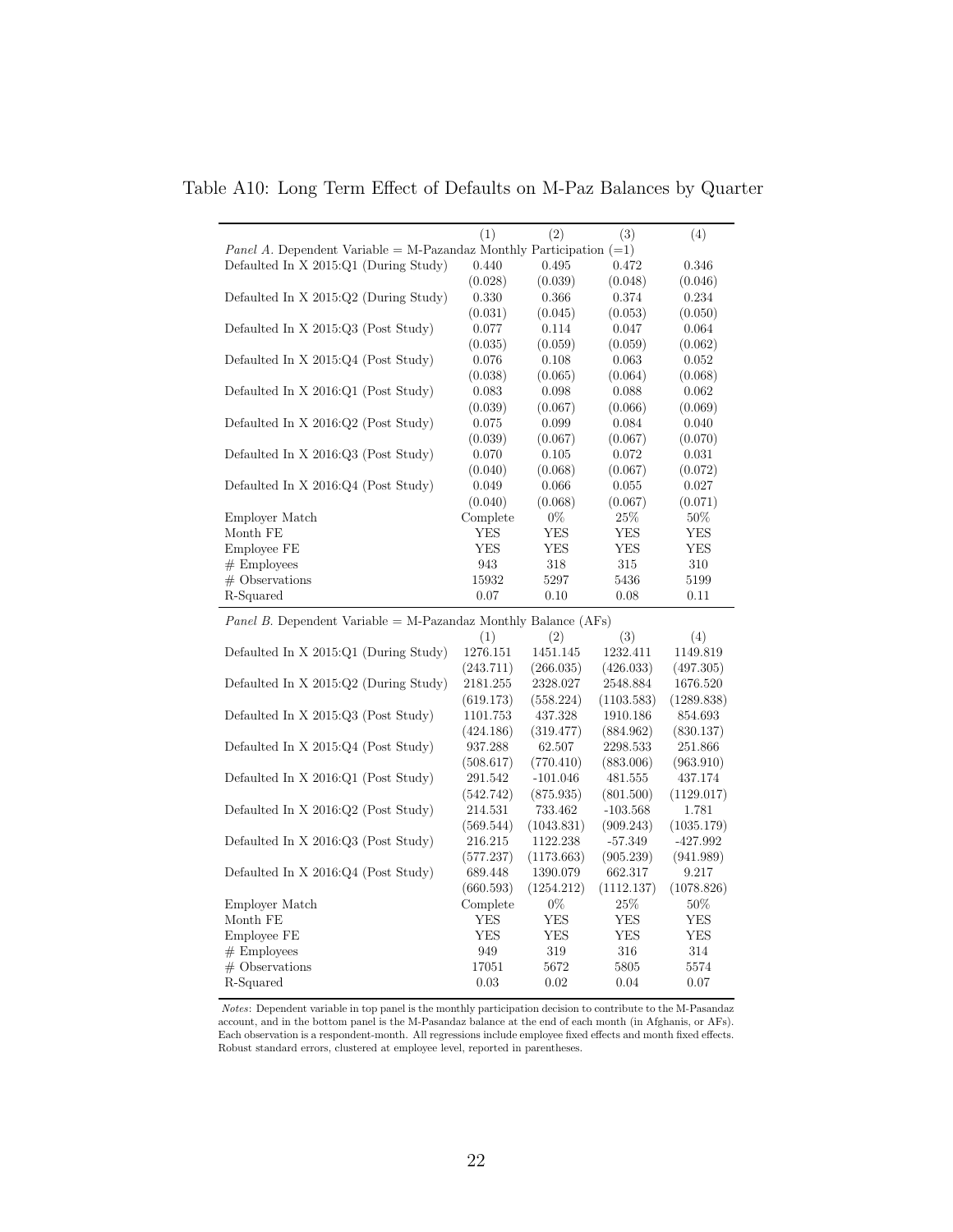Table A10: Long Term Effect of Defaults on M-Paz Balances by Quarter

| | (1) | (2) | (3) | (4) |
|---|---|---|---|---|
| *Panel A.* Dependent Variable = M-Pazandaz Monthly Participation (=1) | | | | |
| Defaulted In X 2015:Q1 (During Study) | 0.440 | 0.495 | 0.472 | 0.346 |
| | (0.028) | (0.039) | (0.048) | (0.046) |
| Defaulted In X 2015:Q2 (During Study) | 0.330 | 0.366 | 0.374 | 0.234 |
| | (0.031) | (0.045) | (0.053) | (0.050) |
| Defaulted In X 2015:Q3 (Post Study) | 0.077 | 0.114 | 0.047 | 0.064 |
| | (0.035) | (0.059) | (0.059) | (0.062) |
| Defaulted In X 2015:Q4 (Post Study) | 0.076 | 0.108 | 0.063 | 0.052 |
| | (0.038) | (0.065) | (0.064) | (0.068) |
| Defaulted In X 2016:Q1 (Post Study) | 0.083 | 0.098 | 0.088 | 0.062 |
| | (0.039) | (0.067) | (0.066) | (0.069) |
| Defaulted In X 2016:Q2 (Post Study) | 0.075 | 0.099 | 0.084 | 0.040 |
| | (0.039) | (0.067) | (0.067) | (0.070) |
| Defaulted In X 2016:Q3 (Post Study) | 0.070 | 0.105 | 0.072 | 0.031 |
| | (0.040) | (0.068) | (0.067) | (0.072) |
| Defaulted In X 2016:Q4 (Post Study) | 0.049 | 0.066 | 0.055 | 0.027 |
| | (0.040) | (0.068) | (0.067) | (0.071) |
| Employer Match | Complete | 0% | 25% | 50% |
| Month FE | YES | YES | YES | YES |
| Employee FE | YES | YES | YES | YES |
| # Employees | 943 | 318 | 315 | 310 |
| # Observations | 15932 | 5297 | 5436 | 5199 |
| R-Squared | 0.07 | 0.10 | 0.08 | 0.11 |
| *Panel B.* Dependent Variable = M-Pazandaz Monthly Balance (AFs) | | | | |
| | (1) | (2) | (3) | (4) |
| Defaulted In X 2015:Q1 (During Study) | 1276.151 | 1451.145 | 1232.411 | 1149.819 |
| | (243.711) | (266.035) | (426.033) | (497.305) |
| Defaulted In X 2015:Q2 (During Study) | 2181.255 | 2328.027 | 2548.884 | 1676.520 |
| | (619.173) | (558.224) | (1103.583) | (1289.838) |
| Defaulted In X 2015:Q3 (Post Study) | 1101.753 | 437.328 | 1910.186 | 854.693 |
| | (424.186) | (319.477) | (884.962) | (830.137) |
| Defaulted In X 2015:Q4 (Post Study) | 937.288 | 62.507 | 2298.533 | 251.866 |
| | (508.617) | (770.410) | (883.006) | (963.910) |
| Defaulted In X 2016:Q1 (Post Study) | 291.542 | -101.046 | 481.555 | 437.174 |
| | (542.742) | (875.935) | (801.500) | (1129.017) |
| Defaulted In X 2016:Q2 (Post Study) | 214.531 | 733.462 | -103.568 | 1.781 |
| | (569.544) | (1043.831) | (909.243) | (1035.179) |
| Defaulted In X 2016:Q3 (Post Study) | 216.215 | 1122.238 | -57.349 | -427.992 |
| | (577.237) | (1173.663) | (905.239) | (941.989) |
| Defaulted In X 2016:Q4 (Post Study) | 689.448 | 1390.079 | 662.317 | 9.217 |
| | (660.593) | (1254.212) | (1112.137) | (1078.826) |
| Employer Match | Complete | 0% | 25% | 50% |
| Month FE | YES | YES | YES | YES |
| Employee FE | YES | YES | YES | YES |
| # Employees | 949 | 319 | 316 | 314 |
| # Observations | 17051 | 5672 | 5805 | 5574 |
| R-Squared | 0.03 | 0.02 | 0.04 | 0.07 |

*Notes*: Dependent variable in top panel is the monthly participation decision to contribute to the M-Pasandaz account, and in the bottom panel is the M-Pasandaz balance at the end of each month (in Afghanis, or AFs). Each observation is a respondent-month. All regressions include employee fixed effects and month fixed effects. Robust standard errors, clustered at employee level, reported in parentheses.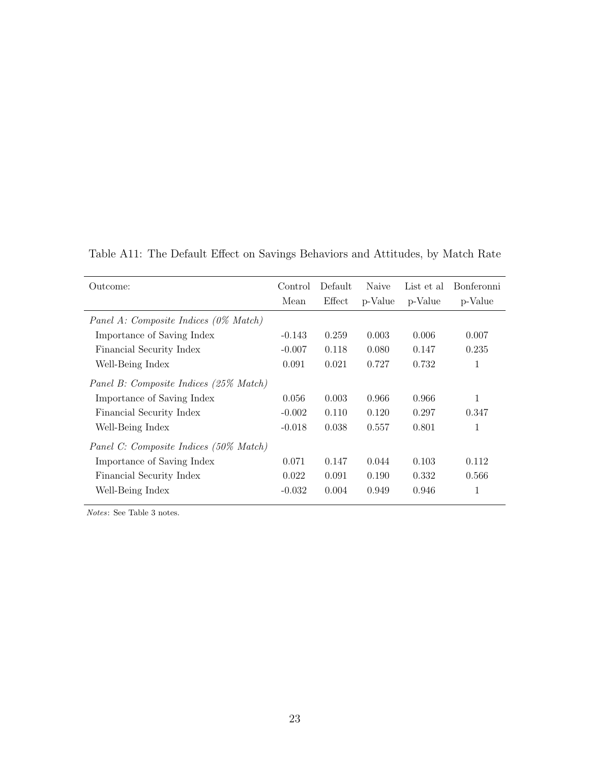Table A11: The Default Effect on Savings Behaviors and Attitudes, by Match Rate

| Outcome: | Control Mean | Default Effect | Naive p-Value | List et al p-Value | Bonferonni p-Value |
|---|---|---|---|---|---|
| *Panel A: Composite Indices (0% Match)* | | | | | |
| Importance of Saving Index | -0.143 | 0.259 | 0.003 | 0.006 | 0.007 |
| Financial Security Index | -0.007 | 0.118 | 0.080 | 0.147 | 0.235 |
| Well-Being Index | 0.091 | 0.021 | 0.727 | 0.732 | 1 |
| *Panel B: Composite Indices (25% Match)* | | | | | |
| Importance of Saving Index | 0.056 | 0.003 | 0.966 | 0.966 | 1 |
| Financial Security Index | -0.002 | 0.110 | 0.120 | 0.297 | 0.347 |
| Well-Being Index | -0.018 | 0.038 | 0.557 | 0.801 | 1 |
| *Panel C: Composite Indices (50% Match)* | | | | | |
| Importance of Saving Index | 0.071 | 0.147 | 0.044 | 0.103 | 0.112 |
| Financial Security Index | 0.022 | 0.091 | 0.190 | 0.332 | 0.566 |
| Well-Being Index | -0.032 | 0.004 | 0.949 | 0.946 | 1 |

*Notes*: See Table 3 notes.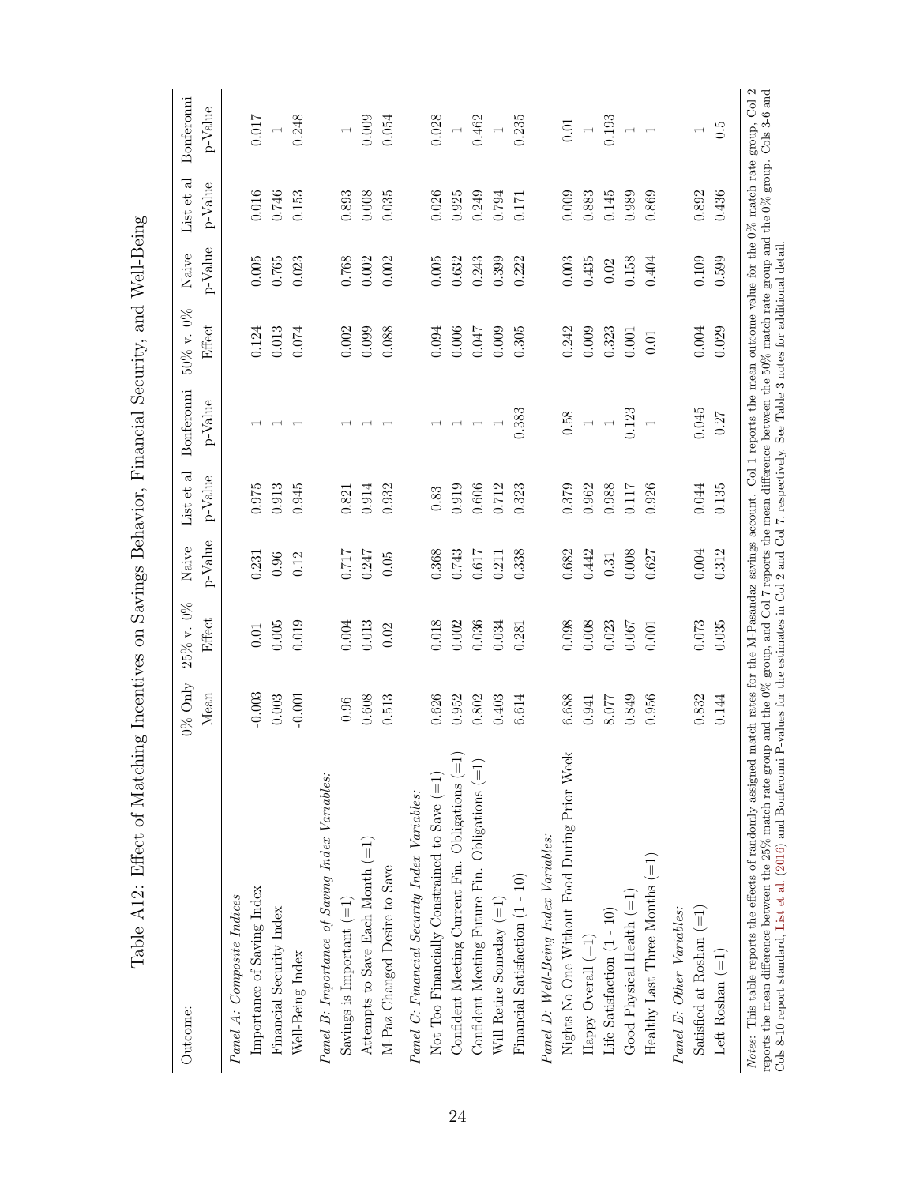Table A12: Effect of Matching Incentives on Savings Behavior, Financial Security, and Well-Being

| Outcome: | 0% Only Mean | 25% v. 0% Effect | Naive p-Value | List et al p-Value | Bonferonni p-Value | 50% v. 0% Effect | Naive p-Value | List et al p-Value | Bonferonni p-Value |
|---|---|---|---|---|---|---|---|---|---|
| *Panel A: Composite Indices* | | | | | | | | | |
| Importance of Saving Index | -0.003 | 0.01 | 0.231 | 0.975 | 1 | 0.124 | 0.005 | 0.016 | 0.017 |
| Financial Security Index | 0.003 | 0.005 | 0.96 | 0.913 | 1 | 0.013 | 0.765 | 0.746 | 1 |
| Well-Being Index | -0.001 | 0.019 | 0.12 | 0.945 | 1 | 0.074 | 0.023 | 0.153 | 0.248 |
| *Panel B: Importance of Saving Index Variables:* | | | | | | | | | |
| Savings is Important (=1) | 0.96 | 0.004 | 0.717 | 0.821 | 1 | 0.002 | 0.768 | 0.893 | 1 |
| Attempts to Save Each Month (=1) | 0.608 | 0.013 | 0.247 | 0.914 | 1 | 0.099 | 0.002 | 0.008 | 0.009 |
| M-Paz Changed Desire to Save | 0.513 | 0.02 | 0.05 | 0.932 | 1 | 0.088 | 0.002 | 0.035 | 0.054 |
| *Panel C: Financial Security Index Variables:* | | | | | | | | | |
| Not Too Financially Constrained to Save (=1) | 0.626 | 0.018 | 0.368 | 0.83 | 1 | 0.094 | 0.005 | 0.026 | 0.028 |
| Confident Meeting Current Fin. Obligations (=1) | 0.952 | 0.002 | 0.743 | 0.919 | 1 | 0.006 | 0.632 | 0.925 | 1 |
| Confident Meeting Future Fin. Obligations (=1) | 0.802 | 0.036 | 0.617 | 0.606 | 1 | 0.047 | 0.243 | 0.249 | 0.462 |
| Will Retire Someday (=1) | 0.403 | 0.034 | 0.211 | 0.712 | 1 | 0.009 | 0.399 | 0.794 | 1 |
| Financial Satisfaction (1 - 10) | 6.614 | 0.281 | 0.338 | 0.323 | 0.383 | 0.305 | 0.222 | 0.171 | 0.235 |
| *Panel D: Well-Being Index Variables:* | | | | | | | | | |
| Nights No One Without Food During Prior Week | 6.688 | 0.098 | 0.682 | 0.379 | 0.58 | 0.242 | 0.003 | 0.009 | 0.01 |
| Happy Overall (=1) | 0.941 | 0.008 | 0.442 | 0.962 | 1 | 0.009 | 0.435 | 0.883 | 1 |
| Life Satisfaction (1 - 10) | 8.077 | 0.023 | 0.31 | 0.988 | 1 | 0.323 | 0.02 | 0.145 | 0.193 |
| Good Physical Health (=1) | 0.849 | 0.067 | 0.008 | 0.117 | 0.123 | 0.001 | 0.158 | 0.989 | 1 |
| Healthy Last Three Months (=1) | 0.956 | 0.001 | 0.627 | 0.926 | 1 | 0.01 | 0.404 | 0.869 | 1 |
| *Panel E: Other Variables:* | | | | | | | | | |
| Satisfied at Roshan (=1) | 0.832 | 0.073 | 0.004 | 0.044 | 0.045 | 0.004 | 0.109 | 0.892 | 1 |
| Left Roshan (=1) | 0.144 | 0.035 | 0.312 | 0.135 | 0.27 | 0.029 | 0.599 | 0.436 | 0.5 |

*Notes:* This table reports the effects of randomly assigned match rates for the M-Pasandaz savings account. Col 1 reports the mean outcome value for the 0% match rate group, Col 2 reports the mean difference between the 25% match rate group and the 0% group, and Col 7 reports the mean difference between the 50% match rate group and the 0% group. Cols 3-6 and Cols 8-10 report standard, List et al. (2016) and Bonferonni P-values for the estimates in Col 2 and Col 7, respectively. See Table 3 notes for additional detail.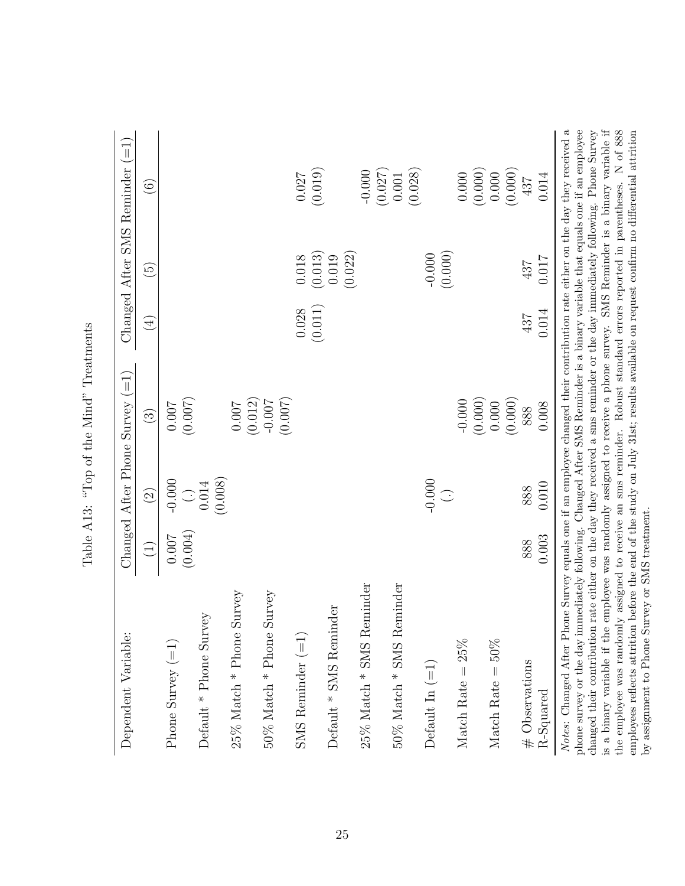Table A13: "Top of the Mind" Treatments

| Dependent Variable: | Changed After Phone Survey (=1) | | | Changed After SMS Reminder (=1) | | |
|---|---|---|---|---|---|---|
| | (1) | (2) | (3) | (4) | (5) | (6) |
| Phone Survey (=1) | 0.007 | -0.000 | 0.007 | | | |
| | (0.004) | (.) | (0.007) | | | |
| Default * Phone Survey | | 0.014 | | | | |
| | | (0.008) | | | | |
| 25% Match * Phone Survey | | | 0.007 | | | |
| | | | (0.012) | | | |
| 50% Match * Phone Survey | | | -0.007 | | | |
| | | | (0.007) | | | |
| SMS Reminder (=1) | | | | 0.028 | 0.018 | 0.027 |
| | | | | (0.011) | (0.013) | (0.019) |
| Default * SMS Reminder | | | | | 0.019 | |
| | | | | | (0.022) | |
| 25% Match * SMS Reminder | | | | | | -0.000 |
| | | | | | | (0.027) |
| 50% Match * SMS Reminder | | | | | | 0.001 |
| | | | | | | (0.028) |
| Default In (=1) | | -0.000 | | | -0.000 | |
| | | (.) | | | (0.000) | |
| Match Rate = 25% | | | -0.000 | | | 0.000 |
| | | | (0.000) | | | (0.000) |
| Match Rate = 50% | | | 0.000 | | | 0.000 |
| | | | (0.000) | | | (0.000) |
| # Observations | 888 | 888 | 888 | 437 | 437 | 437 |
| R-Squared | 0.003 | 0.010 | 0.008 | 0.014 | 0.017 | 0.014 |

*Notes*: Changed After Phone Survey equals one if an employee changed their contribution rate either on the day they received a phone survey or the day immediately following. Changed After SMS Reminder is a binary variable that equals one if an employee changed their contribution rate either on the day they received a sms reminder or the day immediately following. Phone Survey is a binary variable if the employee was randomly assigned to receive a phone survey. SMS Reminder is a binary variable if the employee was randomly assigned to receive an sms reminder. Robust standard errors reported in parentheses. N of 888 employees reflects attrition before the end of the study on July 31st; results available on request confirm no differential attrition by assignment to Phone Survey or SMS treatment.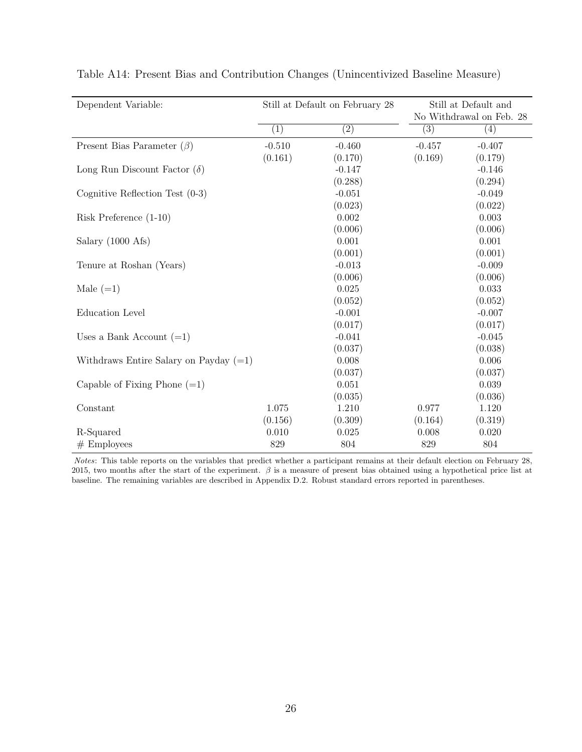Table A14: Present Bias and Contribution Changes (Unincentivized Baseline Measure)

| Dependent Variable: | Still at Default on February 28 | | Still at Default and No Withdrawal on Feb. 28 | |
|---|---|---|---|---|
| | (1) | (2) | (3) | (4) |
| Present Bias Parameter ($\beta$) | -0.510 | -0.460 | -0.457 | -0.407 |
| | (0.161) | (0.170) | (0.169) | (0.179) |
| Long Run Discount Factor ($\delta$) | | -0.147 | | -0.146 |
| | | (0.288) | | (0.294) |
| Cognitive Reflection Test (0-3) | | -0.051 | | -0.049 |
| | | (0.023) | | (0.022) |
| Risk Preference (1-10) | | 0.002 | | 0.003 |
| | | (0.006) | | (0.006) |
| Salary (1000 Afs) | | 0.001 | | 0.001 |
| | | (0.001) | | (0.001) |
| Tenure at Roshan (Years) | | -0.013 | | -0.009 |
| | | (0.006) | | (0.006) |
| Male (=1) | | 0.025 | | 0.033 |
| | | (0.052) | | (0.052) |
| Education Level | | -0.001 | | -0.007 |
| | | (0.017) | | (0.017) |
| Uses a Bank Account (=1) | | -0.041 | | -0.045 |
| | | (0.037) | | (0.038) |
| Withdraws Entire Salary on Payday (=1) | | 0.008 | | 0.006 |
| | | (0.037) | | (0.037) |
| Capable of Fixing Phone (=1) | | 0.051 | | 0.039 |
| | | (0.035) | | (0.036) |
| Constant | 1.075 | 1.210 | 0.977 | 1.120 |
| | (0.156) | (0.309) | (0.164) | (0.319) |
| R-Squared | 0.010 | 0.025 | 0.008 | 0.020 |
| # Employees | 829 | 804 | 829 | 804 |

*Notes*: This table reports on the variables that predict whether a participant remains at their default election on February 28, 2015, two months after the start of the experiment. $\beta$ is a measure of present bias obtained using a hypothetical price list at baseline. The remaining variables are described in Appendix D.2. Robust standard errors reported in parentheses.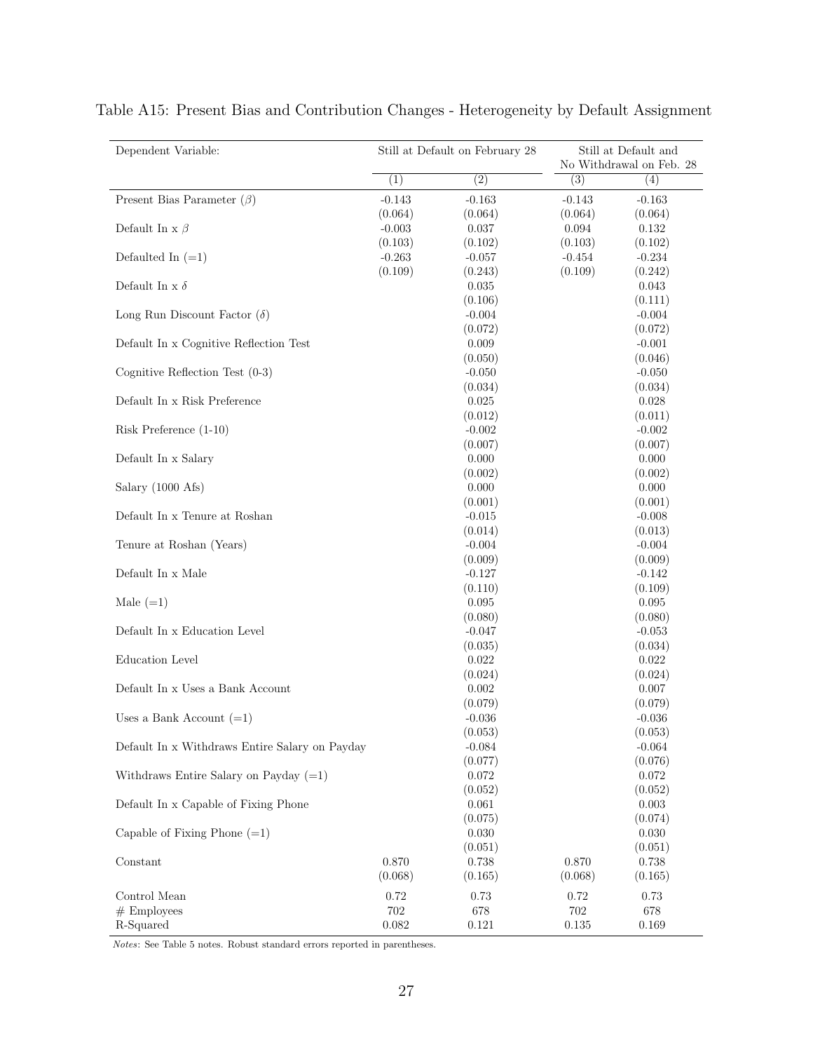Table A15: Present Bias and Contribution Changes - Heterogeneity by Default Assignment

| Dependent Variable: | Still at Default on February 28 | | Still at Default and No Withdrawal on Feb. 28 | |
|---|---|---|---|---|
| | (1) | (2) | (3) | (4) |
| Present Bias Parameter ($\beta$) | -0.143 | -0.163 | -0.143 | -0.163 |
| | (0.064) | (0.064) | (0.064) | (0.064) |
| Default In x $\beta$ | -0.003 | 0.037 | 0.094 | 0.132 |
| | (0.103) | (0.102) | (0.103) | (0.102) |
| Defaulted In (=1) | -0.263 | -0.057 | -0.454 | -0.234 |
| | (0.109) | (0.243) | (0.109) | (0.242) |
| Default In x $\delta$ | | 0.035 | | 0.043 |
| | | (0.106) | | (0.111) |
| Long Run Discount Factor ($\delta$) | | -0.004 | | -0.004 |
| | | (0.072) | | (0.072) |
| Default In x Cognitive Reflection Test | | 0.009 | | -0.001 |
| | | (0.050) | | (0.046) |
| Cognitive Reflection Test (0-3) | | -0.050 | | -0.050 |
| | | (0.034) | | (0.034) |
| Default In x Risk Preference | | 0.025 | | 0.028 |
| | | (0.012) | | (0.011) |
| Risk Preference (1-10) | | -0.002 | | -0.002 |
| | | (0.007) | | (0.007) |
| Default In x Salary | | 0.000 | | 0.000 |
| | | (0.002) | | (0.002) |
| Salary (1000 Afs) | | 0.000 | | 0.000 |
| | | (0.001) | | (0.001) |
| Default In x Tenure at Roshan | | -0.015 | | -0.008 |
| | | (0.014) | | (0.013) |
| Tenure at Roshan (Years) | | -0.004 | | -0.004 |
| | | (0.009) | | (0.009) |
| Default In x Male | | -0.127 | | -0.142 |
| | | (0.110) | | (0.109) |
| Male (=1) | | 0.095 | | 0.095 |
| | | (0.080) | | (0.080) |
| Default In x Education Level | | -0.047 | | -0.053 |
| | | (0.035) | | (0.034) |
| Education Level | | 0.022 | | 0.022 |
| | | (0.024) | | (0.024) |
| Default In x Uses a Bank Account | | 0.002 | | 0.007 |
| | | (0.079) | | (0.079) |
| Uses a Bank Account (=1) | | -0.036 | | -0.036 |
| | | (0.053) | | (0.053) |
| Default In x Withdraws Entire Salary on Payday | | -0.084 | | -0.064 |
| | | (0.077) | | (0.076) |
| Withdraws Entire Salary on Payday (=1) | | 0.072 | | 0.072 |
| | | (0.052) | | (0.052) |
| Default In x Capable of Fixing Phone | | 0.061 | | 0.003 |
| | | (0.075) | | (0.074) |
| Capable of Fixing Phone (=1) | | 0.030 | | 0.030 |
| | | (0.051) | | (0.051) |
| Constant | 0.870 | 0.738 | 0.870 | 0.738 |
| | (0.068) | (0.165) | (0.068) | (0.165) |
| Control Mean | 0.72 | 0.73 | 0.72 | 0.73 |
| # Employees | 702 | 678 | 702 | 678 |
| R-Squared | 0.082 | 0.121 | 0.135 | 0.169 |

*Notes*: See Table 5 notes. Robust standard errors reported in parentheses.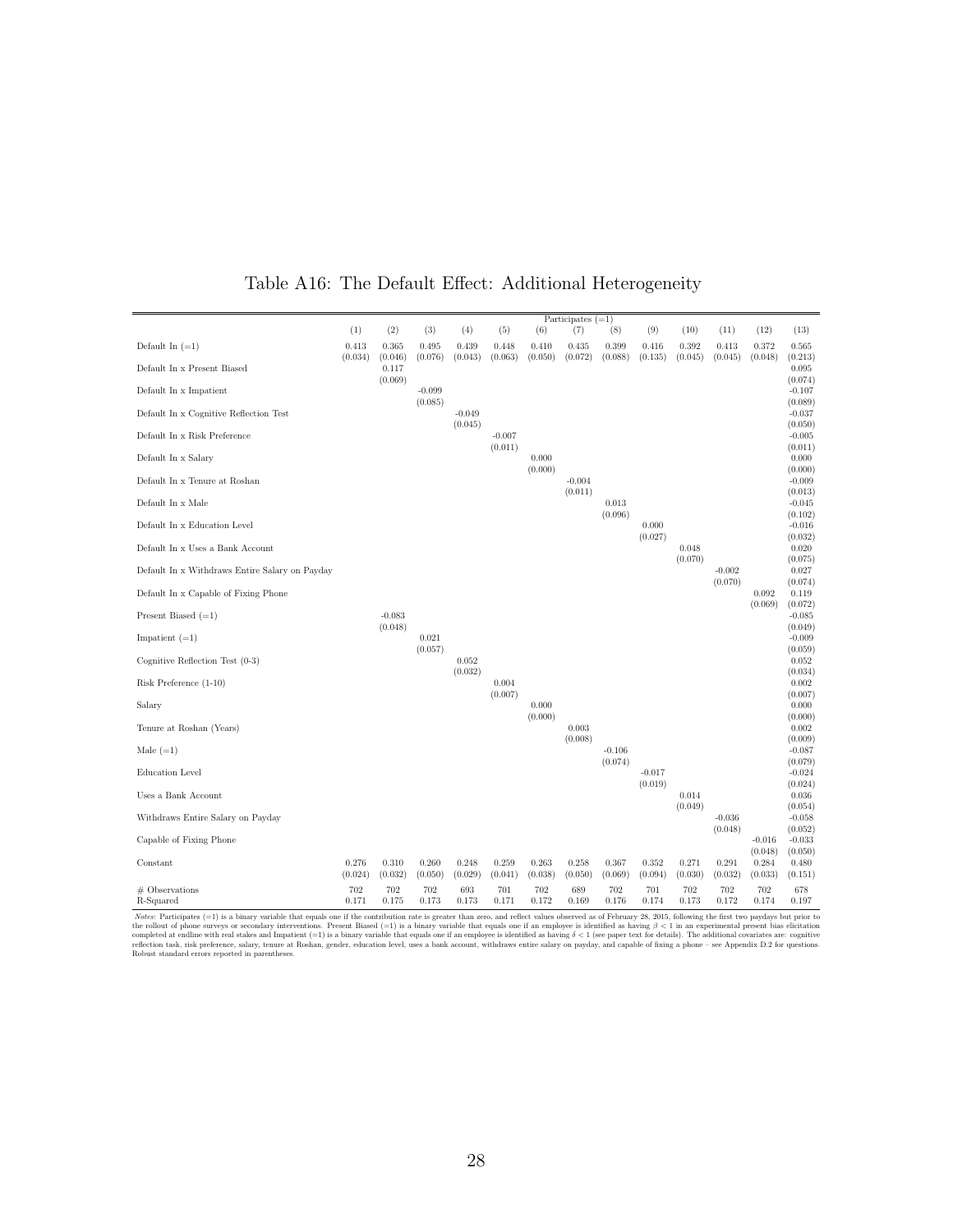# Table A16: The Default Effect: Additional Heterogeneity

| | Participates (=1) | | | | | | | | | | | | |
|---|---|---|---|---|---|---|---|---|---|---|---|---|---|
| | (1) | (2) | (3) | (4) | (5) | (6) | (7) | (8) | (9) | (10) | (11) | (12) | (13) |
| Default In (=1) | 0.413 | 0.365 | 0.495 | 0.439 | 0.448 | 0.410 | 0.435 | 0.399 | 0.416 | 0.392 | 0.413 | 0.372 | 0.565 |
| | (0.034) | (0.046) | (0.076) | (0.043) | (0.063) | (0.050) | (0.072) | (0.088) | (0.135) | (0.045) | (0.045) | (0.048) | (0.213) |
| Default In x Present Biased | | 0.117 | | | | | | | | | | | 0.095 |
| | | (0.069) | | | | | | | | | | | (0.074) |
| Default In x Impatient | | | -0.099 | | | | | | | | | | -0.107 |
| | | | (0.085) | | | | | | | | | | (0.089) |
| Default In x Cognitive Reflection Test | | | | -0.049 | | | | | | | | | -0.037 |
| | | | | (0.045) | | | | | | | | | (0.050) |
| Default In x Risk Preference | | | | | -0.007 | | | | | | | | -0.005 |
| | | | | | (0.011) | | | | | | | | (0.011) |
| Default In x Salary | | | | | | 0.000 | | | | | | | 0.000 |
| | | | | | | (0.000) | | | | | | | (0.000) |
| Default In x Tenure at Roshan | | | | | | | -0.004 | | | | | | -0.009 |
| | | | | | | | (0.011) | | | | | | (0.013) |
| Default In x Male | | | | | | | | 0.013 | | | | | -0.045 |
| | | | | | | | | (0.096) | | | | | (0.102) |
| Default In x Education Level | | | | | | | | | 0.000 | | | | -0.016 |
| | | | | | | | | | (0.027) | | | | (0.032) |
| Default In x Uses a Bank Account | | | | | | | | | | 0.048 | | | 0.020 |
| | | | | | | | | | | (0.070) | | | (0.075) |
| Default In x Withdraws Entire Salary on Payday | | | | | | | | | | | -0.002 | | 0.027 |
| | | | | | | | | | | | (0.070) | | (0.074) |
| Default In x Capable of Fixing Phone | | | | | | | | | | | | 0.092 | 0.119 |
| | | | | | | | | | | | | (0.069) | (0.072) |
| Present Biased (=1) | | -0.083 | | | | | | | | | | | -0.085 |
| | | (0.048) | | | | | | | | | | | (0.049) |
| Impatient (=1) | | | 0.021 | | | | | | | | | | -0.009 |
| | | | (0.057) | | | | | | | | | | (0.059) |
| Cognitive Reflection Test (0-3) | | | | 0.052 | | | | | | | | | 0.052 |
| | | | | (0.032) | | | | | | | | | (0.034) |
| Risk Preference (1-10) | | | | | 0.004 | | | | | | | | 0.002 |
| | | | | | (0.007) | | | | | | | | (0.007) |
| Salary | | | | | | 0.000 | | | | | | | 0.000 |
| | | | | | | (0.000) | | | | | | | (0.000) |
| Tenure at Roshan (Years) | | | | | | | 0.003 | | | | | | 0.002 |
| | | | | | | | (0.008) | | | | | | (0.009) |
| Male (=1) | | | | | | | | -0.106 | | | | | -0.087 |
| | | | | | | | | (0.074) | | | | | (0.079) |
| Education Level | | | | | | | | | -0.017 | | | | -0.024 |
| | | | | | | | | | (0.019) | | | | (0.024) |
| Uses a Bank Account | | | | | | | | | | 0.014 | | | 0.036 |
| | | | | | | | | | | (0.049) | | | (0.054) |
| Withdraws Entire Salary on Payday | | | | | | | | | | | -0.036 | | -0.058 |
| | | | | | | | | | | | (0.048) | | (0.052) |
| Capable of Fixing Phone | | | | | | | | | | | | -0.016 | -0.033 |
| | | | | | | | | | | | | (0.048) | (0.050) |
| Constant | 0.276 | 0.310 | 0.260 | 0.248 | 0.259 | 0.263 | 0.258 | 0.367 | 0.352 | 0.271 | 0.291 | 0.284 | 0.480 |
| | (0.024) | (0.032) | (0.050) | (0.029) | (0.041) | (0.038) | (0.050) | (0.069) | (0.094) | (0.030) | (0.032) | (0.033) | (0.151) |
| # Observations | 702 | 702 | 702 | 693 | 701 | 702 | 689 | 702 | 701 | 702 | 702 | 702 | 678 |
| R-Squared | 0.171 | 0.175 | 0.173 | 0.173 | 0.171 | 0.172 | 0.169 | 0.176 | 0.174 | 0.173 | 0.172 | 0.174 | 0.197 |

*Notes*: Participates (=1) is a binary variable that equals one if the contribution rate is greater than zero, and reflect values observed as of February 28, 2015, following the first two paydays but prior to the rollout of phone surveys or secondary interventions. Present Biased (=1) is a binary variable that equals one if an employee is identified as having $\beta < 1$ in an experimental present bias elicitation completed at endline with real stakes and Impatient (=1) is a binary variable that equals one if an employee is identified as having $\delta < 1$ (see paper text for details). The additional covariates are: cognitive reflection task, risk preference, salary, tenure at Roshan, gender, education level, uses a bank account, withdraws entire salary on payday, and capable of fixing a phone – see Appendix D.2 for questions. Robust standard errors reported in parentheses.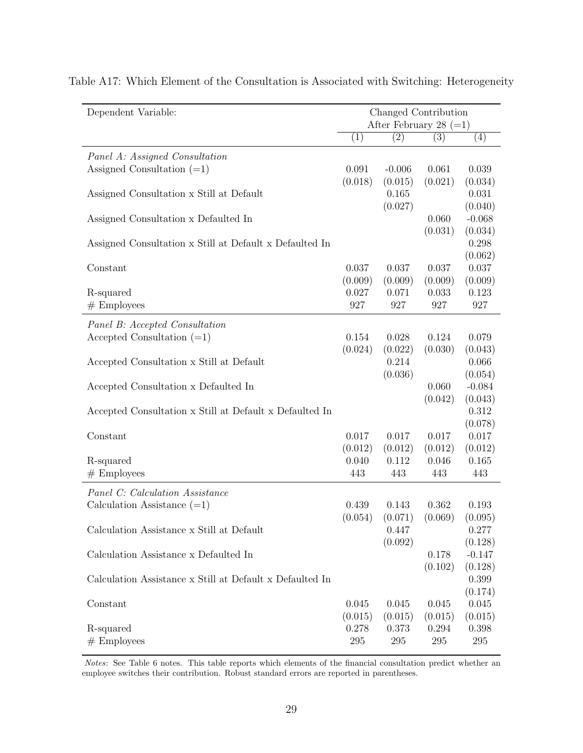Table A17: Which Element of the Consultation is Associated with Switching: Heterogeneity

| Dependent Variable: | Changed Contribution After February 28 (=1) | | | |
|---|---|---|---|---|
| | (1) | (2) | (3) | (4) |
| *Panel A: Assigned Consultation* | | | | |
| Assigned Consultation (=1) | 0.091 | -0.006 | 0.061 | 0.039 |
| | (0.018) | (0.015) | (0.021) | (0.034) |
| Assigned Consultation x Still at Default | | 0.165 | | 0.031 |
| | | (0.027) | | (0.040) |
| Assigned Consultation x Defaulted In | | | 0.060 | -0.068 |
| | | | (0.031) | (0.034) |
| Assigned Consultation x Still at Default x Defaulted In | | | | 0.298 |
| | | | | (0.062) |
| Constant | 0.037 | 0.037 | 0.037 | 0.037 |
| | (0.009) | (0.009) | (0.009) | (0.009) |
| R-squared | 0.027 | 0.071 | 0.033 | 0.123 |
| # Employees | 927 | 927 | 927 | 927 |
| *Panel B: Accepted Consultation* | | | | |
| Accepted Consultation (=1) | 0.154 | 0.028 | 0.124 | 0.079 |
| | (0.024) | (0.022) | (0.030) | (0.043) |
| Accepted Consultation x Still at Default | | 0.214 | | 0.066 |
| | | (0.036) | | (0.054) |
| Accepted Consultation x Defaulted In | | | 0.060 | -0.084 |
| | | | (0.042) | (0.043) |
| Accepted Consultation x Still at Default x Defaulted In | | | | 0.312 |
| | | | | (0.078) |
| Constant | 0.017 | 0.017 | 0.017 | 0.017 |
| | (0.012) | (0.012) | (0.012) | (0.012) |
| R-squared | 0.040 | 0.112 | 0.046 | 0.165 |
| # Employees | 443 | 443 | 443 | 443 |
| *Panel C: Calculation Assistance* | | | | |
| Calculation Assistance (=1) | 0.439 | 0.143 | 0.362 | 0.193 |
| | (0.054) | (0.071) | (0.069) | (0.095) |
| Calculation Assistance x Still at Default | | 0.447 | | 0.277 |
| | | (0.092) | | (0.128) |
| Calculation Assistance x Defaulted In | | | 0.178 | -0.147 |
| | | | (0.102) | (0.128) |
| Calculation Assistance x Still at Default x Defaulted In | | | | 0.399 |
| | | | | (0.174) |
| Constant | 0.045 | 0.045 | 0.045 | 0.045 |
| | (0.015) | (0.015) | (0.015) | (0.015) |
| R-squared | 0.278 | 0.373 | 0.294 | 0.398 |
| # Employees | 295 | 295 | 295 | 295 |

*Notes*: See Table 6 notes. This table reports which elements of the financial consultation predict whether an employee switches their contribution. Robust standard errors are reported in parentheses.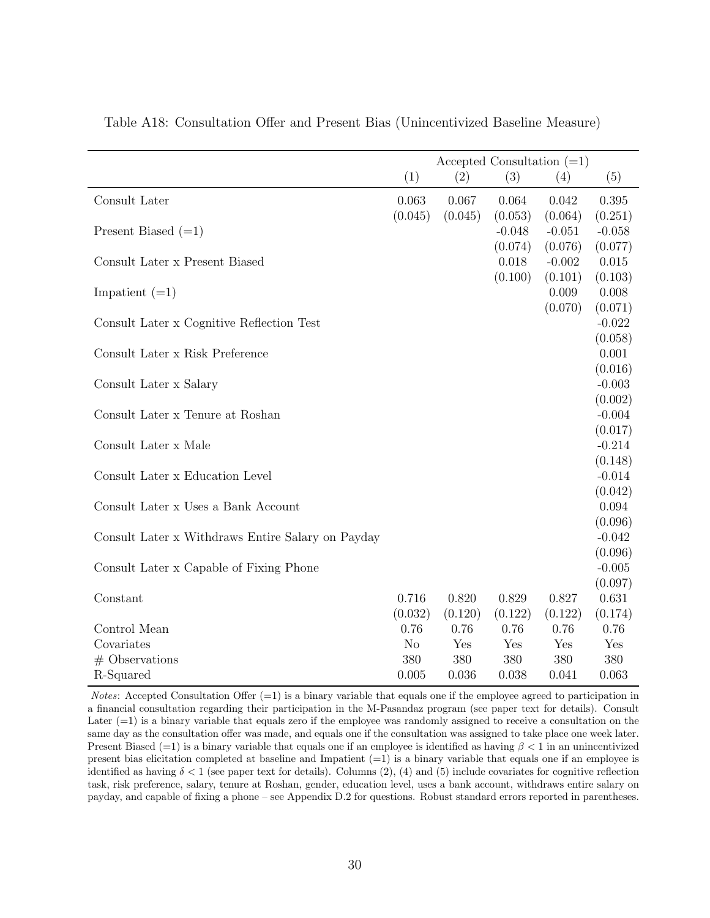Table A18: Consultation Offer and Present Bias (Unincentivized Baseline Measure)

| | Accepted Consultation (=1) | | | | |
|---|---|---|---|---|---|
| | (1) | (2) | (3) | (4) | (5) |
| Consult Later | 0.063 | 0.067 | 0.064 | 0.042 | 0.395 |
| | (0.045) | (0.045) | (0.053) | (0.064) | (0.251) |
| Present Biased (=1) | | | -0.048 | -0.051 | -0.058 |
| | | | (0.074) | (0.076) | (0.077) |
| Consult Later x Present Biased | | | 0.018 | -0.002 | 0.015 |
| | | | (0.100) | (0.101) | (0.103) |
| Impatient (=1) | | | | 0.009 | 0.008 |
| | | | | (0.070) | (0.071) |
| Consult Later x Cognitive Reflection Test | | | | | -0.022 |
| | | | | | (0.058) |
| Consult Later x Risk Preference | | | | | 0.001 |
| | | | | | (0.016) |
| Consult Later x Salary | | | | | -0.003 |
| | | | | | (0.002) |
| Consult Later x Tenure at Roshan | | | | | -0.004 |
| | | | | | (0.017) |
| Consult Later x Male | | | | | -0.214 |
| | | | | | (0.148) |
| Consult Later x Education Level | | | | | -0.014 |
| | | | | | (0.042) |
| Consult Later x Uses a Bank Account | | | | | 0.094 |
| | | | | | (0.096) |
| Consult Later x Withdraws Entire Salary on Payday | | | | | -0.042 |
| | | | | | (0.096) |
| Consult Later x Capable of Fixing Phone | | | | | -0.005 |
| | | | | | (0.097) |
| Constant | 0.716 | 0.820 | 0.829 | 0.827 | 0.631 |
| | (0.032) | (0.120) | (0.122) | (0.122) | (0.174) |
| Control Mean | 0.76 | 0.76 | 0.76 | 0.76 | 0.76 |
| Covariates | No | Yes | Yes | Yes | Yes |
| # Observations | 380 | 380 | 380 | 380 | 380 |
| R-Squared | 0.005 | 0.036 | 0.038 | 0.041 | 0.063 |

*Notes*: Accepted Consultation Offer (=1) is a binary variable that equals one if the employee agreed to participation in a financial consultation regarding their participation in the M-Pasandaz program (see paper text for details). Consult Later (=1) is a binary variable that equals zero if the employee was randomly assigned to receive a consultation on the same day as the consultation offer was made, and equals one if the consultation was assigned to take place one week later. Present Biased (=1) is a binary variable that equals one if an employee is identified as having $\beta < 1$ in an unincentivized present bias elicitation completed at baseline and Impatient (=1) is a binary variable that equals one if an employee is identified as having $\delta < 1$ (see paper text for details). Columns (2), (4) and (5) include covariates for cognitive reflection task, risk preference, salary, tenure at Roshan, gender, education level, uses a bank account, withdraws entire salary on payday, and capable of fixing a phone – see Appendix D.2 for questions. Robust standard errors reported in parentheses.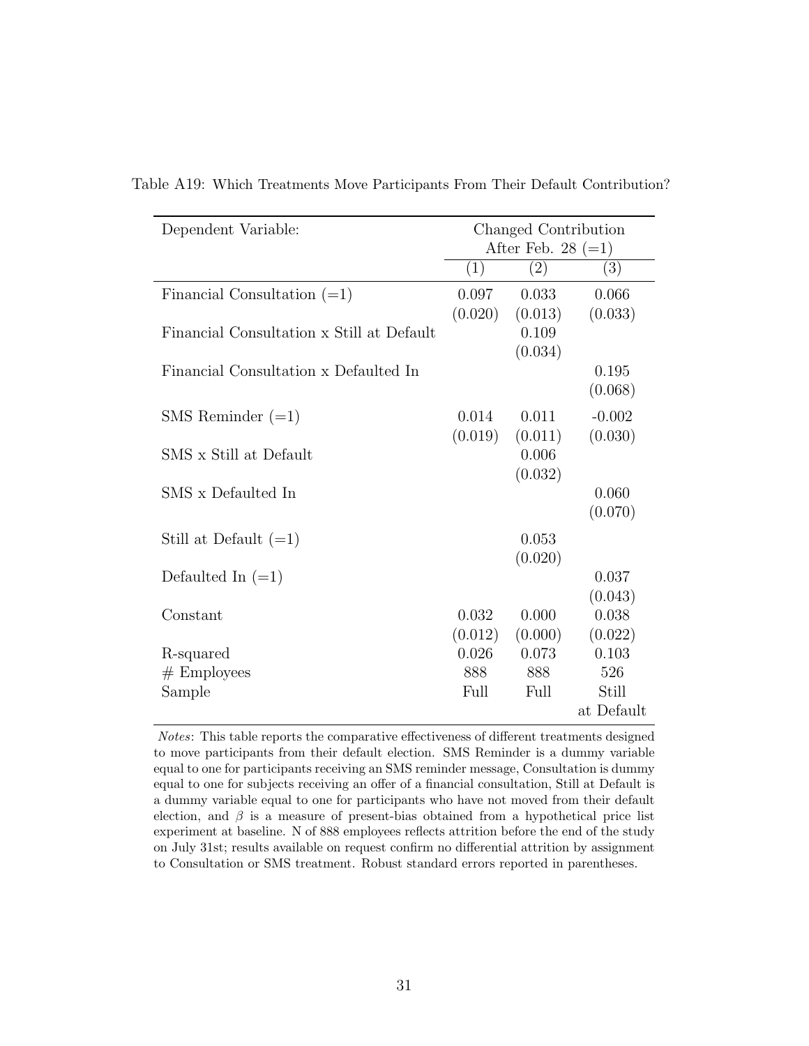Table A19: Which Treatments Move Participants From Their Default Contribution?

| Dependent Variable: | Changed Contribution After Feb. 28 (=1) | | |
|---|---|---|---|
| | (1) | (2) | (3) |
| Financial Consultation (=1) | 0.097 | 0.033 | 0.066 |
| | (0.020) | (0.013) | (0.033) |
| Financial Consultation x Still at Default | | 0.109 | |
| | | (0.034) | |
| Financial Consultation x Defaulted In | | | 0.195 |
| | | | (0.068) |
| SMS Reminder (=1) | 0.014 | 0.011 | -0.002 |
| | (0.019) | (0.011) | (0.030) |
| SMS x Still at Default | | 0.006 | |
| | | (0.032) | |
| SMS x Defaulted In | | | 0.060 |
| | | | (0.070) |
| Still at Default (=1) | | 0.053 | |
| | | (0.020) | |
| Defaulted In (=1) | | | 0.037 |
| | | | (0.043) |
| Constant | 0.032 | 0.000 | 0.038 |
| | (0.012) | (0.000) | (0.022) |
| R-squared | 0.026 | 0.073 | 0.103 |
| # Employees | 888 | 888 | 526 |
| Sample | Full | Full | Still at Default |

*Notes*: This table reports the comparative effectiveness of different treatments designed to move participants from their default election. SMS Reminder is a dummy variable equal to one for participants receiving an SMS reminder message, Consultation is dummy equal to one for subjects receiving an offer of a financial consultation, Still at Default is a dummy variable equal to one for participants who have not moved from their default election, and $\beta$ is a measure of present-bias obtained from a hypothetical price list experiment at baseline. N of 888 employees reflects attrition before the end of the study on July 31st; results available on request confirm no differential attrition by assignment to Consultation or SMS treatment. Robust standard errors reported in parentheses.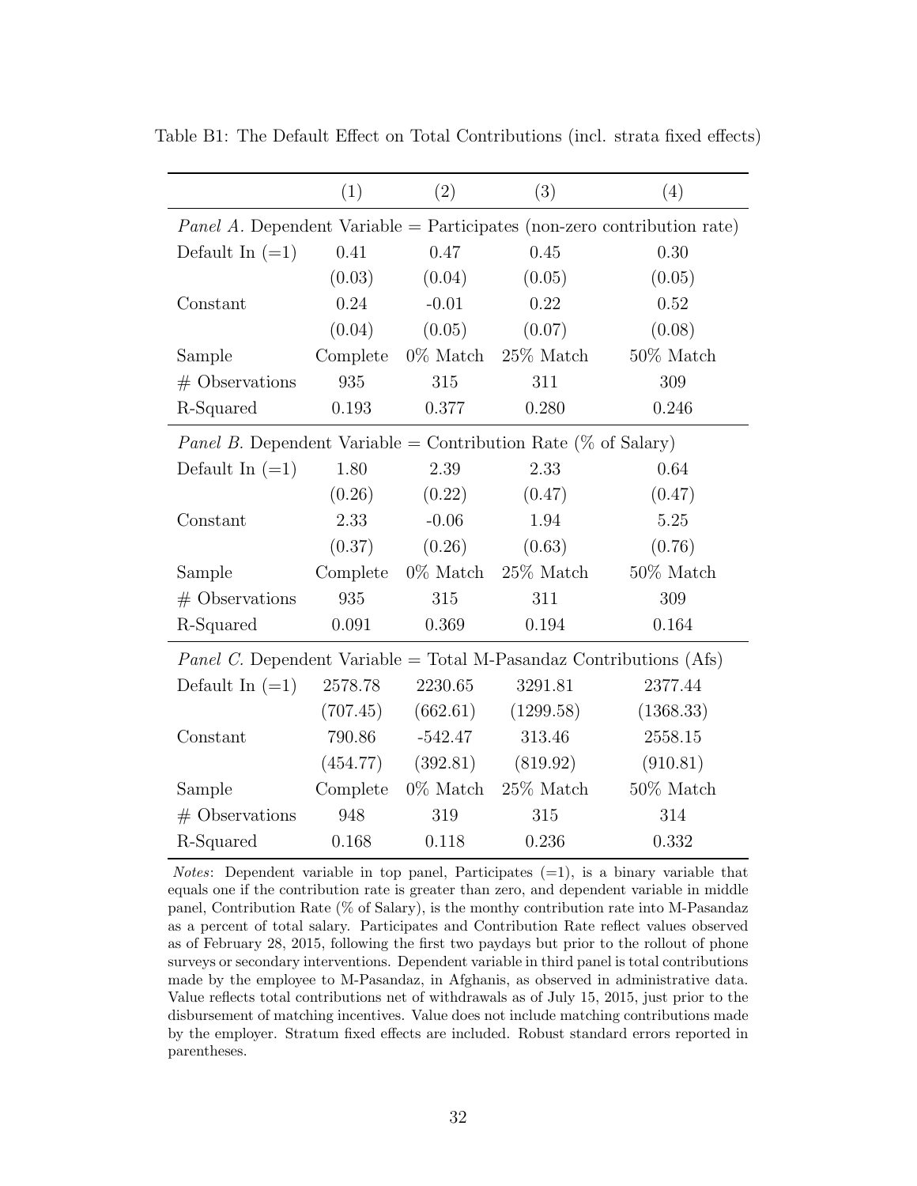Table B1: The Default Effect on Total Contributions (incl. strata fixed effects)

| | (1) | (2) | (3) | (4) |
|---|---|---|---|---|
| *Panel A.* Dependent Variable = Participates (non-zero contribution rate) | | | | |
| Default In (=1) | 0.41 | 0.47 | 0.45 | 0.30 |
| | (0.03) | (0.04) | (0.05) | (0.05) |
| Constant | 0.24 | -0.01 | 0.22 | 0.52 |
| | (0.04) | (0.05) | (0.07) | (0.08) |
| Sample | Complete | 0% Match | 25% Match | 50% Match |
| # Observations | 935 | 315 | 311 | 309 |
| R-Squared | 0.193 | 0.377 | 0.280 | 0.246 |
| *Panel B.* Dependent Variable = Contribution Rate (% of Salary) | | | | |
| Default In (=1) | 1.80 | 2.39 | 2.33 | 0.64 |
| | (0.26) | (0.22) | (0.47) | (0.47) |
| Constant | 2.33 | -0.06 | 1.94 | 5.25 |
| | (0.37) | (0.26) | (0.63) | (0.76) |
| Sample | Complete | 0% Match | 25% Match | 50% Match |
| # Observations | 935 | 315 | 311 | 309 |
| R-Squared | 0.091 | 0.369 | 0.194 | 0.164 |
| *Panel C.* Dependent Variable = Total M-Pasandaz Contributions (Afs) | | | | |
| Default In (=1) | 2578.78 | 2230.65 | 3291.81 | 2377.44 |
| | (707.45) | (662.61) | (1299.58) | (1368.33) |
| Constant | 790.86 | -542.47 | 313.46 | 2558.15 |
| | (454.77) | (392.81) | (819.92) | (910.81) |
| Sample | Complete | 0% Match | 25% Match | 50% Match |
| # Observations | 948 | 319 | 315 | 314 |
| R-Squared | 0.168 | 0.118 | 0.236 | 0.332 |

*Notes*: Dependent variable in top panel, Participates (=1), is a binary variable that equals one if the contribution rate is greater than zero, and dependent variable in middle panel, Contribution Rate (% of Salary), is the monthy contribution rate into M-Pasandaz as a percent of total salary. Participates and Contribution Rate reflect values observed as of February 28, 2015, following the first two paydays but prior to the rollout of phone surveys or secondary interventions. Dependent variable in third panel is total contributions made by the employee to M-Pasandaz, in Afghanis, as observed in administrative data. Value reflects total contributions net of withdrawals as of July 15, 2015, just prior to the disbursement of matching incentives. Value does not include matching contributions made by the employer. Stratum fixed effects are included. Robust standard errors reported in parentheses.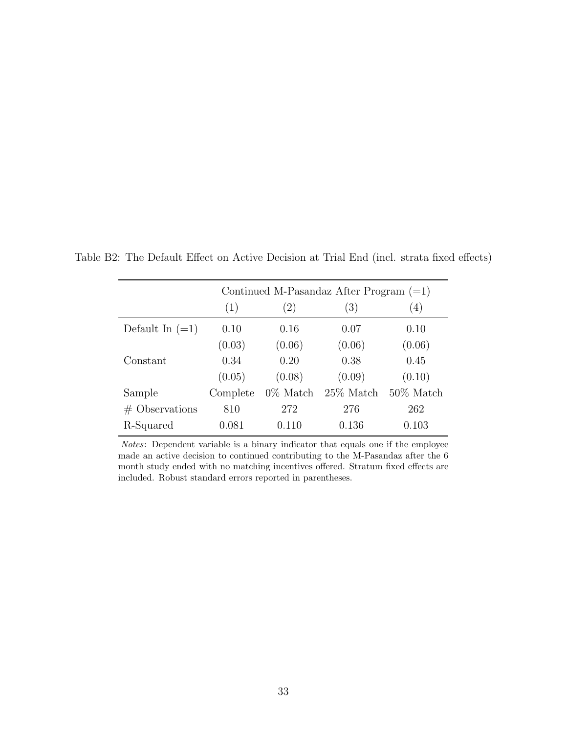Table B2: The Default Effect on Active Decision at Trial End (incl. strata fixed effects)

| | Continued M-Pasandaz After Program (=1) | | | |
|---|---|---|---|---|
| | (1) | (2) | (3) | (4) |
| Default In (=1) | 0.10 | 0.16 | 0.07 | 0.10 |
| | (0.03) | (0.06) | (0.06) | (0.06) |
| Constant | 0.34 | 0.20 | 0.38 | 0.45 |
| | (0.05) | (0.08) | (0.09) | (0.10) |
| Sample | Complete | 0% Match | 25% Match | 50% Match |
| # Observations | 810 | 272 | 276 | 262 |
| R-Squared | 0.081 | 0.110 | 0.136 | 0.103 |

*Notes*: Dependent variable is a binary indicator that equals one if the employee made an active decision to continued contributing to the M-Pasandaz after the 6 month study ended with no matching incentives offered. Stratum fixed effects are included. Robust standard errors reported in parentheses.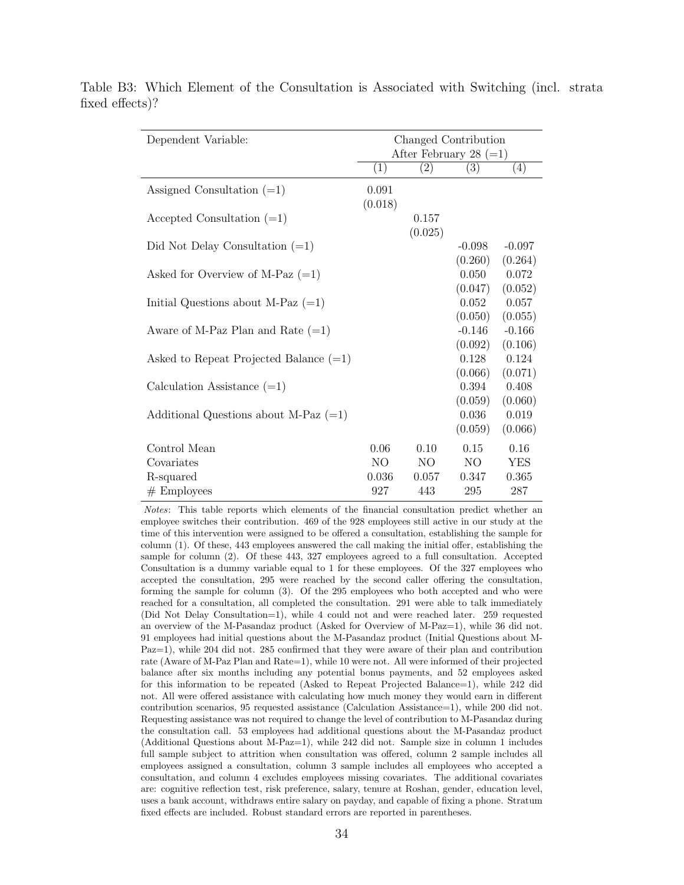Table B3: Which Element of the Consultation is Associated with Switching (incl. strata fixed effects)?

| Dependent Variable: | Changed Contribution After February 28 (=1) | | | |
|---|---|---|---|---|
| | (1) | (2) | (3) | (4) |
| Assigned Consultation (=1) | 0.091 | | | |
| | (0.018) | | | |
| Accepted Consultation (=1) | | 0.157 | | |
| | | (0.025) | | |
| Did Not Delay Consultation (=1) | | | -0.098 | -0.097 |
| | | | (0.260) | (0.264) |
| Asked for Overview of M-Paz (=1) | | | 0.050 | 0.072 |
| | | | (0.047) | (0.052) |
| Initial Questions about M-Paz (=1) | | | 0.052 | 0.057 |
| | | | (0.050) | (0.055) |
| Aware of M-Paz Plan and Rate (=1) | | | -0.146 | -0.166 |
| | | | (0.092) | (0.106) |
| Asked to Repeat Projected Balance (=1) | | | 0.128 | 0.124 |
| | | | (0.066) | (0.071) |
| Calculation Assistance (=1) | | | 0.394 | 0.408 |
| | | | (0.059) | (0.060) |
| Additional Questions about M-Paz (=1) | | | 0.036 | 0.019 |
| | | | (0.059) | (0.066) |
| Control Mean | 0.06 | 0.10 | 0.15 | 0.16 |
| Covariates | NO | NO | NO | YES |
| R-squared | 0.036 | 0.057 | 0.347 | 0.365 |
| # Employees | 927 | 443 | 295 | 287 |

*Notes*: This table reports which elements of the financial consultation predict whether an employee switches their contribution. 469 of the 928 employees still active in our study at the time of this intervention were assigned to be offered a consultation, establishing the sample for column (1). Of these, 443 employees answered the call making the initial offer, establishing the sample for column (2). Of these 443, 327 employees agreed to a full consultation. Accepted Consultation is a dummy variable equal to 1 for these employees. Of the 327 employees who accepted the consultation, 295 were reached by the second caller offering the consultation, forming the sample for column (3). Of the 295 employees who both accepted and who were reached for a consultation, all completed the consultation. 291 were able to talk immediately (Did Not Delay Consultation=1), while 4 could not and were reached later. 259 requested an overview of the M-Pasandaz product (Asked for Overview of M-Paz=1), while 36 did not. 91 employees had initial questions about the M-Pasandaz product (Initial Questions about M-Paz=1), while 204 did not. 285 confirmed that they were aware of their plan and contribution rate (Aware of M-Paz Plan and Rate=1), while 10 were not. All were informed of their projected balance after six months including any potential bonus payments, and 52 employees asked for this information to be repeated (Asked to Repeat Projected Balance=1), while 242 did not. All were offered assistance with calculating how much money they would earn in different contribution scenarios, 95 requested assistance (Calculation Assistance=1), while 200 did not. Requesting assistance was not required to change the level of contribution to M-Pasandaz during the consultation call. 53 employees had additional questions about the M-Pasandaz product (Additional Questions about M-Paz=1), while 242 did not. Sample size in column 1 includes full sample subject to attrition when consultation was offered, column 2 sample includes all employees assigned a consultation, column 3 sample includes all employees who accepted a consultation, and column 4 excludes employees missing covariates. The additional covariates are: cognitive reflection test, risk preference, salary, tenure at Roshan, gender, education level, uses a bank account, withdraws entire salary on payday, and capable of fixing a phone. Stratum fixed effects are included. Robust standard errors are reported in parentheses.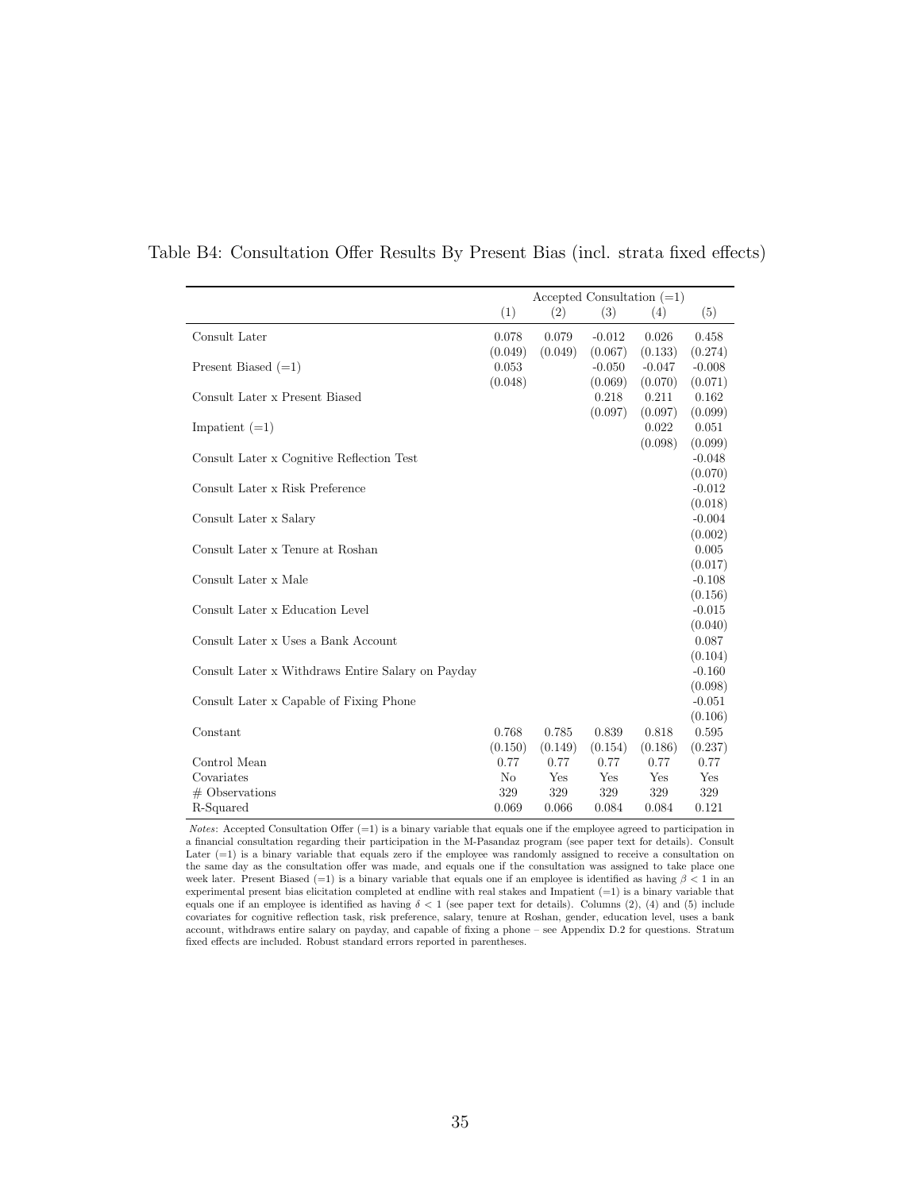Table B4: Consultation Offer Results By Present Bias (incl. strata fixed effects)

| | Accepted Consultation (=1) | | | | |
|---|---|---|---|---|---|
| | (1) | (2) | (3) | (4) | (5) |
| Consult Later | 0.078 | 0.079 | -0.012 | 0.026 | 0.458 |
| | (0.049) | (0.049) | (0.067) | (0.133) | (0.274) |
| Present Biased (=1) | 0.053 | | -0.050 | -0.047 | -0.008 |
| | (0.048) | | (0.069) | (0.070) | (0.071) |
| Consult Later x Present Biased | | | 0.218 | 0.211 | 0.162 |
| | | | (0.097) | (0.097) | (0.099) |
| Impatient (=1) | | | | 0.022 | 0.051 |
| | | | | (0.098) | (0.099) |
| Consult Later x Cognitive Reflection Test | | | | | -0.048 |
| | | | | | (0.070) |
| Consult Later x Risk Preference | | | | | -0.012 |
| | | | | | (0.018) |
| Consult Later x Salary | | | | | -0.004 |
| | | | | | (0.002) |
| Consult Later x Tenure at Roshan | | | | | 0.005 |
| | | | | | (0.017) |
| Consult Later x Male | | | | | -0.108 |
| | | | | | (0.156) |
| Consult Later x Education Level | | | | | -0.015 |
| | | | | | (0.040) |
| Consult Later x Uses a Bank Account | | | | | 0.087 |
| | | | | | (0.104) |
| Consult Later x Withdraws Entire Salary on Payday | | | | | -0.160 |
| | | | | | (0.098) |
| Consult Later x Capable of Fixing Phone | | | | | -0.051 |
| | | | | | (0.106) |
| Constant | 0.768 | 0.785 | 0.839 | 0.818 | 0.595 |
| | (0.150) | (0.149) | (0.154) | (0.186) | (0.237) |
| Control Mean | 0.77 | 0.77 | 0.77 | 0.77 | 0.77 |
| Covariates | No | Yes | Yes | Yes | Yes |
| # Observations | 329 | 329 | 329 | 329 | 329 |
| R-Squared | 0.069 | 0.066 | 0.084 | 0.084 | 0.121 |

*Notes*: Accepted Consultation Offer (=1) is a binary variable that equals one if the employee agreed to participation in a financial consultation regarding their participation in the M-Pasandaz program (see paper text for details). Consult Later (=1) is a binary variable that equals zero if the employee was randomly assigned to receive a consultation on the same day as the consultation offer was made, and equals one if the consultation was assigned to take place one week later. Present Biased (=1) is a binary variable that equals one if an employee is identified as having $\beta < 1$ in an experimental present bias elicitation completed at endline with real stakes and Impatient (=1) is a binary variable that equals one if an employee is identified as having $\delta < 1$ (see paper text for details). Columns (2), (4) and (5) include covariates for cognitive reflection task, risk preference, salary, tenure at Roshan, gender, education level, uses a bank account, withdraws entire salary on payday, and capable of fixing a phone – see Appendix D.2 for questions. Stratum fixed effects are included. Robust standard errors reported in parentheses.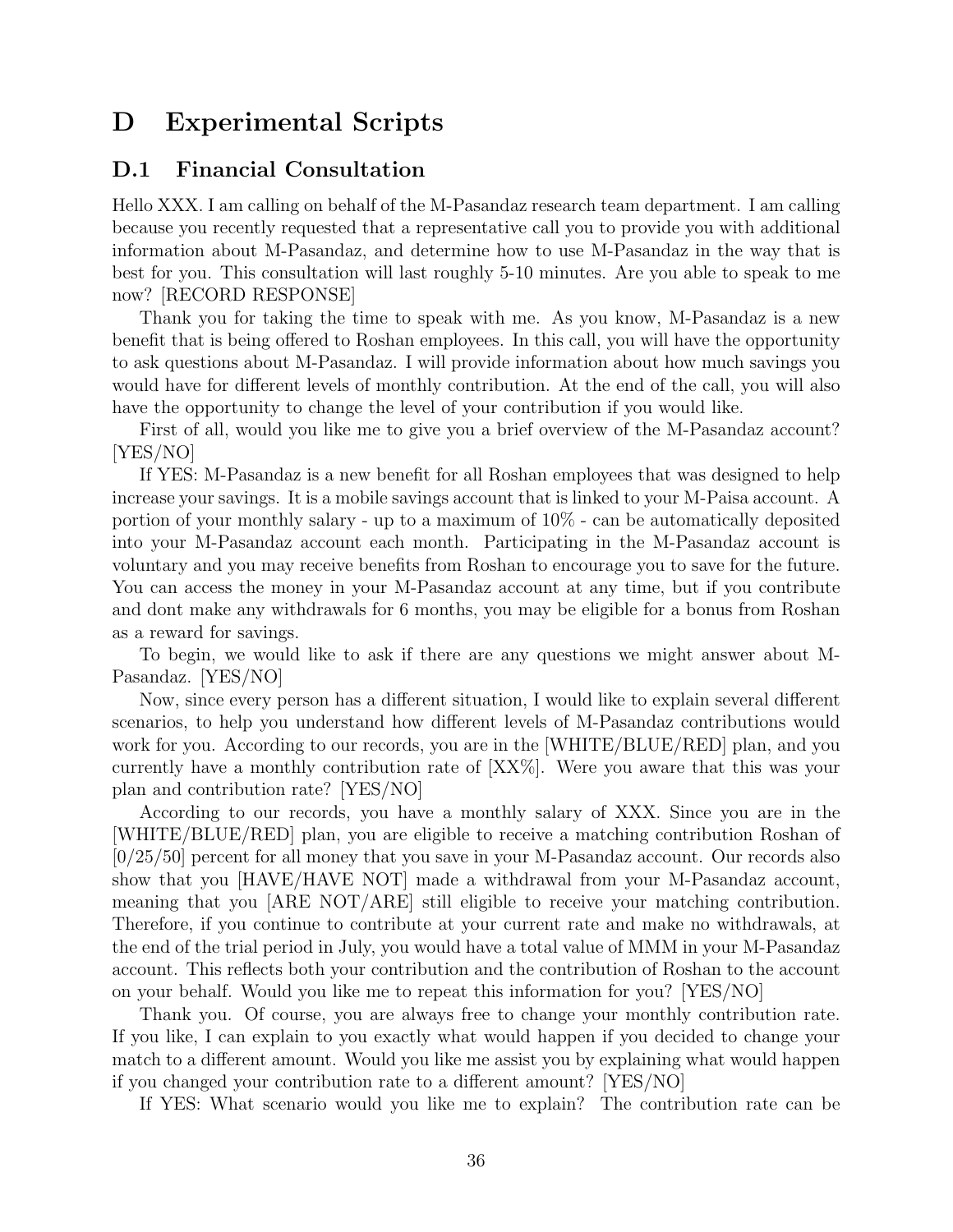# D Experimental Scripts

## D.1 Financial Consultation

Hello XXX. I am calling on behalf of the M-Pasandaz research team department. I am calling because you recently requested that a representative call you to provide you with additional information about M-Pasandaz, and determine how to use M-Pasandaz in the way that is best for you. This consultation will last roughly 5-10 minutes. Are you able to speak to me now? [RECORD RESPONSE]

Thank you for taking the time to speak with me. As you know, M-Pasandaz is a new benefit that is being offered to Roshan employees. In this call, you will have the opportunity to ask questions about M-Pasandaz. I will provide information about how much savings you would have for different levels of monthly contribution. At the end of the call, you will also have the opportunity to change the level of your contribution if you would like.

First of all, would you like me to give you a brief overview of the M-Pasandaz account? [YES/NO]

If YES: M-Pasandaz is a new benefit for all Roshan employees that was designed to help increase your savings. It is a mobile savings account that is linked to your M-Paisa account. A portion of your monthly salary - up to a maximum of 10% - can be automatically deposited into your M-Pasandaz account each month. Participating in the M-Pasandaz account is voluntary and you may receive benefits from Roshan to encourage you to save for the future. You can access the money in your M-Pasandaz account at any time, but if you contribute and dont make any withdrawals for 6 months, you may be eligible for a bonus from Roshan as a reward for savings.

To begin, we would like to ask if there are any questions we might answer about M-Pasandaz. [YES/NO]

Now, since every person has a different situation, I would like to explain several different scenarios, to help you understand how different levels of M-Pasandaz contributions would work for you. According to our records, you are in the [WHITE/BLUE/RED] plan, and you currently have a monthly contribution rate of [XX%]. Were you aware that this was your plan and contribution rate? [YES/NO]

According to our records, you have a monthly salary of XXX. Since you are in the [WHITE/BLUE/RED] plan, you are eligible to receive a matching contribution Roshan of [0/25/50] percent for all money that you save in your M-Pasandaz account. Our records also show that you [HAVE/HAVE NOT] made a withdrawal from your M-Pasandaz account, meaning that you [ARE NOT/ARE] still eligible to receive your matching contribution. Therefore, if you continue to contribute at your current rate and make no withdrawals, at the end of the trial period in July, you would have a total value of MMM in your M-Pasandaz account. This reflects both your contribution and the contribution of Roshan to the account on your behalf. Would you like me to repeat this information for you? [YES/NO]

Thank you. Of course, you are always free to change your monthly contribution rate. If you like, I can explain to you exactly what would happen if you decided to change your match to a different amount. Would you like me assist you by explaining what would happen if you changed your contribution rate to a different amount? [YES/NO]

If YES: What scenario would you like me to explain? The contribution rate can be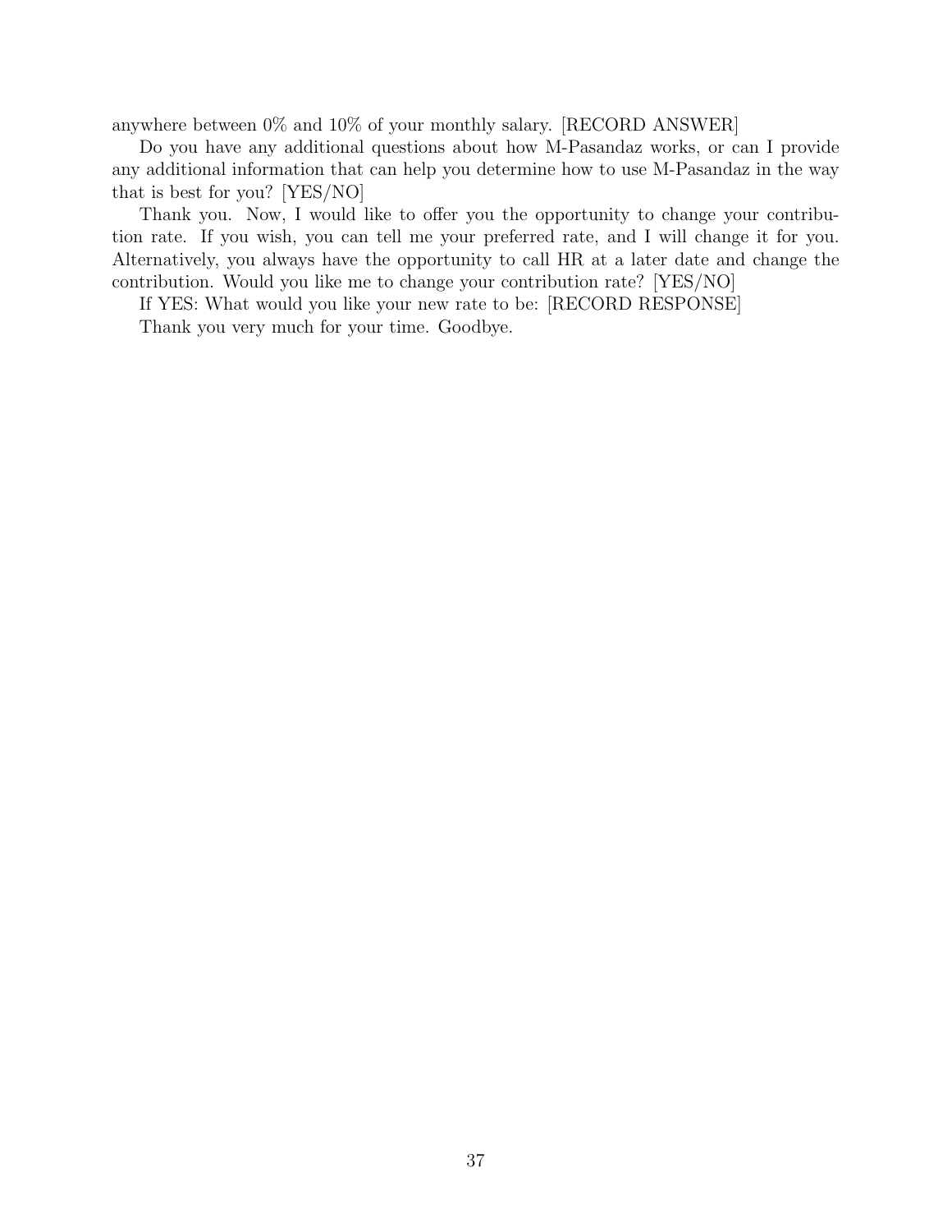anywhere between 0% and 10% of your monthly salary. [RECORD ANSWER]

Do you have any additional questions about how M-Pasandaz works, or can I provide any additional information that can help you determine how to use M-Pasandaz in the way that is best for you? [YES/NO]

Thank you. Now, I would like to offer you the opportunity to change your contribution rate. If you wish, you can tell me your preferred rate, and I will change it for you. Alternatively, you always have the opportunity to call HR at a later date and change the contribution. Would you like me to change your contribution rate? [YES/NO]

If YES: What would you like your new rate to be: [RECORD RESPONSE]

Thank you very much for your time. Goodbye.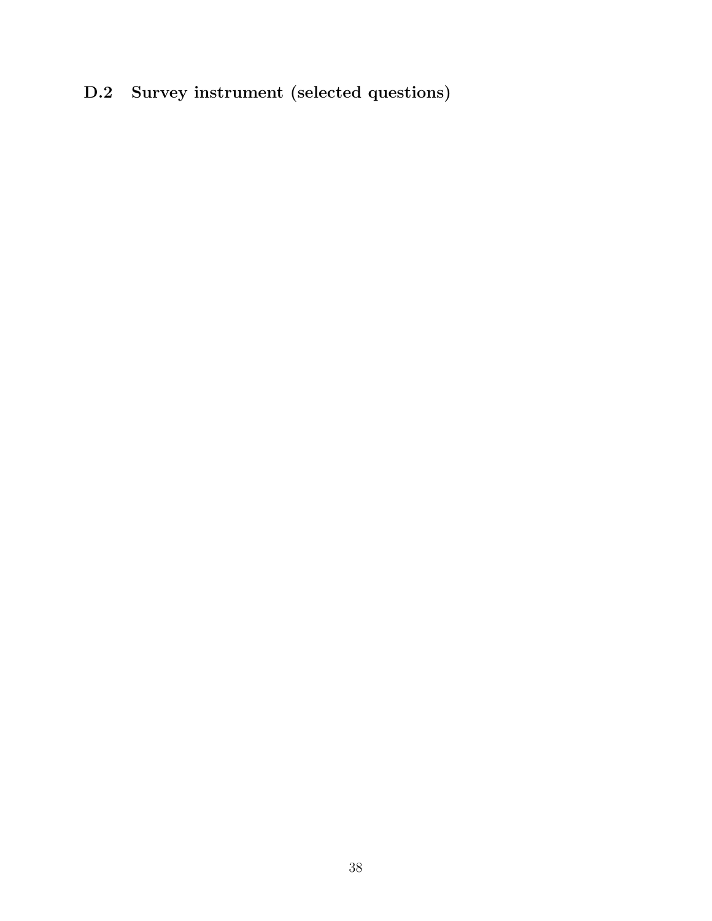### D.2 Survey instrument (selected questions)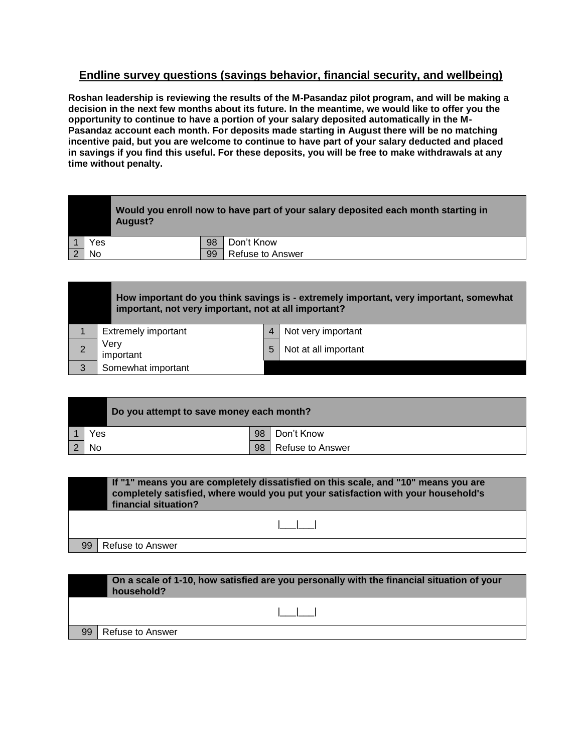## Endline survey questions (savings behavior, financial security, and wellbeing)

**Roshan leadership is reviewing the results of the M-Pasandaz pilot program, and will be making a decision in the next few months about its future. In the meantime, we would like to offer you the opportunity to continue to have a portion of your salary deposited automatically in the M-Pasandaz account each month. For deposits made starting in August there will be no matching incentive paid, but you are welcome to continue to have part of your salary deducted and placed in savings if you find this useful. For these deposits, you will be free to make withdrawals at any time without penalty.**

| | **Would you enroll now to have part of your salary deposited each month starting in August?** | | |
|---|---|---|---|
| 1 | Yes | 98 | Don't Know |
| 2 | No | 99 | Refuse to Answer |

| | **How important do you think savings is - extremely important, very important, somewhat important, not very important, not at all important?** | | |
|---|---|---|---|
| 1 | Extremely important | 4 | Not very important |
| 2 | Very important | 5 | Not at all important |
| 3 | Somewhat important | | |

| | **Do you attempt to save money each month?** | | |
|---|---|---|---|
| 1 | Yes | 98 | Don't Know |
| 2 | No | 98 | Refuse to Answer |

| | **If "1" means you are completely dissatisfied on this scale, and "10" means you are completely satisfied, where would you put your satisfaction with your household's financial situation?** |
|---|---|
| | \|\_\_\_\|\_\_\_\| |
| 99 | Refuse to Answer |

| | **On a scale of 1-10, how satisfied are you personally with the financial situation of your household?** |
|---|---|
| | \|\_\_\_\|\_\_\_\| |
| 99 | Refuse to Answer |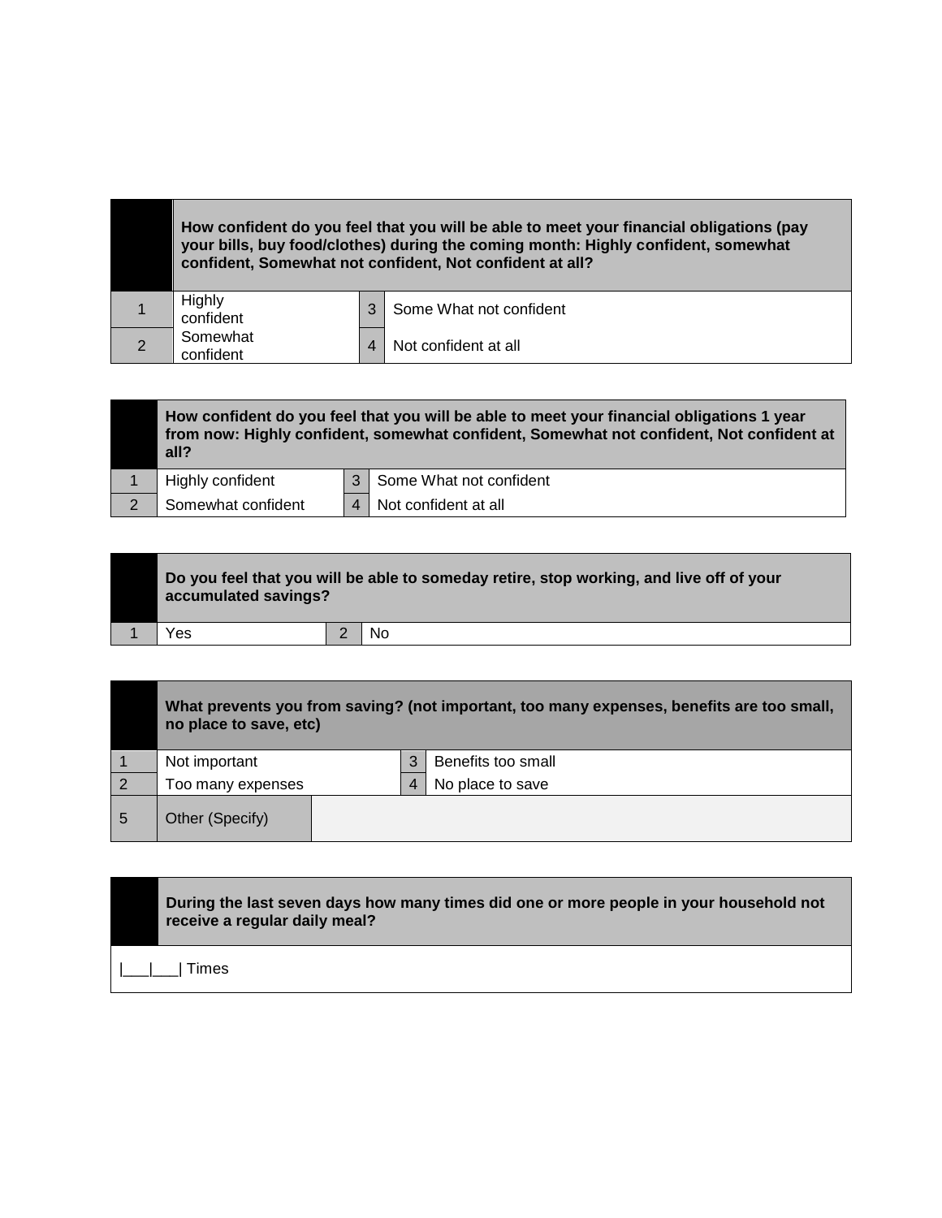| | How confident do you feel that you will be able to meet your financial obligations (pay your bills, buy food/clothes) during the coming month: Highly confident, somewhat confident, Somewhat not confident, Not confident at all? | | |
|---|---|---|---|
| 1 | Highly confident | 3 | Some What not confident |
| 2 | Somewhat confident | 4 | Not confident at all |

| | How confident do you feel that you will be able to meet your financial obligations 1 year from now: Highly confident, somewhat confident, Somewhat not confident, Not confident at all? | | |
|---|---|---|---|
| 1 | Highly confident | 3 | Some What not confident |
| 2 | Somewhat confident | 4 | Not confident at all |

| | Do you feel that you will be able to someday retire, stop working, and live off of your accumulated savings? | | |
|---|---|---|---|
| 1 | Yes | 2 | No |

| | What prevents you from saving? (not important, too many expenses, benefits are too small, no place to save, etc) | | |
|---|---|---|---|
| 1 | Not important | 3 | Benefits too small |
| 2 | Too many expenses | 4 | No place to save |
| 5 | Other (Specify) | | |

| | During the last seven days how many times did one or more people in your household not receive a regular daily meal? |
|---|---|
| \|___\|___\| Times | |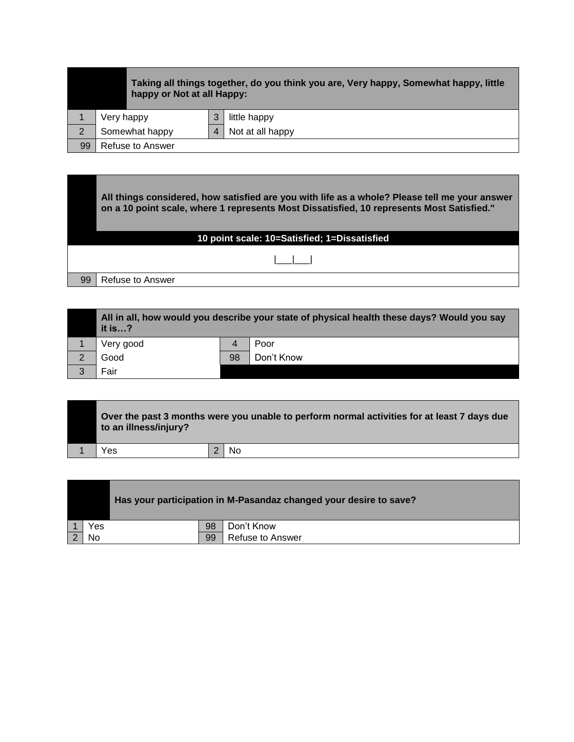| | Taking all things together, do you think you are, Very happy, Somewhat happy, little happy or Not at all Happy: | | |
|---|---|---|---|
| 1 | Very happy | 3 | little happy |
| 2 | Somewhat happy | 4 | Not at all happy |
| 99 | Refuse to Answer | | |

| | All things considered, how satisfied are you with life as a whole? Please tell me your answer on a 10 point scale, where 1 represents Most Dissatisfied, 10 represents Most Satisfied." |
|---|---|
| | 10 point scale: 10=Satisfied; 1=Dissatisfied |
| | \|\_\_\_\|\_\_\_\| |
| 99 | Refuse to Answer |

| | All in all, how would you describe your state of physical health these days? Would you say it is…? | | |
|---|---|---|---|
| 1 | Very good | 4 | Poor |
| 2 | Good | 98 | Don't Know |
| 3 | Fair | | |

| | Over the past 3 months were you unable to perform normal activities for at least 7 days due to an illness/injury? | | |
|---|---|---|---|
| 1 | Yes | 2 | No |

| | Has your participation in M-Pasandaz changed your desire to save? | | |
|---|---|---|---|
| 1 | Yes | 98 | Don't Know |
| 2 | No | 99 | Refuse to Answer |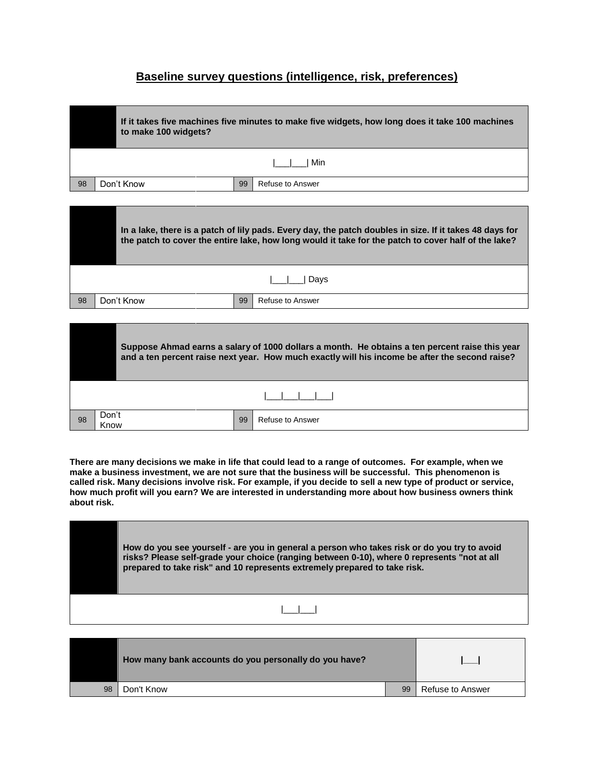## Baseline survey questions (intelligence, risk, preferences)

| | **If it takes five machines five minutes to make five widgets, how long does it take 100 machines to make 100 widgets?** | | |
|---|---|---|---|
| | \|\_\_\_\|\_\_\_\| Min | | |
| 98 | Don't Know | 99 | Refuse to Answer |

| | **In a lake, there is a patch of lily pads. Every day, the patch doubles in size. If it takes 48 days for the patch to cover the entire lake, how long would it take for the patch to cover half of the lake?** | | |
|---|---|---|---|
| | \|\_\_\_\|\_\_\_\| Days | | |
| 98 | Don't Know | 99 | Refuse to Answer |

| | **Suppose Ahmad earns a salary of 1000 dollars a month. He obtains a ten percent raise this year and a ten percent raise next year. How much exactly will his income be after the second raise?** | | |
|---|---|---|---|
| | \|\_\_\_\|\_\_\_\|\_\_\_\|\_\_\_\| | | |
| 98 | Don't Know | 99 | Refuse to Answer |

**There are many decisions we make in life that could lead to a range of outcomes. For example, when we make a business investment, we are not sure that the business will be successful. This phenomenon is called risk. Many decisions involve risk. For example, if you decide to sell a new type of product or service, how much profit will you earn? We are interested in understanding more about how business owners think about risk.**

| | **How do you see yourself - are you in general a person who takes risk or do you try to avoid risks? Please self-grade your choice (ranging between 0-10), where 0 represents "not at all prepared to take risk" and 10 represents extremely prepared to take risk.** |
|---|---|
| | \|\_\_\_\|\_\_\_\| |

| | **How many bank accounts do you personally do you have?** | | \|\_\_\_\| |
|---|---|---|---|
| 98 | Don't Know | 99 | Refuse to Answer |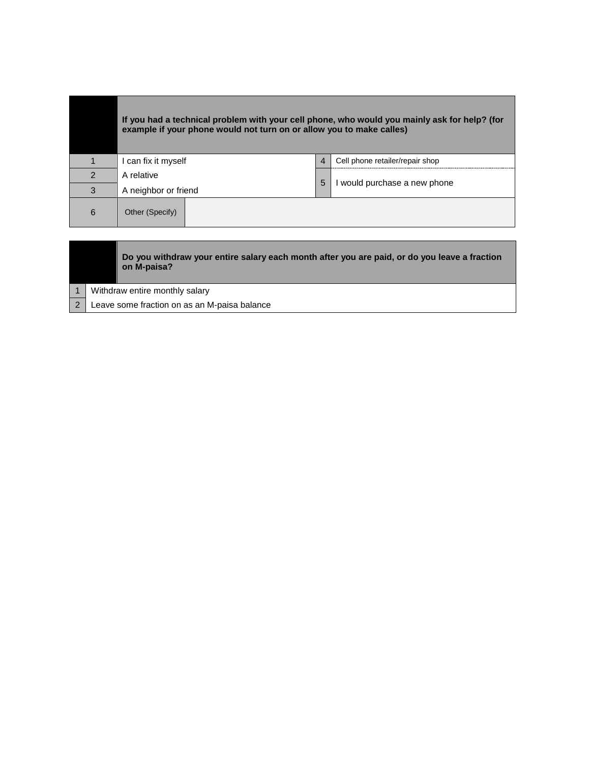| | If you had a technical problem with your cell phone, who would you mainly ask for help? (for example if your phone would not turn on or allow you to make calles) | | |
|---|---|---|---|
| 1 | I can fix it myself | 4 | Cell phone retailer/repair shop |
| 2 | A relative | 5 | I would purchase a new phone |
| 3 | A neighbor or friend | | |
| 6 | Other (Specify) | | |

| | Do you withdraw your entire salary each month after you are paid, or do you leave a fraction on M-paisa? |
|---|---|
| 1 | Withdraw entire monthly salary |
| 2 | Leave some fraction on as an M-paisa balance |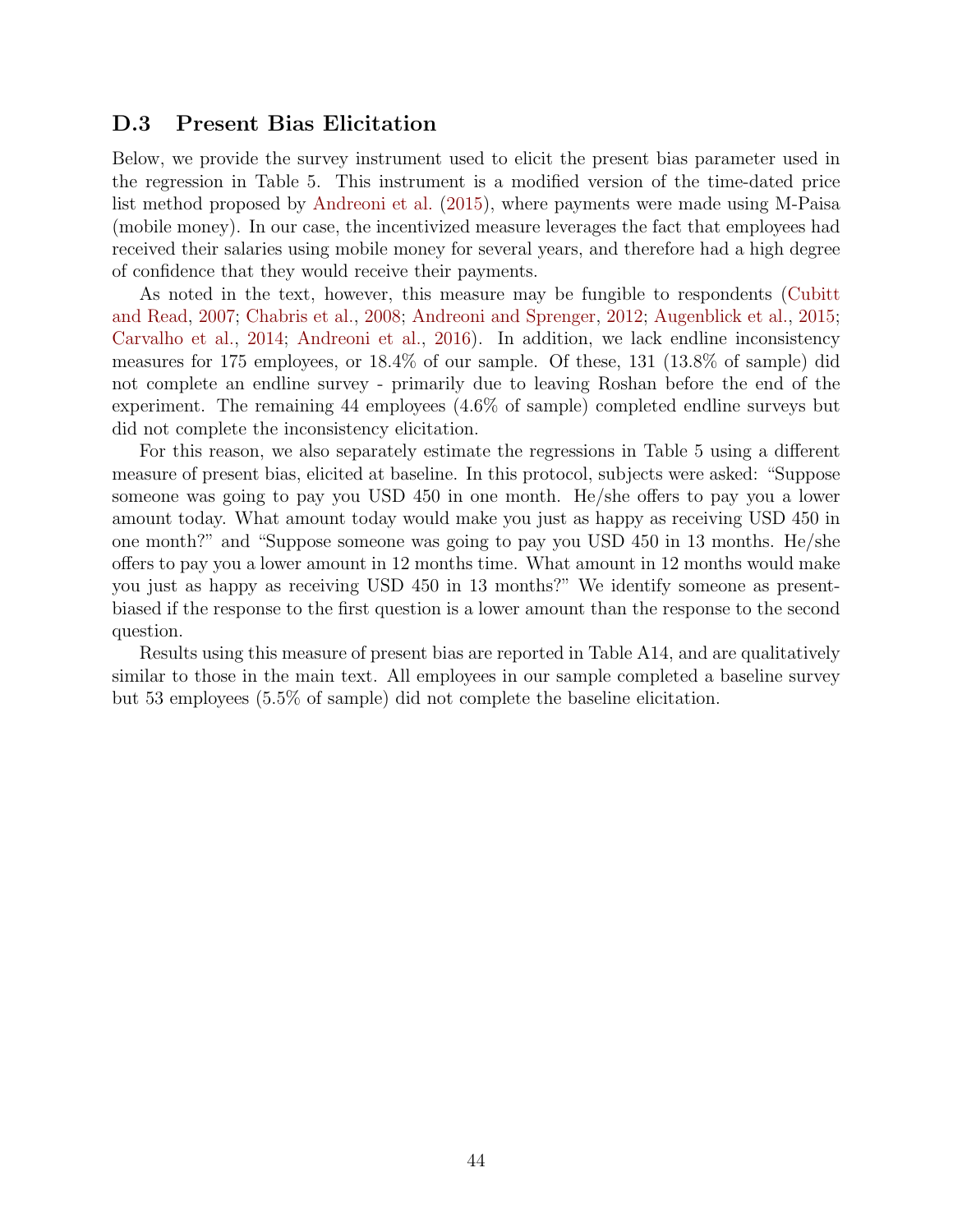### D.3 Present Bias Elicitation

Below, we provide the survey instrument used to elicit the present bias parameter used in the regression in Table 5. This instrument is a modified version of the time-dated price list method proposed by Andreoni et al. (2015), where payments were made using M-Paisa (mobile money). In our case, the incentivized measure leverages the fact that employees had received their salaries using mobile money for several years, and therefore had a high degree of confidence that they would receive their payments.

As noted in the text, however, this measure may be fungible to respondents (Cubitt and Read, 2007; Chabris et al., 2008; Andreoni and Sprenger, 2012; Augenblick et al., 2015; Carvalho et al., 2014; Andreoni et al., 2016). In addition, we lack endline inconsistency measures for 175 employees, or 18.4% of our sample. Of these, 131 (13.8% of sample) did not complete an endline survey - primarily due to leaving Roshan before the end of the experiment. The remaining 44 employees (4.6% of sample) completed endline surveys but did not complete the inconsistency elicitation.

For this reason, we also separately estimate the regressions in Table 5 using a different measure of present bias, elicited at baseline. In this protocol, subjects were asked: "Suppose someone was going to pay you USD 450 in one month. He/she offers to pay you a lower amount today. What amount today would make you just as happy as receiving USD 450 in one month?" and "Suppose someone was going to pay you USD 450 in 13 months. He/she offers to pay you a lower amount in 12 months time. What amount in 12 months would make you just as happy as receiving USD 450 in 13 months?" We identify someone as present-biased if the response to the first question is a lower amount than the response to the second question.

Results using this measure of present bias are reported in Table A14, and are qualitatively similar to those in the main text. All employees in our sample completed a baseline survey but 53 employees (5.5% of sample) did not complete the baseline elicitation.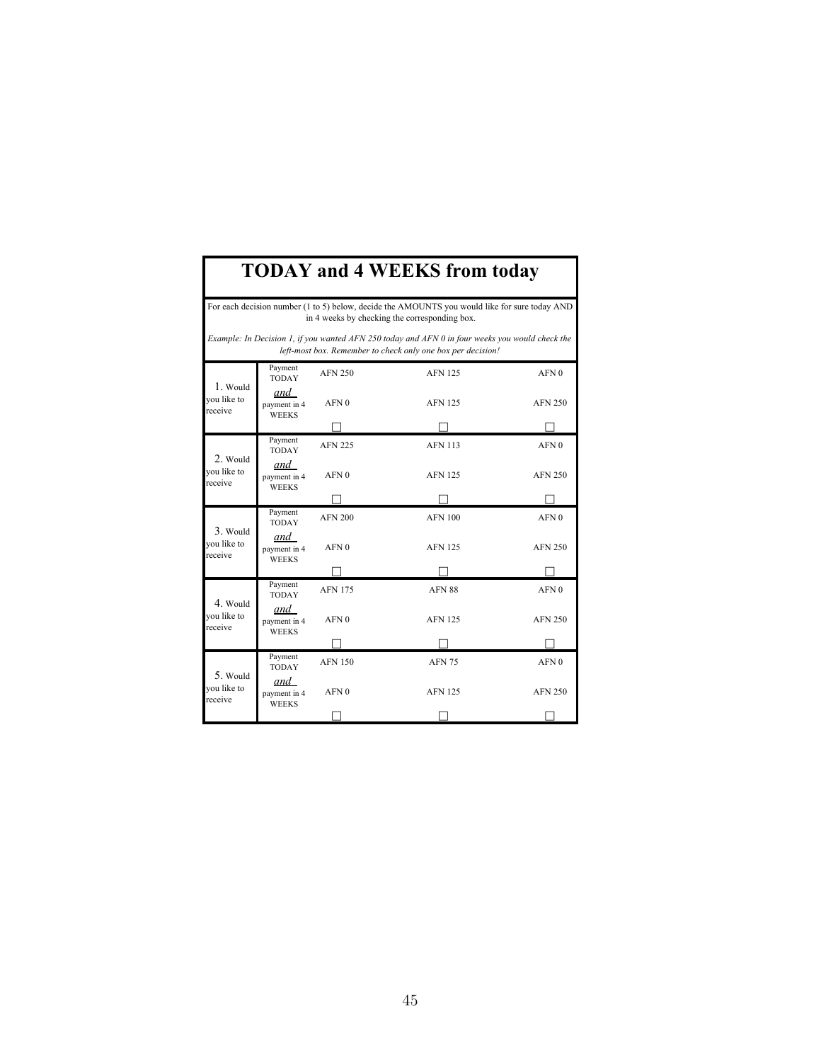# TODAY and 4 WEEKS from today

For each decision number (1 to 5) below, decide the AMOUNTS you would like for sure today AND in 4 weeks by checking the corresponding box.

*Example: In Decision 1, if you wanted AFN 250 today and AFN 0 in four weeks you would check the left-most box. Remember to check only one box per decision!*

| | | | | |
|---|---|---|---|---|
| 1. Would you like to receive | Payment TODAY | AFN 250 | AFN 125 | AFN 0 |
| | *and* payment in 4 WEEKS | AFN 0 | AFN 125 | AFN 250 |
| | | ☐ | ☐ | ☐ |
| 2. Would you like to receive | Payment TODAY | AFN 225 | AFN 113 | AFN 0 |
| | *and* payment in 4 WEEKS | AFN 0 | AFN 125 | AFN 250 |
| | | ☐ | ☐ | ☐ |
| 3. Would you like to receive | Payment TODAY | AFN 200 | AFN 100 | AFN 0 |
| | *and* payment in 4 WEEKS | AFN 0 | AFN 125 | AFN 250 |
| | | ☐ | ☐ | ☐ |
| 4. Would you like to receive | Payment TODAY | AFN 175 | AFN 88 | AFN 0 |
| | *and* payment in 4 WEEKS | AFN 0 | AFN 125 | AFN 250 |
| | | ☐ | ☐ | ☐ |
| 5. Would you like to receive | Payment TODAY | AFN 150 | AFN 75 | AFN 0 |
| | *and* payment in 4 WEEKS | AFN 0 | AFN 125 | AFN 250 |
| | | ☐ | ☐ | ☐ |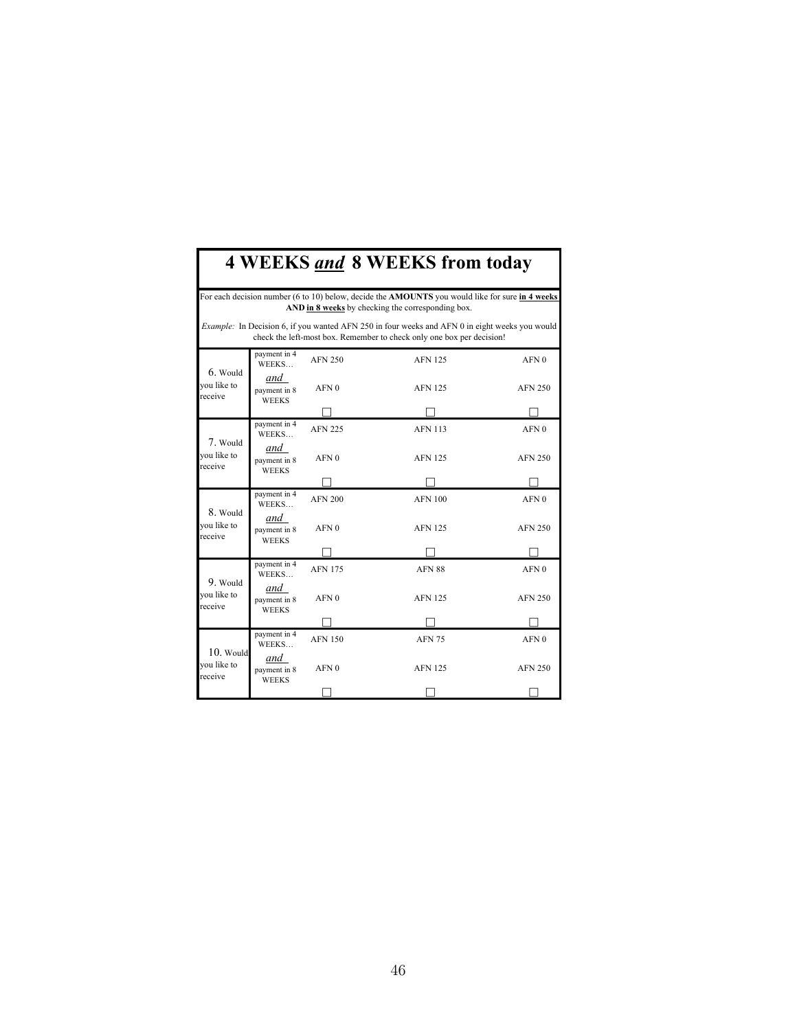# 4 WEEKS *and* 8 WEEKS from today

For each decision number (6 to 10) below, decide the **AMOUNTS** you would like for sure **in 4 weeks AND in 8 weeks** by checking the corresponding box.

*Example:* In Decision 6, if you wanted AFN 250 in four weeks and AFN 0 in eight weeks you would check the left-most box. Remember to check only one box per decision!

| | | | | |
|---|---|---|---|---|
| 6. Would you like to receive | payment in 4 WEEKS… | AFN 250 | AFN 125 | AFN 0 |
| | *and* payment in 8 WEEKS | AFN 0 | AFN 125 | AFN 250 |
| | | ☐ | ☐ | ☐ |
| 7. Would you like to receive | payment in 4 WEEKS… | AFN 225 | AFN 113 | AFN 0 |
| | *and* payment in 8 WEEKS | AFN 0 | AFN 125 | AFN 250 |
| | | ☐ | ☐ | ☐ |
| 8. Would you like to receive | payment in 4 WEEKS… | AFN 200 | AFN 100 | AFN 0 |
| | *and* payment in 8 WEEKS | AFN 0 | AFN 125 | AFN 250 |
| | | ☐ | ☐ | ☐ |
| 9. Would you like to receive | payment in 4 WEEKS… | AFN 175 | AFN 88 | AFN 0 |
| | *and* payment in 8 WEEKS | AFN 0 | AFN 125 | AFN 250 |
| | | ☐ | ☐ | ☐ |
| 10. Would you like to receive | payment in 4 WEEKS… | AFN 150 | AFN 75 | AFN 0 |
| | *and* payment in 8 WEEKS | AFN 0 | AFN 125 | AFN 250 |
| | | ☐ | ☐ | ☐ |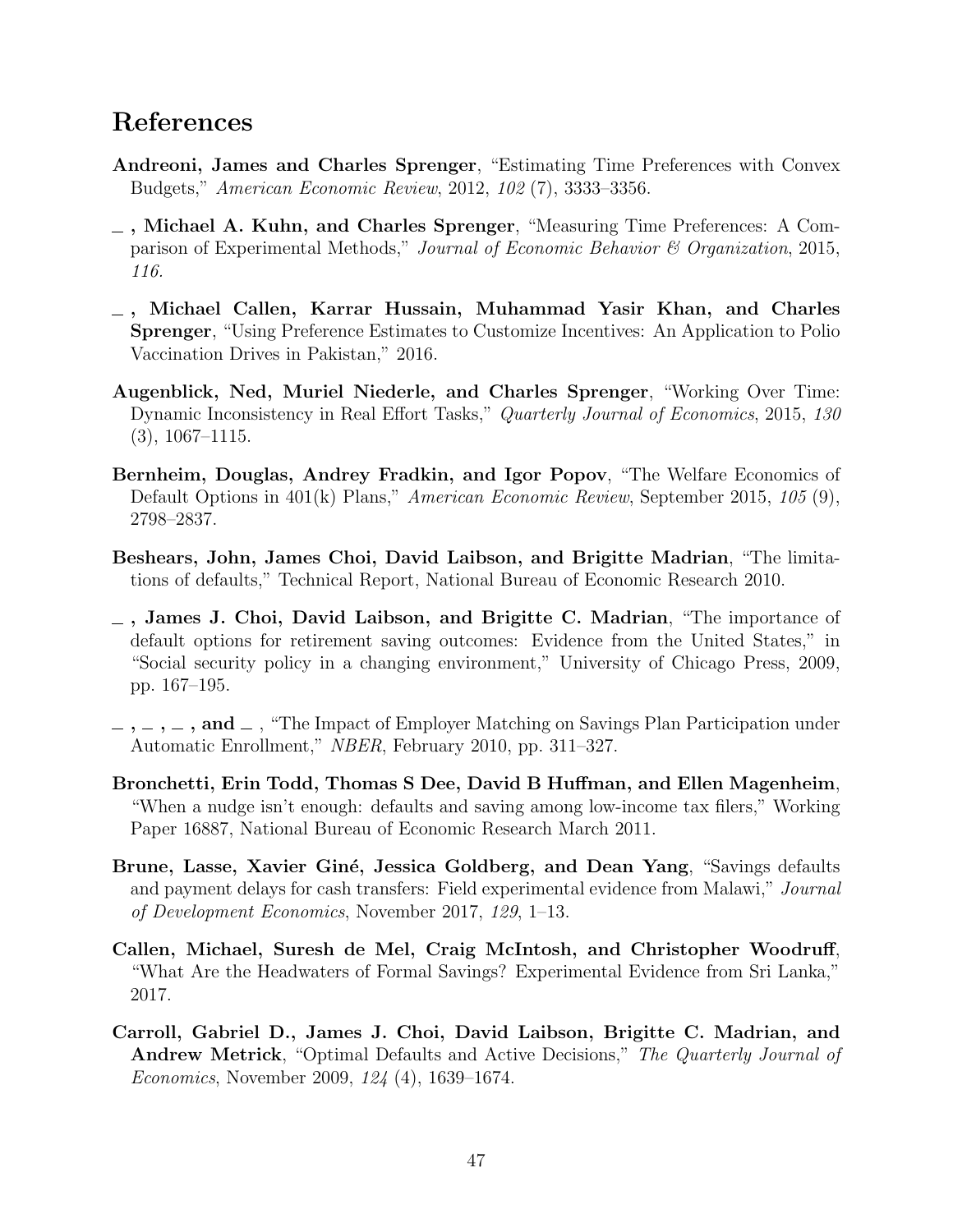## References

**Andreoni, James and Charles Sprenger**, "Estimating Time Preferences with Convex Budgets," *American Economic Review*, 2012, *102* (7), 3333–3356.

**_ , Michael A. Kuhn, and Charles Sprenger**, "Measuring Time Preferences: A Comparison of Experimental Methods," *Journal of Economic Behavior & Organization*, 2015, *116.*

**_ , Michael Callen, Karrar Hussain, Muhammad Yasir Khan, and Charles Sprenger**, "Using Preference Estimates to Customize Incentives: An Application to Polio Vaccination Drives in Pakistan," 2016.

**Augenblick, Ned, Muriel Niederle, and Charles Sprenger**, "Working Over Time: Dynamic Inconsistency in Real Effort Tasks," *Quarterly Journal of Economics*, 2015, *130* (3), 1067–1115.

**Bernheim, Douglas, Andrey Fradkin, and Igor Popov**, "The Welfare Economics of Default Options in 401(k) Plans," *American Economic Review*, September 2015, *105* (9), 2798–2837.

**Beshears, John, James Choi, David Laibson, and Brigitte Madrian**, "The limitations of defaults," Technical Report, National Bureau of Economic Research 2010.

**_ , James J. Choi, David Laibson, and Brigitte C. Madrian**, "The importance of default options for retirement saving outcomes: Evidence from the United States," in "Social security policy in a changing environment," University of Chicago Press, 2009, pp. 167–195.

**_ , _ , _ , and _** , "The Impact of Employer Matching on Savings Plan Participation under Automatic Enrollment," *NBER*, February 2010, pp. 311–327.

**Bronchetti, Erin Todd, Thomas S Dee, David B Huffman, and Ellen Magenheim**, "When a nudge isn't enough: defaults and saving among low-income tax filers," Working Paper 16887, National Bureau of Economic Research March 2011.

**Brune, Lasse, Xavier Giné, Jessica Goldberg, and Dean Yang**, "Savings defaults and payment delays for cash transfers: Field experimental evidence from Malawi," *Journal of Development Economics*, November 2017, *129*, 1–13.

**Callen, Michael, Suresh de Mel, Craig McIntosh, and Christopher Woodruff**, "What Are the Headwaters of Formal Savings? Experimental Evidence from Sri Lanka," 2017.

**Carroll, Gabriel D., James J. Choi, David Laibson, Brigitte C. Madrian, and Andrew Metrick**, "Optimal Defaults and Active Decisions," *The Quarterly Journal of Economics*, November 2009, *124* (4), 1639–1674.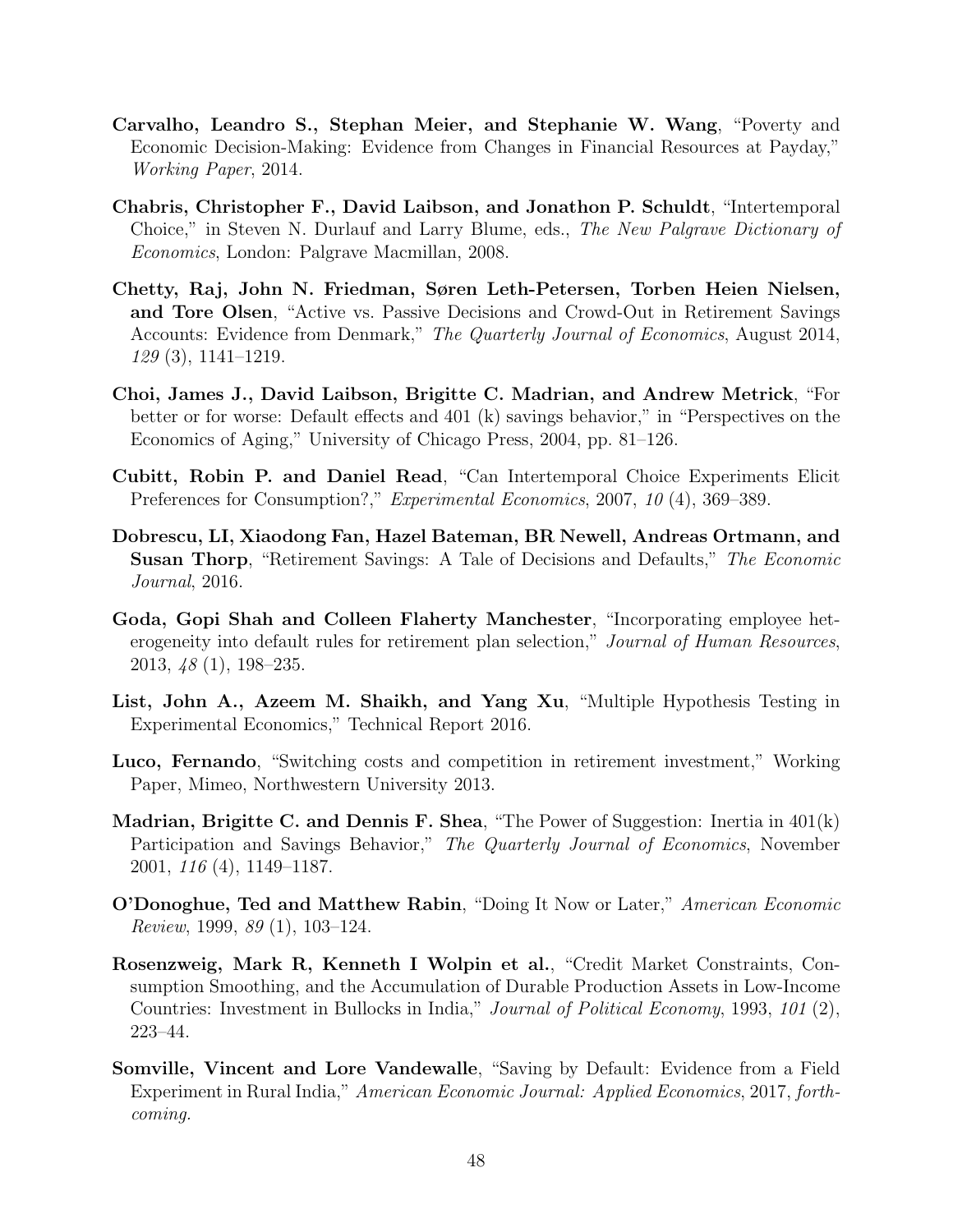**Carvalho, Leandro S., Stephan Meier, and Stephanie W. Wang**, "Poverty and Economic Decision-Making: Evidence from Changes in Financial Resources at Payday," *Working Paper*, 2014.

**Chabris, Christopher F., David Laibson, and Jonathon P. Schuldt**, "Intertemporal Choice," in Steven N. Durlauf and Larry Blume, eds., *The New Palgrave Dictionary of Economics*, London: Palgrave Macmillan, 2008.

**Chetty, Raj, John N. Friedman, Søren Leth-Petersen, Torben Heien Nielsen, and Tore Olsen**, "Active vs. Passive Decisions and Crowd-Out in Retirement Savings Accounts: Evidence from Denmark," *The Quarterly Journal of Economics*, August 2014, *129* (3), 1141–1219.

**Choi, James J., David Laibson, Brigitte C. Madrian, and Andrew Metrick**, "For better or for worse: Default effects and 401 (k) savings behavior," in "Perspectives on the Economics of Aging," University of Chicago Press, 2004, pp. 81–126.

**Cubitt, Robin P. and Daniel Read**, "Can Intertemporal Choice Experiments Elicit Preferences for Consumption?," *Experimental Economics*, 2007, *10* (4), 369–389.

**Dobrescu, LI, Xiaodong Fan, Hazel Bateman, BR Newell, Andreas Ortmann, and Susan Thorp**, "Retirement Savings: A Tale of Decisions and Defaults," *The Economic Journal*, 2016.

**Goda, Gopi Shah and Colleen Flaherty Manchester**, "Incorporating employee heterogeneity into default rules for retirement plan selection," *Journal of Human Resources*, 2013, *48* (1), 198–235.

**List, John A., Azeem M. Shaikh, and Yang Xu**, "Multiple Hypothesis Testing in Experimental Economics," Technical Report 2016.

**Luco, Fernando**, "Switching costs and competition in retirement investment," Working Paper, Mimeo, Northwestern University 2013.

**Madrian, Brigitte C. and Dennis F. Shea**, "The Power of Suggestion: Inertia in 401(k) Participation and Savings Behavior," *The Quarterly Journal of Economics*, November 2001, *116* (4), 1149–1187.

**O'Donoghue, Ted and Matthew Rabin**, "Doing It Now or Later," *American Economic Review*, 1999, *89* (1), 103–124.

**Rosenzweig, Mark R, Kenneth I Wolpin et al.**, "Credit Market Constraints, Consumption Smoothing, and the Accumulation of Durable Production Assets in Low-Income Countries: Investment in Bullocks in India," *Journal of Political Economy*, 1993, *101* (2), 223–44.

**Somville, Vincent and Lore Vandewalle**, "Saving by Default: Evidence from a Field Experiment in Rural India," *American Economic Journal: Applied Economics*, 2017, *forthcoming.*